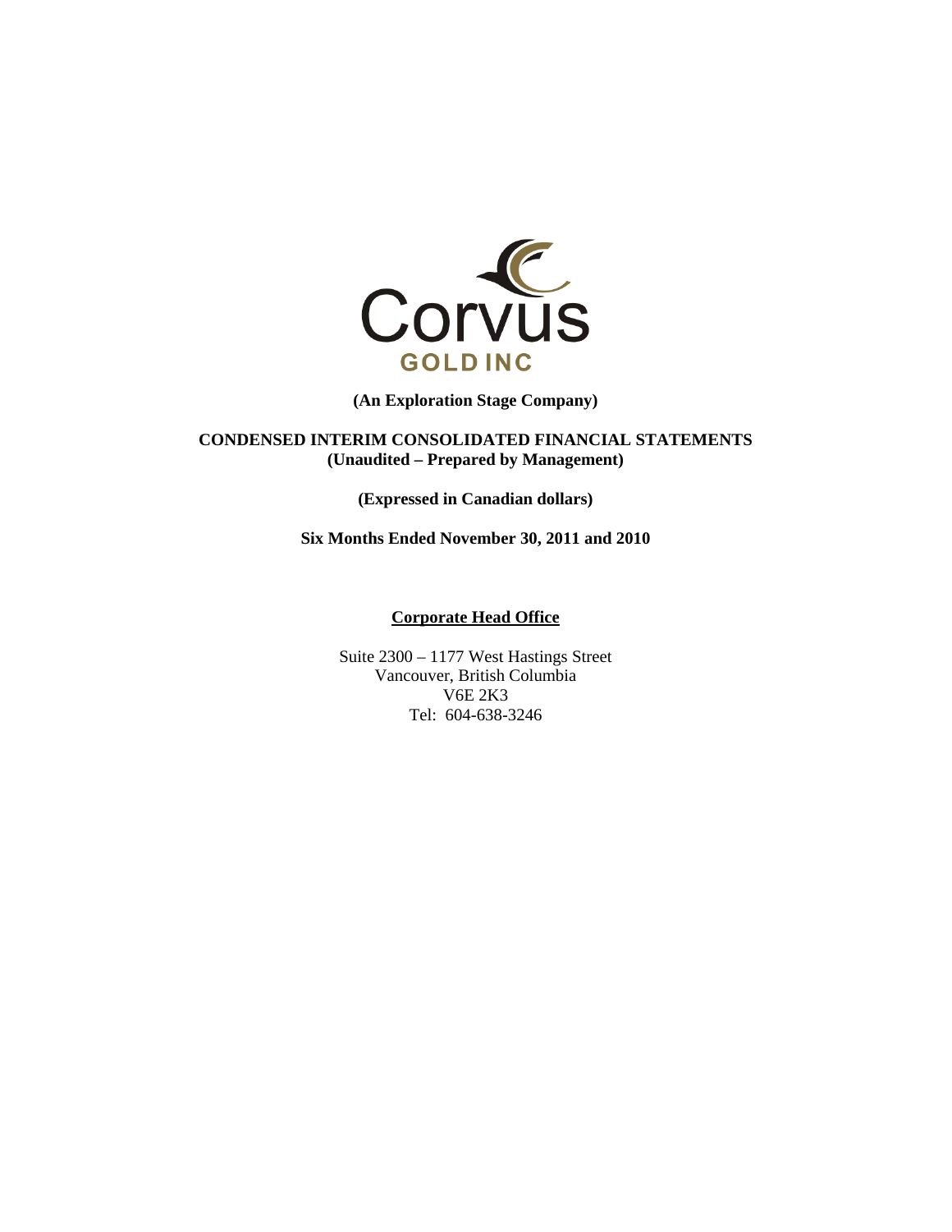Corvus GOLD INC

**(An Exploration Stage Company)**

**CONDENSED INTERIM CONSOLIDATED FINANCIAL STATEMENTS**
**(Unaudited – Prepared by Management)**

**(Expressed in Canadian dollars)**

**Six Months Ended November 30, 2011 and 2010**

**Corporate Head Office**

Suite 2300 – 1177 West Hastings Street
Vancouver, British Columbia
V6E 2K3
Tel: 604-638-3246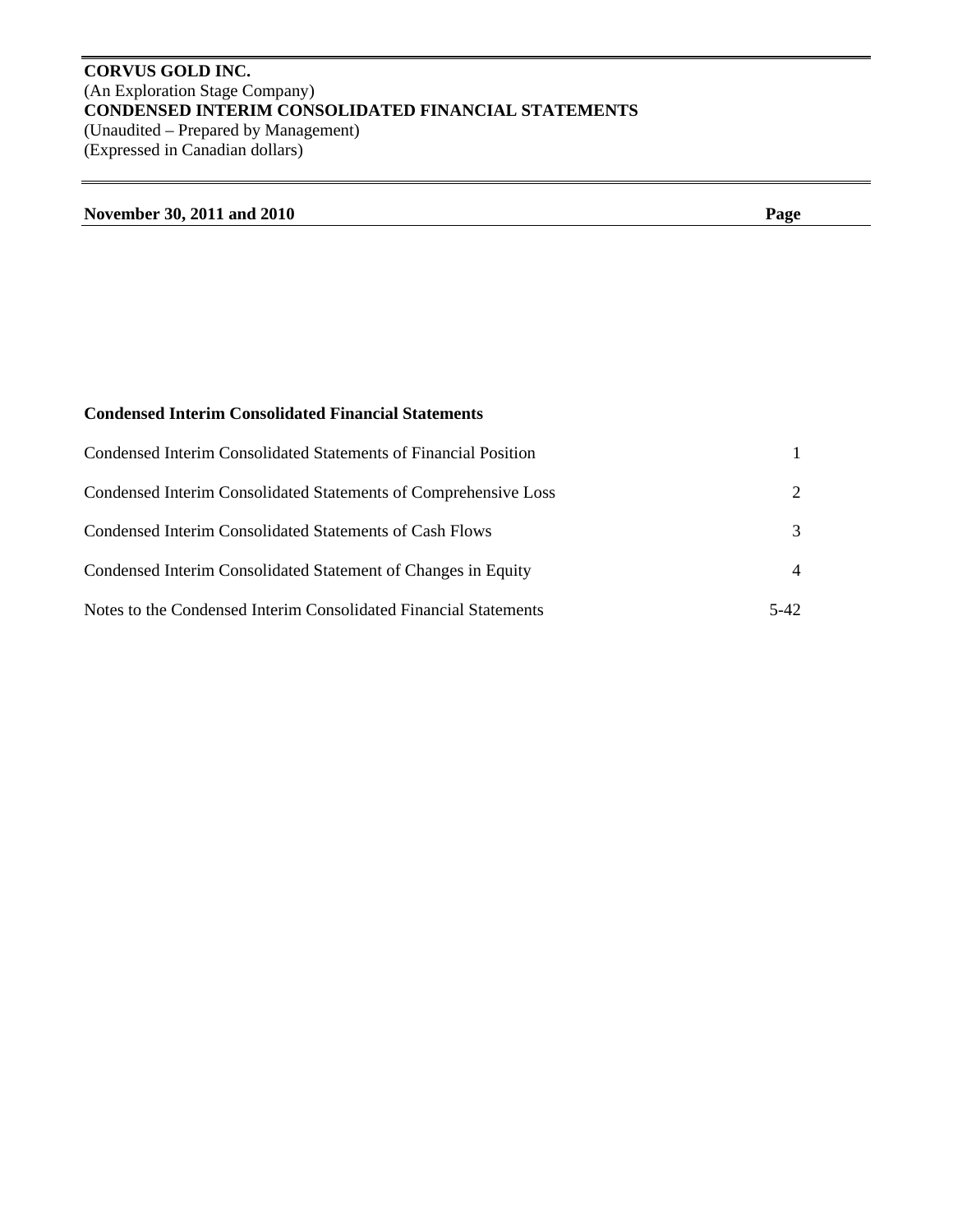**CORVUS GOLD INC.**
(An Exploration Stage Company)
**CONDENSED INTERIM CONSOLIDATED FINANCIAL STATEMENTS**
(Unaudited – Prepared by Management)
(Expressed in Canadian dollars)

| **November 30, 2011 and 2010** | **Page** |
|---|---|
| | |

**Condensed Interim Consolidated Financial Statements**

| | |
|---|---|
| Condensed Interim Consolidated Statements of Financial Position | 1 |
| Condensed Interim Consolidated Statements of Comprehensive Loss | 2 |
| Condensed Interim Consolidated Statements of Cash Flows | 3 |
| Condensed Interim Consolidated Statement of Changes in Equity | 4 |
| Notes to the Condensed Interim Consolidated Financial Statements | 5-42 |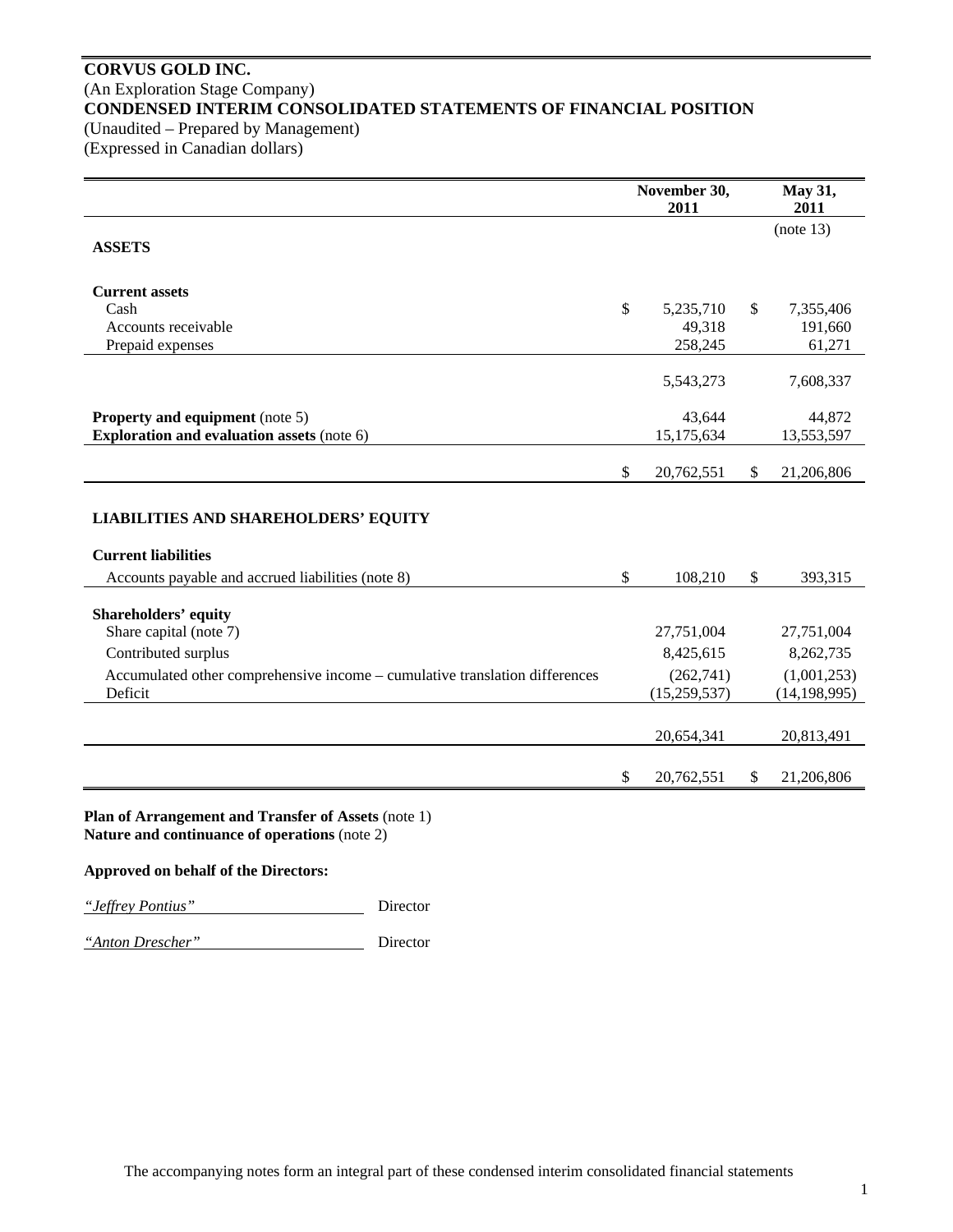**CORVUS GOLD INC.**

(An Exploration Stage Company)

**CONDENSED INTERIM CONSOLIDATED STATEMENTS OF FINANCIAL POSITION**

(Unaudited – Prepared by Management)

(Expressed in Canadian dollars)

| | November 30, 2011 | May 31, 2011 |
|---|---|---|
| | | (note 13) |
| **ASSETS** | | |
| **Current assets** | | |
| Cash | $ 5,235,710 | $ 7,355,406 |
| Accounts receivable | 49,318 | 191,660 |
| Prepaid expenses | 258,245 | 61,271 |
| | 5,543,273 | 7,608,337 |
| **Property and equipment** (note 5) | 43,644 | 44,872 |
| **Exploration and evaluation assets** (note 6) | 15,175,634 | 13,553,597 |
| | $ 20,762,551 | $ 21,206,806 |
| **LIABILITIES AND SHAREHOLDERS' EQUITY** | | |
| **Current liabilities** | | |
| Accounts payable and accrued liabilities (note 8) | $ 108,210 | $ 393,315 |
| **Shareholders' equity** | | |
| Share capital (note 7) | 27,751,004 | 27,751,004 |
| Contributed surplus | 8,425,615 | 8,262,735 |
| Accumulated other comprehensive income – cumulative translation differences | (262,741) | (1,001,253) |
| Deficit | (15,259,537) | (14,198,995) |
| | 20,654,341 | 20,813,491 |
| | $ 20,762,551 | $ 21,206,806 |

**Plan of Arrangement and Transfer of Assets** (note 1)
**Nature and continuance of operations** (note 2)

**Approved on behalf of the Directors:**

*"Jeffrey Pontius"* Director

*"Anton Drescher"* Director

The accompanying notes form an integral part of these condensed interim consolidated financial statements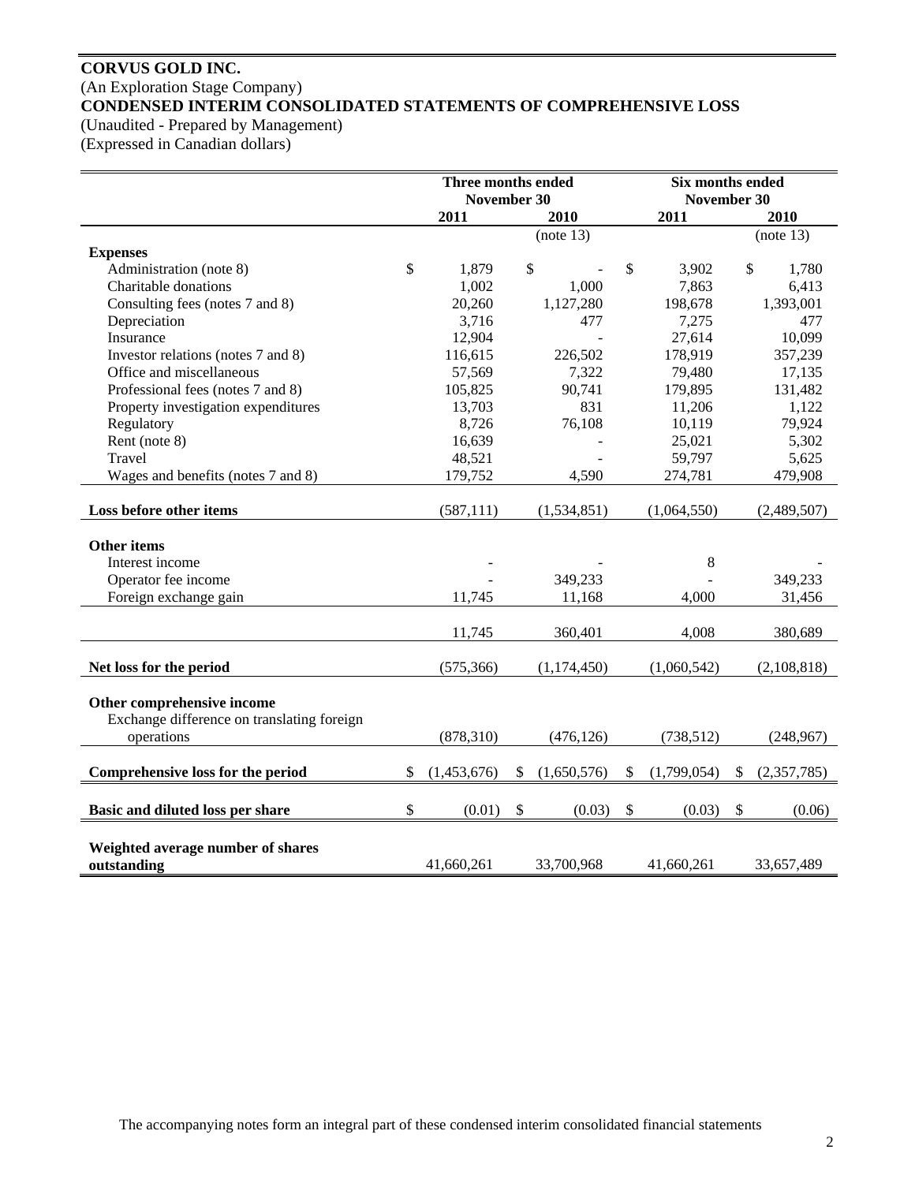**CORVUS GOLD INC.**
(An Exploration Stage Company)
**CONDENSED INTERIM CONSOLIDATED STATEMENTS OF COMPREHENSIVE LOSS**
(Unaudited - Prepared by Management)
(Expressed in Canadian dollars)

| | Three months ended November 30 | | Six months ended November 30 | |
|---|---|---|---|---|
| | **2011** | **2010** | **2011** | **2010** |
| | | (note 13) | | (note 13) |
| **Expenses** | | | | |
| Administration (note 8) | $ 1,879 | $ - | $ 3,902 | $ 1,780 |
| Charitable donations | 1,002 | 1,000 | 7,863 | 6,413 |
| Consulting fees (notes 7 and 8) | 20,260 | 1,127,280 | 198,678 | 1,393,001 |
| Depreciation | 3,716 | 477 | 7,275 | 477 |
| Insurance | 12,904 | - | 27,614 | 10,099 |
| Investor relations (notes 7 and 8) | 116,615 | 226,502 | 178,919 | 357,239 |
| Office and miscellaneous | 57,569 | 7,322 | 79,480 | 17,135 |
| Professional fees (notes 7 and 8) | 105,825 | 90,741 | 179,895 | 131,482 |
| Property investigation expenditures | 13,703 | 831 | 11,206 | 1,122 |
| Regulatory | 8,726 | 76,108 | 10,119 | 79,924 |
| Rent (note 8) | 16,639 | - | 25,021 | 5,302 |
| Travel | 48,521 | - | 59,797 | 5,625 |
| Wages and benefits (notes 7 and 8) | 179,752 | 4,590 | 274,781 | 479,908 |
| **Loss before other items** | (587,111) | (1,534,851) | (1,064,550) | (2,489,507) |
| **Other items** | | | | |
| Interest income | - | - | 8 | - |
| Operator fee income | - | 349,233 | - | 349,233 |
| Foreign exchange gain | 11,745 | 11,168 | 4,000 | 31,456 |
| | 11,745 | 360,401 | 4,008 | 380,689 |
| **Net loss for the period** | (575,366) | (1,174,450) | (1,060,542) | (2,108,818) |
| **Other comprehensive income** | | | | |
| Exchange difference on translating foreign operations | (878,310) | (476,126) | (738,512) | (248,967) |
| **Comprehensive loss for the period** | $ (1,453,676) | $ (1,650,576) | $ (1,799,054) | $ (2,357,785) |
| **Basic and diluted loss per share** | $ (0.01) | $ (0.03) | $ (0.03) | $ (0.06) |
| **Weighted average number of shares outstanding** | 41,660,261 | 33,700,968 | 41,660,261 | 33,657,489 |

The accompanying notes form an integral part of these condensed interim consolidated financial statements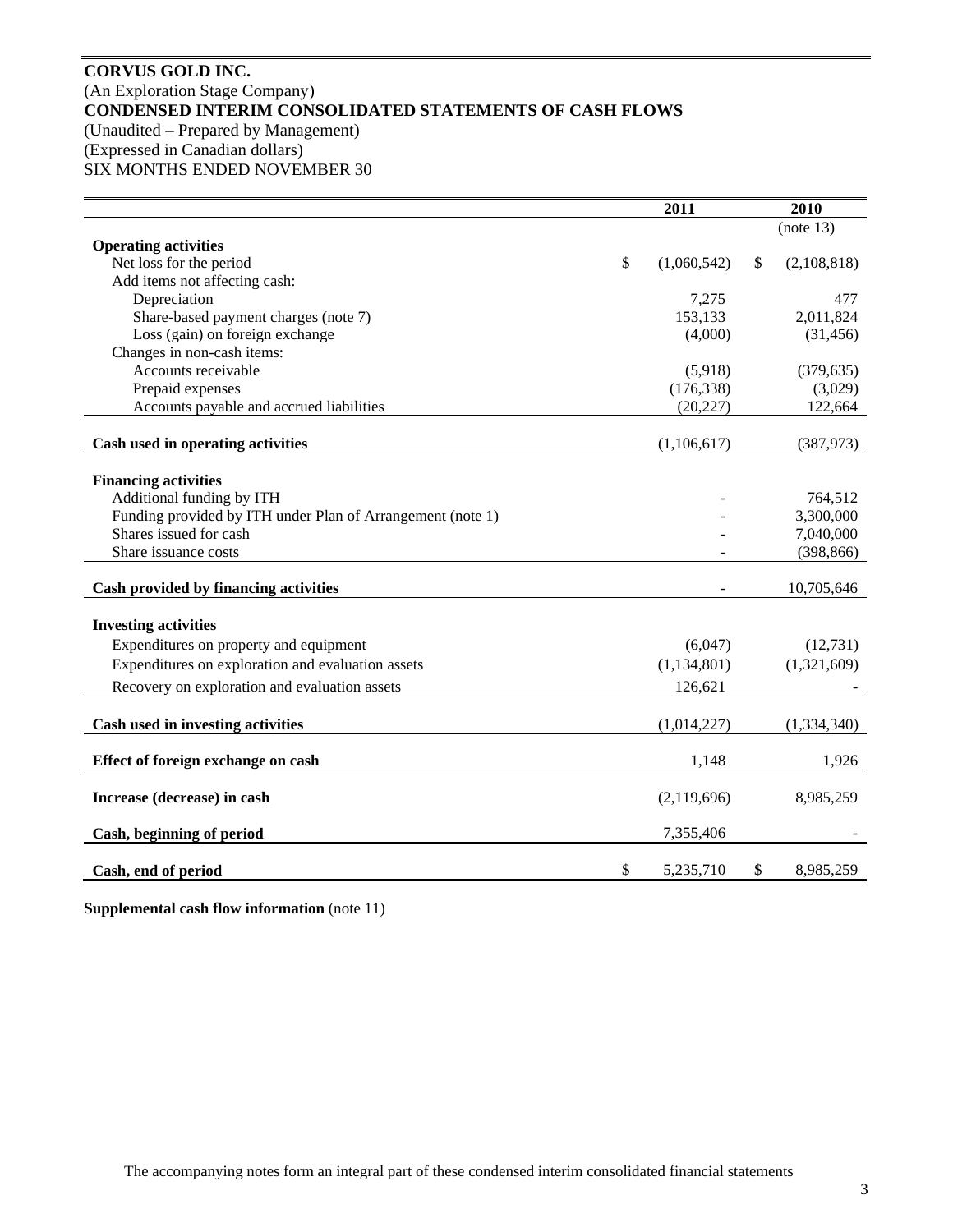**CORVUS GOLD INC.**
(An Exploration Stage Company)
**CONDENSED INTERIM CONSOLIDATED STATEMENTS OF CASH FLOWS**
(Unaudited – Prepared by Management)
(Expressed in Canadian dollars)
SIX MONTHS ENDED NOVEMBER 30

| | 2011 | 2010 |
|---|---|---|
| | | (note 13) |
| **Operating activities** | | |
| Net loss for the period | $ (1,060,542) | $ (2,108,818) |
| Add items not affecting cash: | | |
| Depreciation | 7,275 | 477 |
| Share-based payment charges (note 7) | 153,133 | 2,011,824 |
| Loss (gain) on foreign exchange | (4,000) | (31,456) |
| Changes in non-cash items: | | |
| Accounts receivable | (5,918) | (379,635) |
| Prepaid expenses | (176,338) | (3,029) |
| Accounts payable and accrued liabilities | (20,227) | 122,664 |
| **Cash used in operating activities** | (1,106,617) | (387,973) |
| **Financing activities** | | |
| Additional funding by ITH | - | 764,512 |
| Funding provided by ITH under Plan of Arrangement (note 1) | - | 3,300,000 |
| Shares issued for cash | - | 7,040,000 |
| Share issuance costs | - | (398,866) |
| **Cash provided by financing activities** | - | 10,705,646 |
| **Investing activities** | | |
| Expenditures on property and equipment | (6,047) | (12,731) |
| Expenditures on exploration and evaluation assets | (1,134,801) | (1,321,609) |
| Recovery on exploration and evaluation assets | 126,621 | - |
| **Cash used in investing activities** | (1,014,227) | (1,334,340) |
| **Effect of foreign exchange on cash** | 1,148 | 1,926 |
| **Increase (decrease) in cash** | (2,119,696) | 8,985,259 |
| **Cash, beginning of period** | 7,355,406 | - |
| **Cash, end of period** | $ 5,235,710 | $ 8,985,259 |

**Supplemental cash flow information** (note 11)

The accompanying notes form an integral part of these condensed interim consolidated financial statements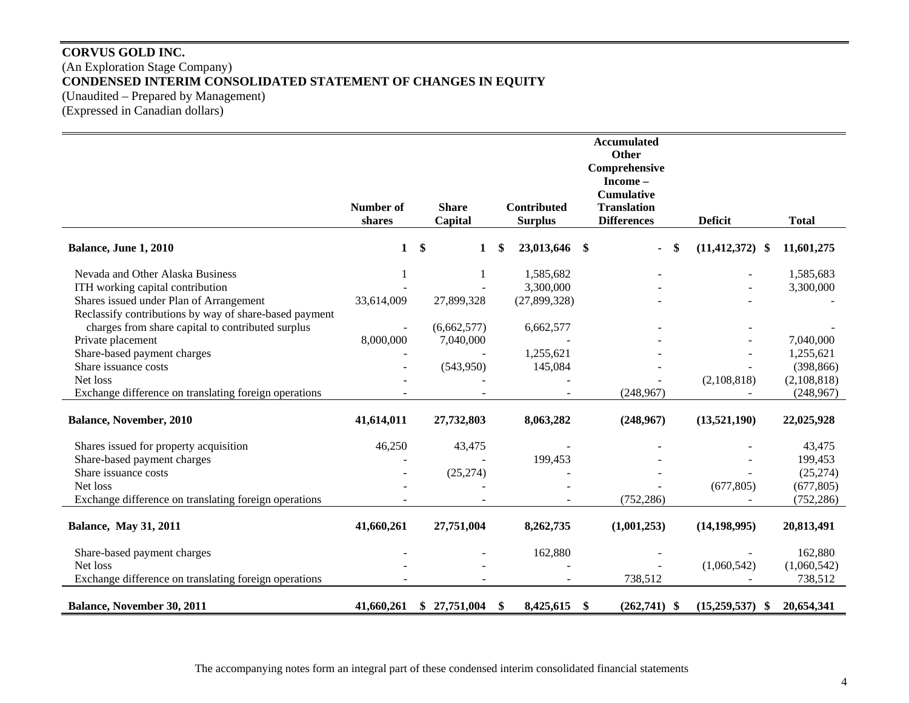**CORVUS GOLD INC.**
(An Exploration Stage Company)
**CONDENSED INTERIM CONSOLIDATED STATEMENT OF CHANGES IN EQUITY**
(Unaudited – Prepared by Management)
(Expressed in Canadian dollars)

| | Number of shares | Share Capital | Contributed Surplus | Accumulated Other Comprehensive Income – Cumulative Translation Differences | Deficit | Total |
|---|---|---|---|---|---|---|
| **Balance, June 1, 2010** | **1** | **$ 1** | **$ 23,013,646** | **$ -** | **$ (11,412,372)** | **$ 11,601,275** |
| Nevada and Other Alaska Business | 1 | 1 | 1,585,682 | - | - | 1,585,683 |
| ITH working capital contribution | - | - | 3,300,000 | - | - | 3,300,000 |
| Shares issued under Plan of Arrangement | 33,614,009 | 27,899,328 | (27,899,328) | - | - | - |
| Reclassify contributions by way of share-based payment charges from share capital to contributed surplus | - | (6,662,577) | 6,662,577 | - | - | - |
| Private placement | 8,000,000 | 7,040,000 | - | - | - | 7,040,000 |
| Share-based payment charges | - | - | 1,255,621 | - | - | 1,255,621 |
| Share issuance costs | - | (543,950) | 145,084 | - | - | (398,866) |
| Net loss | - | - | - | - | (2,108,818) | (2,108,818) |
| Exchange difference on translating foreign operations | - | - | - | (248,967) | - | (248,967) |
| **Balance, November, 2010** | **41,614,011** | **27,732,803** | **8,063,282** | **(248,967)** | **(13,521,190)** | **22,025,928** |
| Shares issued for property acquisition | 46,250 | 43,475 | - | - | - | 43,475 |
| Share-based payment charges | - | - | 199,453 | - | - | 199,453 |
| Share issuance costs | - | (25,274) | - | - | - | (25,274) |
| Net loss | - | - | - | - | (677,805) | (677,805) |
| Exchange difference on translating foreign operations | - | - | - | (752,286) | - | (752,286) |
| **Balance, May 31, 2011** | **41,660,261** | **27,751,004** | **8,262,735** | **(1,001,253)** | **(14,198,995)** | **20,813,491** |
| Share-based payment charges | - | - | 162,880 | - | - | 162,880 |
| Net loss | - | - | - | - | (1,060,542) | (1,060,542) |
| Exchange difference on translating foreign operations | - | - | - | 738,512 | - | 738,512 |
| **Balance, November 30, 2011** | **41,660,261** | **$ 27,751,004** | **$ 8,425,615** | **$ (262,741)** | **$ (15,259,537)** | **$ 20,654,341** |

The accompanying notes form an integral part of these condensed interim consolidated financial statements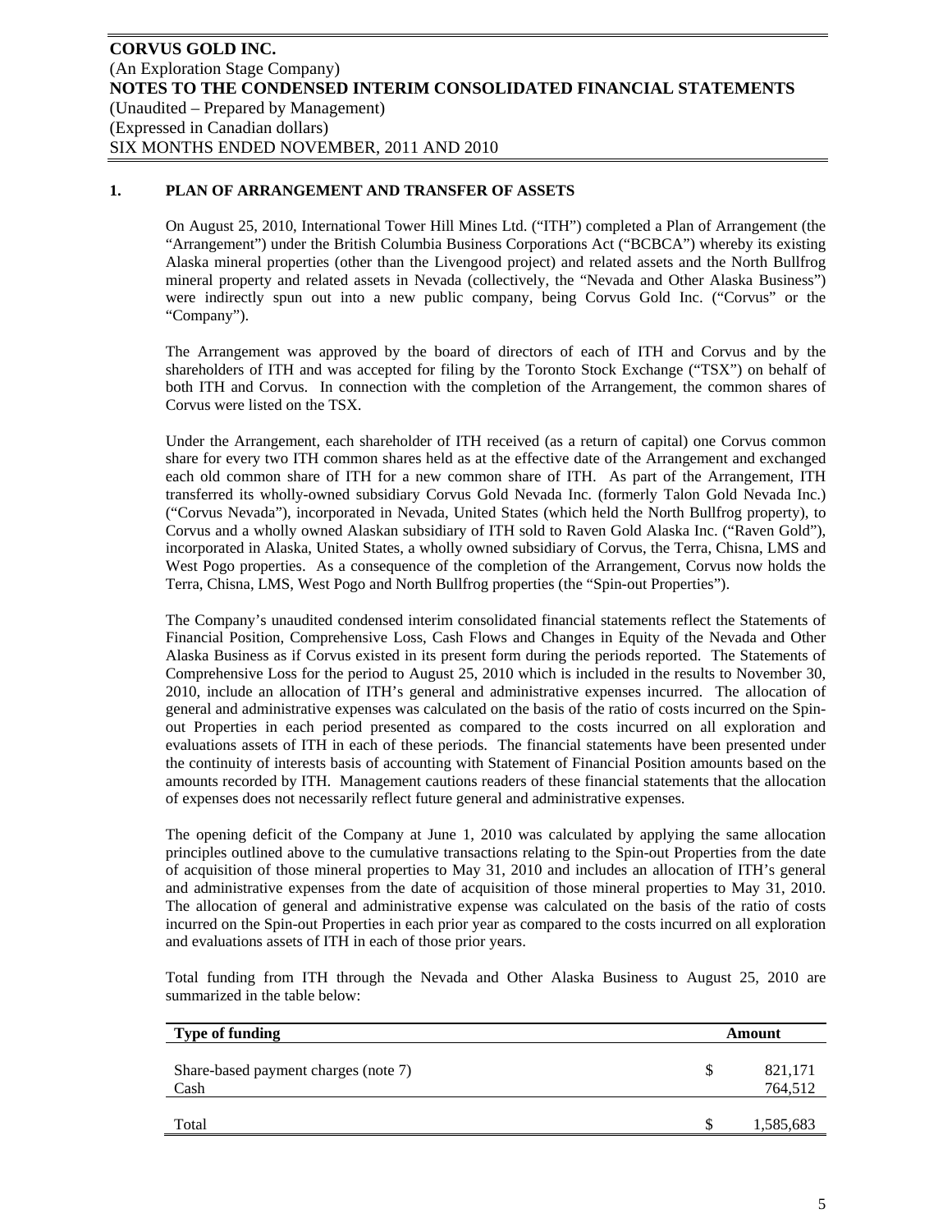## 1. PLAN OF ARRANGEMENT AND TRANSFER OF ASSETS

On August 25, 2010, International Tower Hill Mines Ltd. ("ITH") completed a Plan of Arrangement (the "Arrangement") under the British Columbia Business Corporations Act ("BCBCA") whereby its existing Alaska mineral properties (other than the Livengood project) and related assets and the North Bullfrog mineral property and related assets in Nevada (collectively, the "Nevada and Other Alaska Business") were indirectly spun out into a new public company, being Corvus Gold Inc. ("Corvus" or the "Company").

The Arrangement was approved by the board of directors of each of ITH and Corvus and by the shareholders of ITH and was accepted for filing by the Toronto Stock Exchange ("TSX") on behalf of both ITH and Corvus. In connection with the completion of the Arrangement, the common shares of Corvus were listed on the TSX.

Under the Arrangement, each shareholder of ITH received (as a return of capital) one Corvus common share for every two ITH common shares held as at the effective date of the Arrangement and exchanged each old common share of ITH for a new common share of ITH. As part of the Arrangement, ITH transferred its wholly-owned subsidiary Corvus Gold Nevada Inc. (formerly Talon Gold Nevada Inc.) ("Corvus Nevada"), incorporated in Nevada, United States (which held the North Bullfrog property), to Corvus and a wholly owned Alaskan subsidiary of ITH sold to Raven Gold Alaska Inc. ("Raven Gold"), incorporated in Alaska, United States, a wholly owned subsidiary of Corvus, the Terra, Chisna, LMS and West Pogo properties. As a consequence of the completion of the Arrangement, Corvus now holds the Terra, Chisna, LMS, West Pogo and North Bullfrog properties (the "Spin-out Properties").

The Company's unaudited condensed interim consolidated financial statements reflect the Statements of Financial Position, Comprehensive Loss, Cash Flows and Changes in Equity of the Nevada and Other Alaska Business as if Corvus existed in its present form during the periods reported. The Statements of Comprehensive Loss for the period to August 25, 2010 which is included in the results to November 30, 2010, include an allocation of ITH's general and administrative expenses incurred. The allocation of general and administrative expenses was calculated on the basis of the ratio of costs incurred on the Spin-out Properties in each period presented as compared to the costs incurred on all exploration and evaluations assets of ITH in each of these periods. The financial statements have been presented under the continuity of interests basis of accounting with Statement of Financial Position amounts based on the amounts recorded by ITH. Management cautions readers of these financial statements that the allocation of expenses does not necessarily reflect future general and administrative expenses.

The opening deficit of the Company at June 1, 2010 was calculated by applying the same allocation principles outlined above to the cumulative transactions relating to the Spin-out Properties from the date of acquisition of those mineral properties to May 31, 2010 and includes an allocation of ITH's general and administrative expenses from the date of acquisition of those mineral properties to May 31, 2010. The allocation of general and administrative expense was calculated on the basis of the ratio of costs incurred on the Spin-out Properties in each prior year as compared to the costs incurred on all exploration and evaluations assets of ITH in each of those prior years.

Total funding from ITH through the Nevada and Other Alaska Business to August 25, 2010 are summarized in the table below:

| Type of funding | | Amount |
|---|---|---|
| Share-based payment charges (note 7) | $ | 821,171 |
| Cash | | 764,512 |
| Total | $ | 1,585,683 |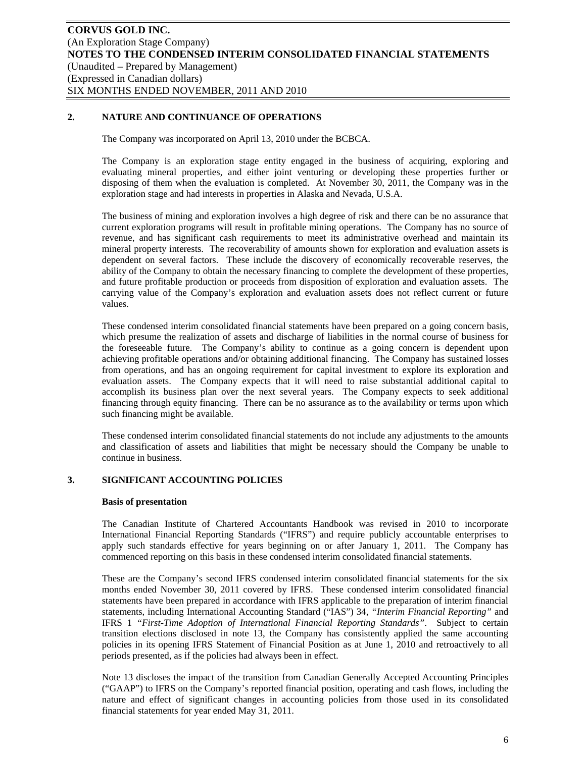## 2. NATURE AND CONTINUANCE OF OPERATIONS

The Company was incorporated on April 13, 2010 under the BCBCA.

The Company is an exploration stage entity engaged in the business of acquiring, exploring and evaluating mineral properties, and either joint venturing or developing these properties further or disposing of them when the evaluation is completed. At November 30, 2011, the Company was in the exploration stage and had interests in properties in Alaska and Nevada, U.S.A.

The business of mining and exploration involves a high degree of risk and there can be no assurance that current exploration programs will result in profitable mining operations. The Company has no source of revenue, and has significant cash requirements to meet its administrative overhead and maintain its mineral property interests. The recoverability of amounts shown for exploration and evaluation assets is dependent on several factors. These include the discovery of economically recoverable reserves, the ability of the Company to obtain the necessary financing to complete the development of these properties, and future profitable production or proceeds from disposition of exploration and evaluation assets. The carrying value of the Company's exploration and evaluation assets does not reflect current or future values.

These condensed interim consolidated financial statements have been prepared on a going concern basis, which presume the realization of assets and discharge of liabilities in the normal course of business for the foreseeable future. The Company's ability to continue as a going concern is dependent upon achieving profitable operations and/or obtaining additional financing. The Company has sustained losses from operations, and has an ongoing requirement for capital investment to explore its exploration and evaluation assets. The Company expects that it will need to raise substantial additional capital to accomplish its business plan over the next several years. The Company expects to seek additional financing through equity financing. There can be no assurance as to the availability or terms upon which such financing might be available.

These condensed interim consolidated financial statements do not include any adjustments to the amounts and classification of assets and liabilities that might be necessary should the Company be unable to continue in business.

## 3. SIGNIFICANT ACCOUNTING POLICIES

**Basis of presentation**

The Canadian Institute of Chartered Accountants Handbook was revised in 2010 to incorporate International Financial Reporting Standards ("IFRS") and require publicly accountable enterprises to apply such standards effective for years beginning on or after January 1, 2011. The Company has commenced reporting on this basis in these condensed interim consolidated financial statements.

These are the Company's second IFRS condensed interim consolidated financial statements for the six months ended November 30, 2011 covered by IFRS. These condensed interim consolidated financial statements have been prepared in accordance with IFRS applicable to the preparation of interim financial statements, including International Accounting Standard ("IAS") 34, *"Interim Financial Reporting"* and IFRS 1 *"First-Time Adoption of International Financial Reporting Standards"*. Subject to certain transition elections disclosed in note 13, the Company has consistently applied the same accounting policies in its opening IFRS Statement of Financial Position as at June 1, 2010 and retroactively to all periods presented, as if the policies had always been in effect.

Note 13 discloses the impact of the transition from Canadian Generally Accepted Accounting Principles ("GAAP") to IFRS on the Company's reported financial position, operating and cash flows, including the nature and effect of significant changes in accounting policies from those used in its consolidated financial statements for year ended May 31, 2011.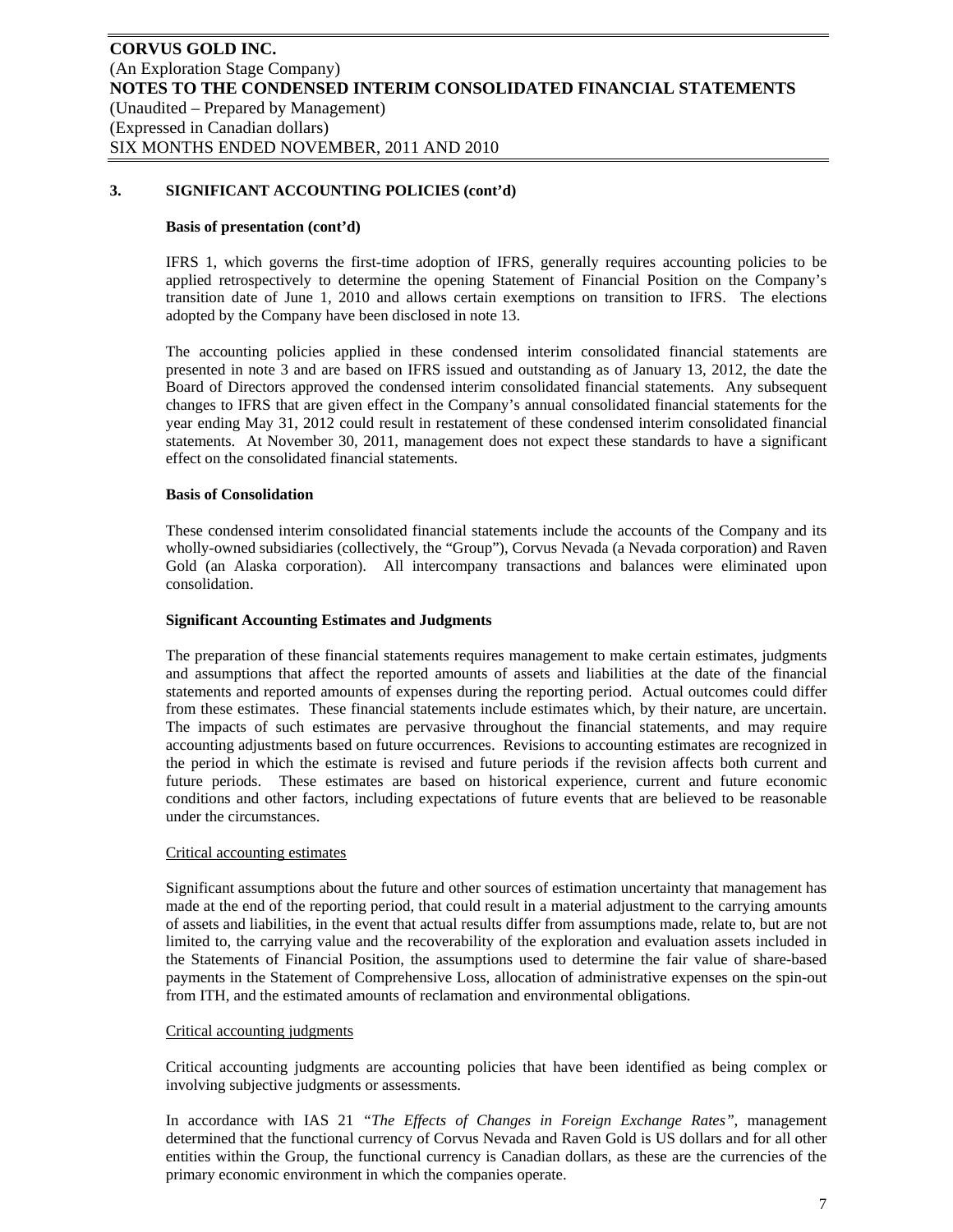## 3. SIGNIFICANT ACCOUNTING POLICIES (cont'd)

### Basis of presentation (cont'd)

IFRS 1, which governs the first-time adoption of IFRS, generally requires accounting policies to be applied retrospectively to determine the opening Statement of Financial Position on the Company's transition date of June 1, 2010 and allows certain exemptions on transition to IFRS. The elections adopted by the Company have been disclosed in note 13.

The accounting policies applied in these condensed interim consolidated financial statements are presented in note 3 and are based on IFRS issued and outstanding as of January 13, 2012, the date the Board of Directors approved the condensed interim consolidated financial statements. Any subsequent changes to IFRS that are given effect in the Company's annual consolidated financial statements for the year ending May 31, 2012 could result in restatement of these condensed interim consolidated financial statements. At November 30, 2011, management does not expect these standards to have a significant effect on the consolidated financial statements.

### Basis of Consolidation

These condensed interim consolidated financial statements include the accounts of the Company and its wholly-owned subsidiaries (collectively, the "Group"), Corvus Nevada (a Nevada corporation) and Raven Gold (an Alaska corporation). All intercompany transactions and balances were eliminated upon consolidation.

### Significant Accounting Estimates and Judgments

The preparation of these financial statements requires management to make certain estimates, judgments and assumptions that affect the reported amounts of assets and liabilities at the date of the financial statements and reported amounts of expenses during the reporting period. Actual outcomes could differ from these estimates. These financial statements include estimates which, by their nature, are uncertain. The impacts of such estimates are pervasive throughout the financial statements, and may require accounting adjustments based on future occurrences. Revisions to accounting estimates are recognized in the period in which the estimate is revised and future periods if the revision affects both current and future periods. These estimates are based on historical experience, current and future economic conditions and other factors, including expectations of future events that are believed to be reasonable under the circumstances.

Critical accounting estimates

Significant assumptions about the future and other sources of estimation uncertainty that management has made at the end of the reporting period, that could result in a material adjustment to the carrying amounts of assets and liabilities, in the event that actual results differ from assumptions made, relate to, but are not limited to, the carrying value and the recoverability of the exploration and evaluation assets included in the Statements of Financial Position, the assumptions used to determine the fair value of share-based payments in the Statement of Comprehensive Loss, allocation of administrative expenses on the spin-out from ITH, and the estimated amounts of reclamation and environmental obligations.

Critical accounting judgments

Critical accounting judgments are accounting policies that have been identified as being complex or involving subjective judgments or assessments.

In accordance with IAS 21 *"The Effects of Changes in Foreign Exchange Rates"*, management determined that the functional currency of Corvus Nevada and Raven Gold is US dollars and for all other entities within the Group, the functional currency is Canadian dollars, as these are the currencies of the primary economic environment in which the companies operate.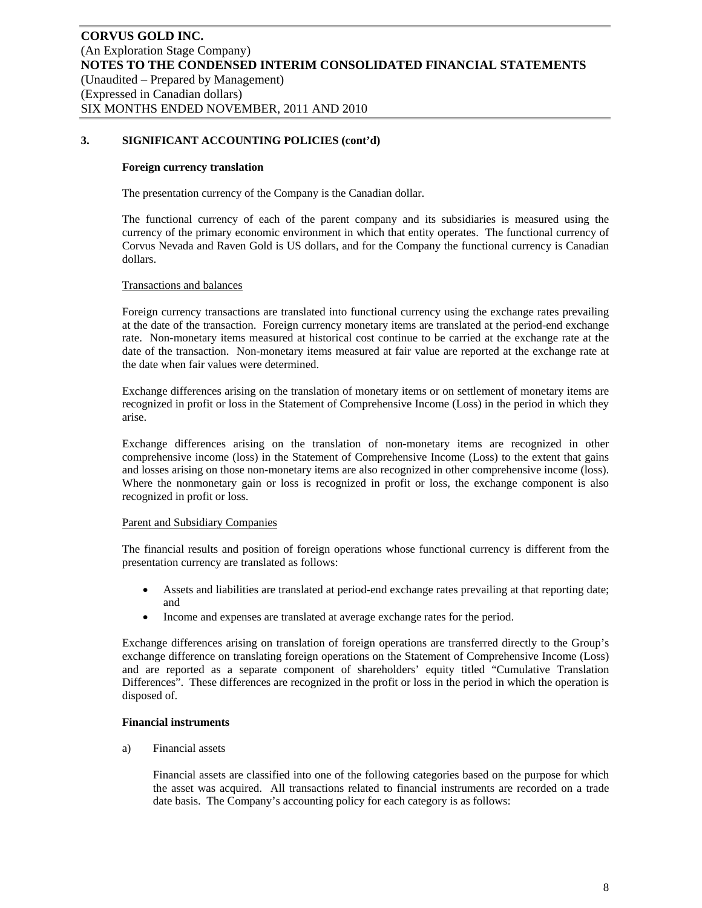## 3. SIGNIFICANT ACCOUNTING POLICIES (cont'd)

### Foreign currency translation

The presentation currency of the Company is the Canadian dollar.

The functional currency of each of the parent company and its subsidiaries is measured using the currency of the primary economic environment in which that entity operates. The functional currency of Corvus Nevada and Raven Gold is US dollars, and for the Company the functional currency is Canadian dollars.

Transactions and balances

Foreign currency transactions are translated into functional currency using the exchange rates prevailing at the date of the transaction. Foreign currency monetary items are translated at the period-end exchange rate. Non-monetary items measured at historical cost continue to be carried at the exchange rate at the date of the transaction. Non-monetary items measured at fair value are reported at the exchange rate at the date when fair values were determined.

Exchange differences arising on the translation of monetary items or on settlement of monetary items are recognized in profit or loss in the Statement of Comprehensive Income (Loss) in the period in which they arise.

Exchange differences arising on the translation of non-monetary items are recognized in other comprehensive income (loss) in the Statement of Comprehensive Income (Loss) to the extent that gains and losses arising on those non-monetary items are also recognized in other comprehensive income (loss). Where the nonmonetary gain or loss is recognized in profit or loss, the exchange component is also recognized in profit or loss.

Parent and Subsidiary Companies

The financial results and position of foreign operations whose functional currency is different from the presentation currency are translated as follows:

- Assets and liabilities are translated at period-end exchange rates prevailing at that reporting date; and
- Income and expenses are translated at average exchange rates for the period.

Exchange differences arising on translation of foreign operations are transferred directly to the Group's exchange difference on translating foreign operations on the Statement of Comprehensive Income (Loss) and are reported as a separate component of shareholders' equity titled "Cumulative Translation Differences". These differences are recognized in the profit or loss in the period in which the operation is disposed of.

### Financial instruments

a) Financial assets

Financial assets are classified into one of the following categories based on the purpose for which the asset was acquired. All transactions related to financial instruments are recorded on a trade date basis. The Company's accounting policy for each category is as follows: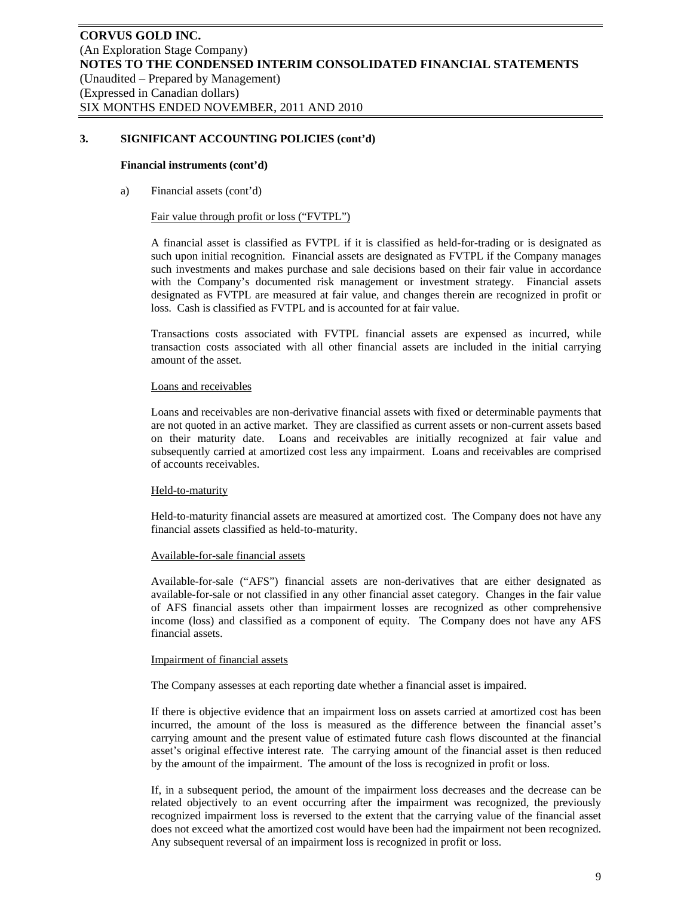## 3. SIGNIFICANT ACCOUNTING POLICIES (cont'd)

**Financial instruments (cont'd)**

a) Financial assets (cont'd)

Fair value through profit or loss ("FVTPL")

A financial asset is classified as FVTPL if it is classified as held-for-trading or is designated as such upon initial recognition. Financial assets are designated as FVTPL if the Company manages such investments and makes purchase and sale decisions based on their fair value in accordance with the Company's documented risk management or investment strategy. Financial assets designated as FVTPL are measured at fair value, and changes therein are recognized in profit or loss. Cash is classified as FVTPL and is accounted for at fair value.

Transactions costs associated with FVTPL financial assets are expensed as incurred, while transaction costs associated with all other financial assets are included in the initial carrying amount of the asset.

Loans and receivables

Loans and receivables are non-derivative financial assets with fixed or determinable payments that are not quoted in an active market. They are classified as current assets or non-current assets based on their maturity date. Loans and receivables are initially recognized at fair value and subsequently carried at amortized cost less any impairment. Loans and receivables are comprised of accounts receivables.

Held-to-maturity

Held-to-maturity financial assets are measured at amortized cost. The Company does not have any financial assets classified as held-to-maturity.

Available-for-sale financial assets

Available-for-sale ("AFS") financial assets are non-derivatives that are either designated as available-for-sale or not classified in any other financial asset category. Changes in the fair value of AFS financial assets other than impairment losses are recognized as other comprehensive income (loss) and classified as a component of equity. The Company does not have any AFS financial assets.

Impairment of financial assets

The Company assesses at each reporting date whether a financial asset is impaired.

If there is objective evidence that an impairment loss on assets carried at amortized cost has been incurred, the amount of the loss is measured as the difference between the financial asset's carrying amount and the present value of estimated future cash flows discounted at the financial asset's original effective interest rate. The carrying amount of the financial asset is then reduced by the amount of the impairment. The amount of the loss is recognized in profit or loss.

If, in a subsequent period, the amount of the impairment loss decreases and the decrease can be related objectively to an event occurring after the impairment was recognized, the previously recognized impairment loss is reversed to the extent that the carrying value of the financial asset does not exceed what the amortized cost would have been had the impairment not been recognized. Any subsequent reversal of an impairment loss is recognized in profit or loss.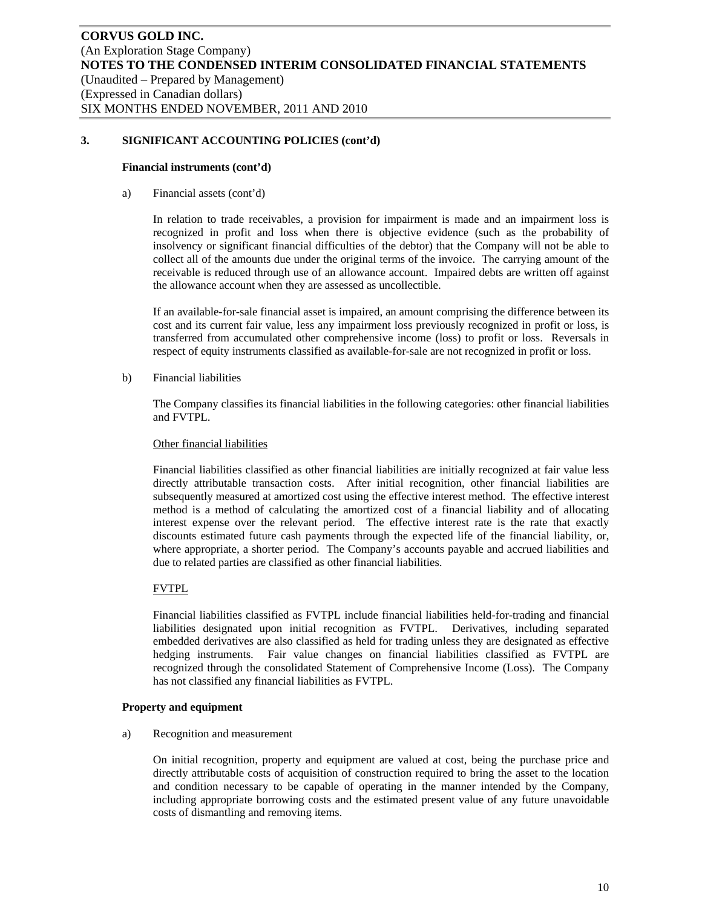## 3. SIGNIFICANT ACCOUNTING POLICIES (cont'd)

**Financial instruments (cont'd)**

a) Financial assets (cont'd)

In relation to trade receivables, a provision for impairment is made and an impairment loss is recognized in profit and loss when there is objective evidence (such as the probability of insolvency or significant financial difficulties of the debtor) that the Company will not be able to collect all of the amounts due under the original terms of the invoice. The carrying amount of the receivable is reduced through use of an allowance account. Impaired debts are written off against the allowance account when they are assessed as uncollectible.

If an available-for-sale financial asset is impaired, an amount comprising the difference between its cost and its current fair value, less any impairment loss previously recognized in profit or loss, is transferred from accumulated other comprehensive income (loss) to profit or loss. Reversals in respect of equity instruments classified as available-for-sale are not recognized in profit or loss.

b) Financial liabilities

The Company classifies its financial liabilities in the following categories: other financial liabilities and FVTPL.

Other financial liabilities

Financial liabilities classified as other financial liabilities are initially recognized at fair value less directly attributable transaction costs. After initial recognition, other financial liabilities are subsequently measured at amortized cost using the effective interest method. The effective interest method is a method of calculating the amortized cost of a financial liability and of allocating interest expense over the relevant period. The effective interest rate is the rate that exactly discounts estimated future cash payments through the expected life of the financial liability, or, where appropriate, a shorter period. The Company's accounts payable and accrued liabilities and due to related parties are classified as other financial liabilities.

FVTPL

Financial liabilities classified as FVTPL include financial liabilities held-for-trading and financial liabilities designated upon initial recognition as FVTPL. Derivatives, including separated embedded derivatives are also classified as held for trading unless they are designated as effective hedging instruments. Fair value changes on financial liabilities classified as FVTPL are recognized through the consolidated Statement of Comprehensive Income (Loss). The Company has not classified any financial liabilities as FVTPL.

**Property and equipment**

a) Recognition and measurement

On initial recognition, property and equipment are valued at cost, being the purchase price and directly attributable costs of acquisition of construction required to bring the asset to the location and condition necessary to be capable of operating in the manner intended by the Company, including appropriate borrowing costs and the estimated present value of any future unavoidable costs of dismantling and removing items.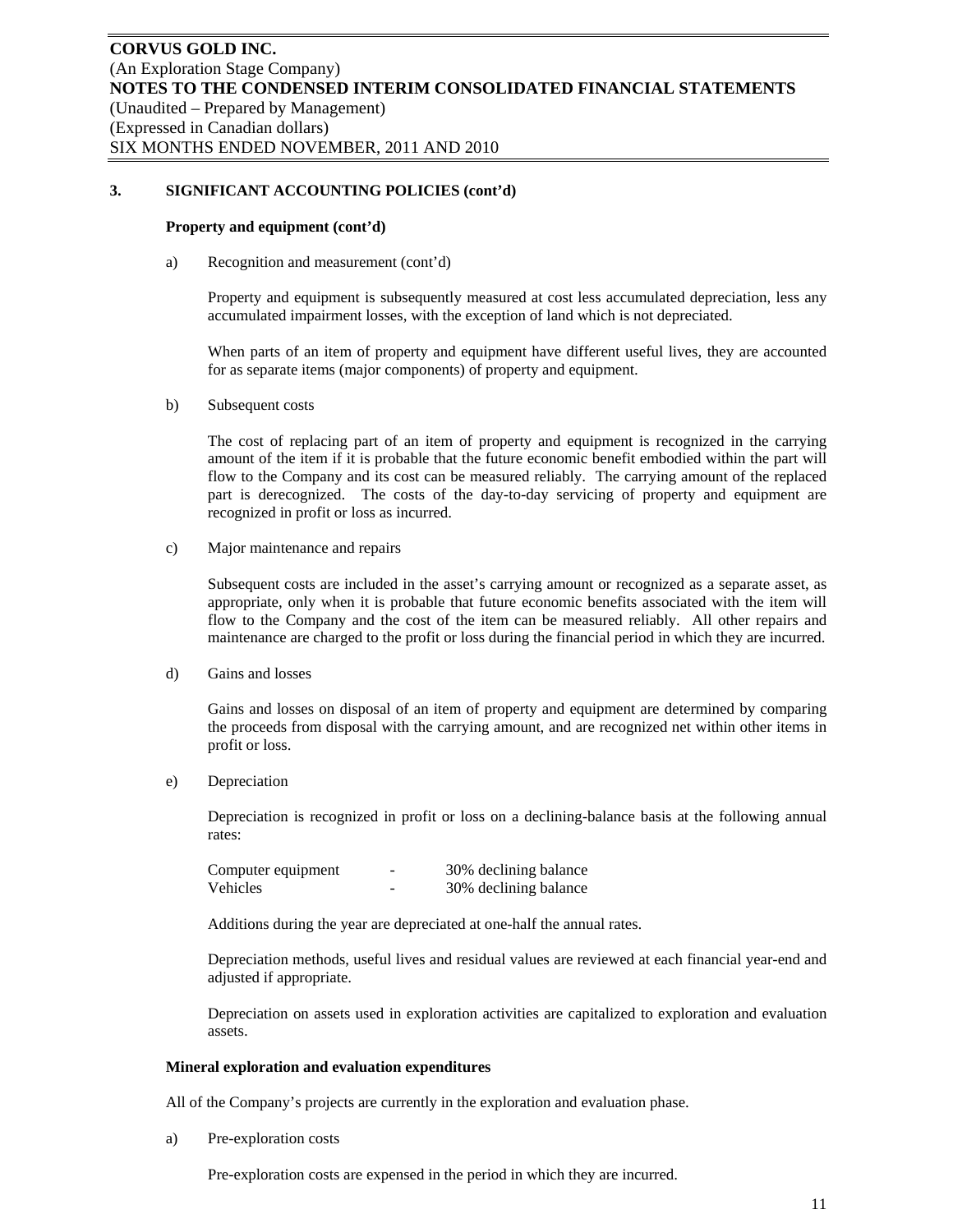### 3. SIGNIFICANT ACCOUNTING POLICIES (cont'd)

**Property and equipment (cont'd)**

a) Recognition and measurement (cont'd)

Property and equipment is subsequently measured at cost less accumulated depreciation, less any accumulated impairment losses, with the exception of land which is not depreciated.

When parts of an item of property and equipment have different useful lives, they are accounted for as separate items (major components) of property and equipment.

b) Subsequent costs

The cost of replacing part of an item of property and equipment is recognized in the carrying amount of the item if it is probable that the future economic benefit embodied within the part will flow to the Company and its cost can be measured reliably. The carrying amount of the replaced part is derecognized. The costs of the day-to-day servicing of property and equipment are recognized in profit or loss as incurred.

c) Major maintenance and repairs

Subsequent costs are included in the asset's carrying amount or recognized as a separate asset, as appropriate, only when it is probable that future economic benefits associated with the item will flow to the Company and the cost of the item can be measured reliably. All other repairs and maintenance are charged to the profit or loss during the financial period in which they are incurred.

d) Gains and losses

Gains and losses on disposal of an item of property and equipment are determined by comparing the proceeds from disposal with the carrying amount, and are recognized net within other items in profit or loss.

e) Depreciation

Depreciation is recognized in profit or loss on a declining-balance basis at the following annual rates:

| | | |
|---|---|---|
| Computer equipment | - | 30% declining balance |
| Vehicles | - | 30% declining balance |

Additions during the year are depreciated at one-half the annual rates.

Depreciation methods, useful lives and residual values are reviewed at each financial year-end and adjusted if appropriate.

Depreciation on assets used in exploration activities are capitalized to exploration and evaluation assets.

**Mineral exploration and evaluation expenditures**

All of the Company's projects are currently in the exploration and evaluation phase.

a) Pre-exploration costs

Pre-exploration costs are expensed in the period in which they are incurred.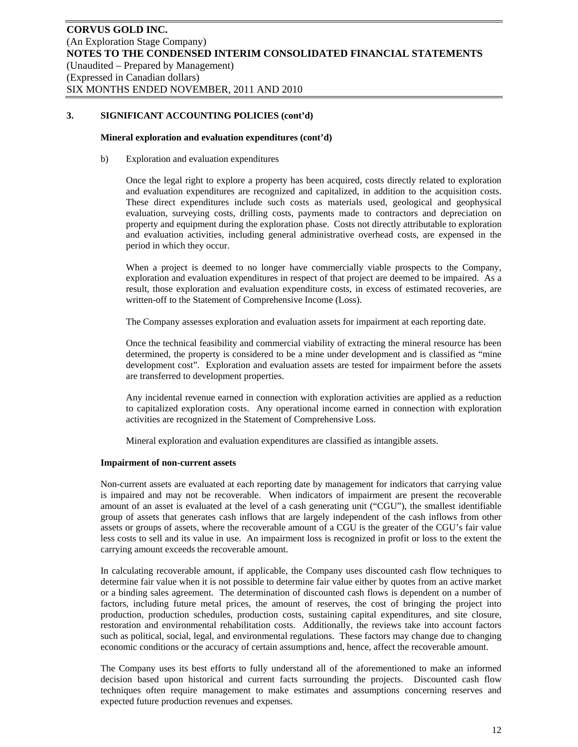## 3. SIGNIFICANT ACCOUNTING POLICIES (cont'd)

### Mineral exploration and evaluation expenditures (cont'd)

b) Exploration and evaluation expenditures

Once the legal right to explore a property has been acquired, costs directly related to exploration and evaluation expenditures are recognized and capitalized, in addition to the acquisition costs. These direct expenditures include such costs as materials used, geological and geophysical evaluation, surveying costs, drilling costs, payments made to contractors and depreciation on property and equipment during the exploration phase. Costs not directly attributable to exploration and evaluation activities, including general administrative overhead costs, are expensed in the period in which they occur.

When a project is deemed to no longer have commercially viable prospects to the Company, exploration and evaluation expenditures in respect of that project are deemed to be impaired. As a result, those exploration and evaluation expenditure costs, in excess of estimated recoveries, are written-off to the Statement of Comprehensive Income (Loss).

The Company assesses exploration and evaluation assets for impairment at each reporting date.

Once the technical feasibility and commercial viability of extracting the mineral resource has been determined, the property is considered to be a mine under development and is classified as "mine development cost". Exploration and evaluation assets are tested for impairment before the assets are transferred to development properties.

Any incidental revenue earned in connection with exploration activities are applied as a reduction to capitalized exploration costs. Any operational income earned in connection with exploration activities are recognized in the Statement of Comprehensive Loss.

Mineral exploration and evaluation expenditures are classified as intangible assets.

### Impairment of non-current assets

Non-current assets are evaluated at each reporting date by management for indicators that carrying value is impaired and may not be recoverable. When indicators of impairment are present the recoverable amount of an asset is evaluated at the level of a cash generating unit ("CGU"), the smallest identifiable group of assets that generates cash inflows that are largely independent of the cash inflows from other assets or groups of assets, where the recoverable amount of a CGU is the greater of the CGU's fair value less costs to sell and its value in use. An impairment loss is recognized in profit or loss to the extent the carrying amount exceeds the recoverable amount.

In calculating recoverable amount, if applicable, the Company uses discounted cash flow techniques to determine fair value when it is not possible to determine fair value either by quotes from an active market or a binding sales agreement. The determination of discounted cash flows is dependent on a number of factors, including future metal prices, the amount of reserves, the cost of bringing the project into production, production schedules, production costs, sustaining capital expenditures, and site closure, restoration and environmental rehabilitation costs. Additionally, the reviews take into account factors such as political, social, legal, and environmental regulations. These factors may change due to changing economic conditions or the accuracy of certain assumptions and, hence, affect the recoverable amount.

The Company uses its best efforts to fully understand all of the aforementioned to make an informed decision based upon historical and current facts surrounding the projects. Discounted cash flow techniques often require management to make estimates and assumptions concerning reserves and expected future production revenues and expenses.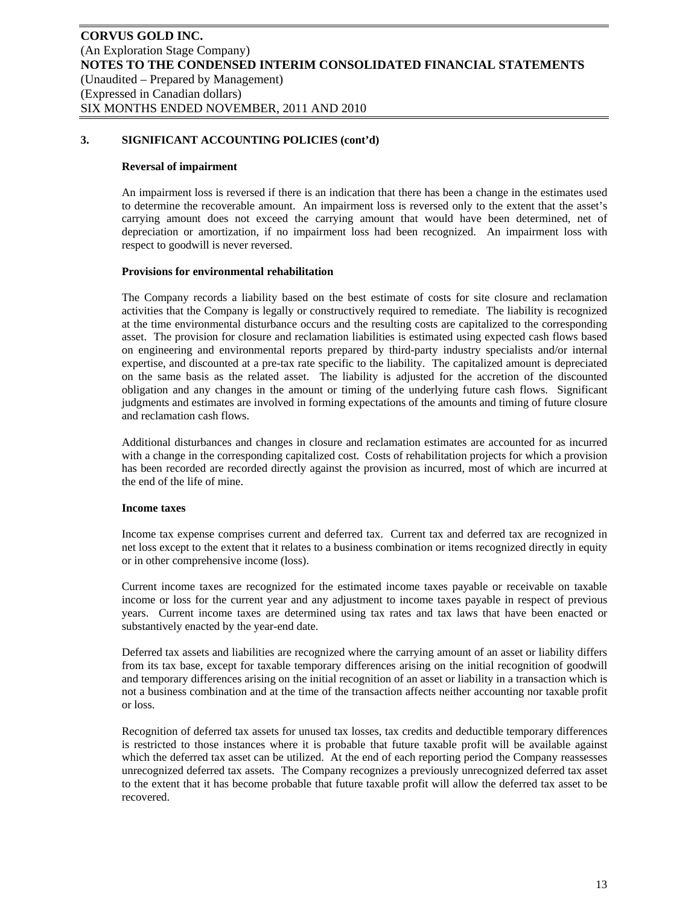## 3. SIGNIFICANT ACCOUNTING POLICIES (cont'd)

### Reversal of impairment

An impairment loss is reversed if there is an indication that there has been a change in the estimates used to determine the recoverable amount. An impairment loss is reversed only to the extent that the asset's carrying amount does not exceed the carrying amount that would have been determined, net of depreciation or amortization, if no impairment loss had been recognized. An impairment loss with respect to goodwill is never reversed.

### Provisions for environmental rehabilitation

The Company records a liability based on the best estimate of costs for site closure and reclamation activities that the Company is legally or constructively required to remediate. The liability is recognized at the time environmental disturbance occurs and the resulting costs are capitalized to the corresponding asset. The provision for closure and reclamation liabilities is estimated using expected cash flows based on engineering and environmental reports prepared by third-party industry specialists and/or internal expertise, and discounted at a pre-tax rate specific to the liability. The capitalized amount is depreciated on the same basis as the related asset. The liability is adjusted for the accretion of the discounted obligation and any changes in the amount or timing of the underlying future cash flows. Significant judgments and estimates are involved in forming expectations of the amounts and timing of future closure and reclamation cash flows.

Additional disturbances and changes in closure and reclamation estimates are accounted for as incurred with a change in the corresponding capitalized cost. Costs of rehabilitation projects for which a provision has been recorded are recorded directly against the provision as incurred, most of which are incurred at the end of the life of mine.

### Income taxes

Income tax expense comprises current and deferred tax. Current tax and deferred tax are recognized in net loss except to the extent that it relates to a business combination or items recognized directly in equity or in other comprehensive income (loss).

Current income taxes are recognized for the estimated income taxes payable or receivable on taxable income or loss for the current year and any adjustment to income taxes payable in respect of previous years. Current income taxes are determined using tax rates and tax laws that have been enacted or substantively enacted by the year-end date.

Deferred tax assets and liabilities are recognized where the carrying amount of an asset or liability differs from its tax base, except for taxable temporary differences arising on the initial recognition of goodwill and temporary differences arising on the initial recognition of an asset or liability in a transaction which is not a business combination and at the time of the transaction affects neither accounting nor taxable profit or loss.

Recognition of deferred tax assets for unused tax losses, tax credits and deductible temporary differences is restricted to those instances where it is probable that future taxable profit will be available against which the deferred tax asset can be utilized. At the end of each reporting period the Company reassesses unrecognized deferred tax assets. The Company recognizes a previously unrecognized deferred tax asset to the extent that it has become probable that future taxable profit will allow the deferred tax asset to be recovered.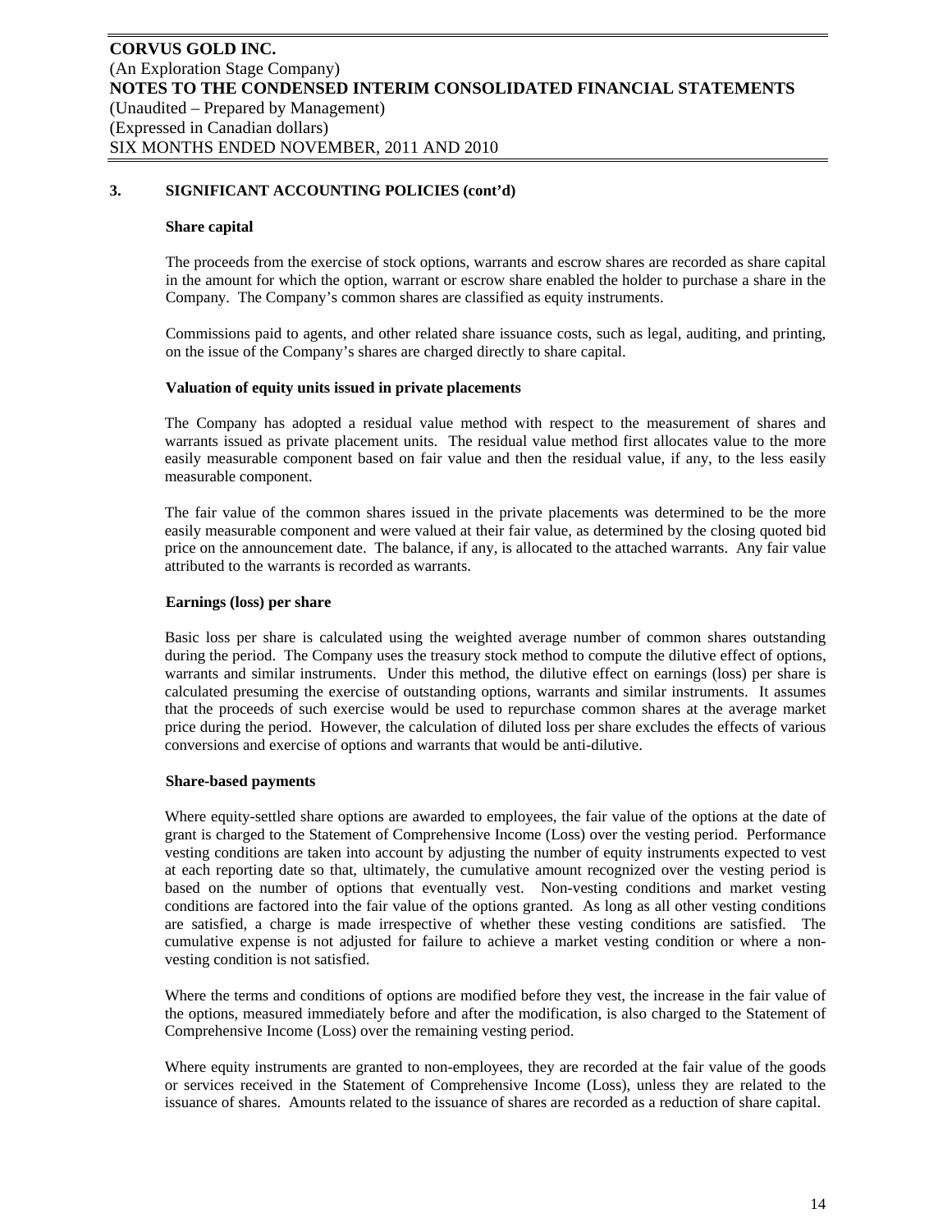## 3. SIGNIFICANT ACCOUNTING POLICIES (cont'd)

### Share capital

The proceeds from the exercise of stock options, warrants and escrow shares are recorded as share capital in the amount for which the option, warrant or escrow share enabled the holder to purchase a share in the Company. The Company's common shares are classified as equity instruments.

Commissions paid to agents, and other related share issuance costs, such as legal, auditing, and printing, on the issue of the Company's shares are charged directly to share capital.

### Valuation of equity units issued in private placements

The Company has adopted a residual value method with respect to the measurement of shares and warrants issued as private placement units. The residual value method first allocates value to the more easily measurable component based on fair value and then the residual value, if any, to the less easily measurable component.

The fair value of the common shares issued in the private placements was determined to be the more easily measurable component and were valued at their fair value, as determined by the closing quoted bid price on the announcement date. The balance, if any, is allocated to the attached warrants. Any fair value attributed to the warrants is recorded as warrants.

### Earnings (loss) per share

Basic loss per share is calculated using the weighted average number of common shares outstanding during the period. The Company uses the treasury stock method to compute the dilutive effect of options, warrants and similar instruments. Under this method, the dilutive effect on earnings (loss) per share is calculated presuming the exercise of outstanding options, warrants and similar instruments. It assumes that the proceeds of such exercise would be used to repurchase common shares at the average market price during the period. However, the calculation of diluted loss per share excludes the effects of various conversions and exercise of options and warrants that would be anti-dilutive.

### Share-based payments

Where equity-settled share options are awarded to employees, the fair value of the options at the date of grant is charged to the Statement of Comprehensive Income (Loss) over the vesting period. Performance vesting conditions are taken into account by adjusting the number of equity instruments expected to vest at each reporting date so that, ultimately, the cumulative amount recognized over the vesting period is based on the number of options that eventually vest. Non-vesting conditions and market vesting conditions are factored into the fair value of the options granted. As long as all other vesting conditions are satisfied, a charge is made irrespective of whether these vesting conditions are satisfied. The cumulative expense is not adjusted for failure to achieve a market vesting condition or where a non-vesting condition is not satisfied.

Where the terms and conditions of options are modified before they vest, the increase in the fair value of the options, measured immediately before and after the modification, is also charged to the Statement of Comprehensive Income (Loss) over the remaining vesting period.

Where equity instruments are granted to non-employees, they are recorded at the fair value of the goods or services received in the Statement of Comprehensive Income (Loss), unless they are related to the issuance of shares. Amounts related to the issuance of shares are recorded as a reduction of share capital.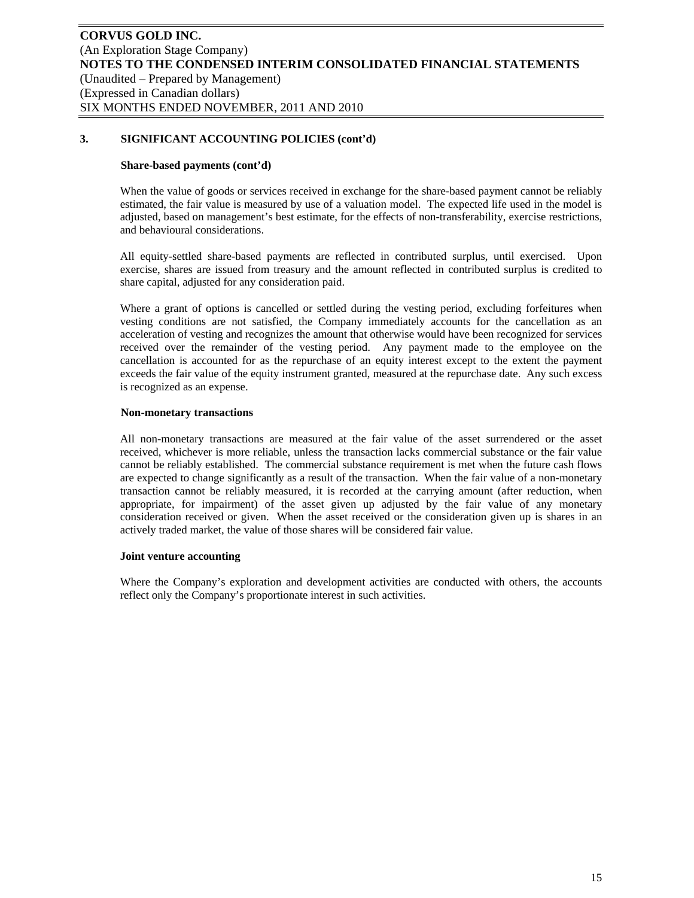### 3. SIGNIFICANT ACCOUNTING POLICIES (cont'd)

#### Share-based payments (cont'd)

When the value of goods or services received in exchange for the share-based payment cannot be reliably estimated, the fair value is measured by use of a valuation model. The expected life used in the model is adjusted, based on management's best estimate, for the effects of non-transferability, exercise restrictions, and behavioural considerations.

All equity-settled share-based payments are reflected in contributed surplus, until exercised. Upon exercise, shares are issued from treasury and the amount reflected in contributed surplus is credited to share capital, adjusted for any consideration paid.

Where a grant of options is cancelled or settled during the vesting period, excluding forfeitures when vesting conditions are not satisfied, the Company immediately accounts for the cancellation as an acceleration of vesting and recognizes the amount that otherwise would have been recognized for services received over the remainder of the vesting period. Any payment made to the employee on the cancellation is accounted for as the repurchase of an equity interest except to the extent the payment exceeds the fair value of the equity instrument granted, measured at the repurchase date. Any such excess is recognized as an expense.

#### Non-monetary transactions

All non-monetary transactions are measured at the fair value of the asset surrendered or the asset received, whichever is more reliable, unless the transaction lacks commercial substance or the fair value cannot be reliably established. The commercial substance requirement is met when the future cash flows are expected to change significantly as a result of the transaction. When the fair value of a non-monetary transaction cannot be reliably measured, it is recorded at the carrying amount (after reduction, when appropriate, for impairment) of the asset given up adjusted by the fair value of any monetary consideration received or given. When the asset received or the consideration given up is shares in an actively traded market, the value of those shares will be considered fair value.

#### Joint venture accounting

Where the Company's exploration and development activities are conducted with others, the accounts reflect only the Company's proportionate interest in such activities.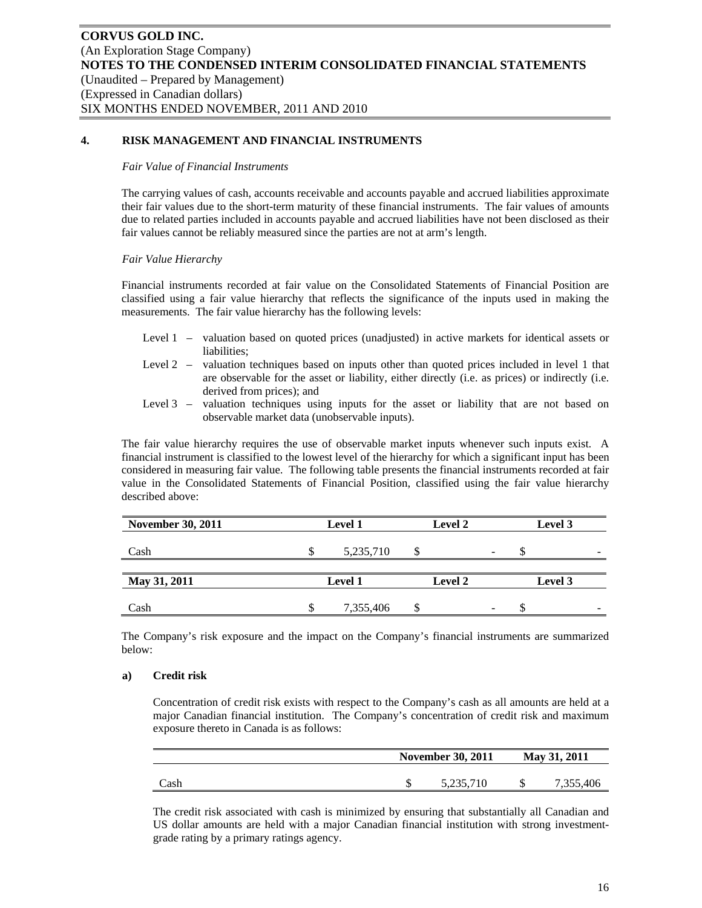## 4. RISK MANAGEMENT AND FINANCIAL INSTRUMENTS

*Fair Value of Financial Instruments*

The carrying values of cash, accounts receivable and accounts payable and accrued liabilities approximate their fair values due to the short-term maturity of these financial instruments. The fair values of amounts due to related parties included in accounts payable and accrued liabilities have not been disclosed as their fair values cannot be reliably measured since the parties are not at arm's length.

*Fair Value Hierarchy*

Financial instruments recorded at fair value on the Consolidated Statements of Financial Position are classified using a fair value hierarchy that reflects the significance of the inputs used in making the measurements. The fair value hierarchy has the following levels:

- Level 1 – valuation based on quoted prices (unadjusted) in active markets for identical assets or liabilities;
- Level 2 – valuation techniques based on inputs other than quoted prices included in level 1 that are observable for the asset or liability, either directly (i.e. as prices) or indirectly (i.e. derived from prices); and
- Level 3 – valuation techniques using inputs for the asset or liability that are not based on observable market data (unobservable inputs).

The fair value hierarchy requires the use of observable market inputs whenever such inputs exist. A financial instrument is classified to the lowest level of the hierarchy for which a significant input has been considered in measuring fair value. The following table presents the financial instruments recorded at fair value in the Consolidated Statements of Financial Position, classified using the fair value hierarchy described above:

| November 30, 2011 | Level 1 | Level 2 | Level 3 |
|---|---|---|---|
| Cash | $ 5,235,710 | $ - | $ - |

| May 31, 2011 | Level 1 | Level 2 | Level 3 |
|---|---|---|---|
| Cash | $ 7,355,406 | $ - | $ - |

The Company's risk exposure and the impact on the Company's financial instruments are summarized below:

### a) Credit risk

Concentration of credit risk exists with respect to the Company's cash as all amounts are held at a major Canadian financial institution. The Company's concentration of credit risk and maximum exposure thereto in Canada is as follows:

| | November 30, 2011 | May 31, 2011 |
|---|---|---|
| Cash | $ 5,235,710 | $ 7,355,406 |

The credit risk associated with cash is minimized by ensuring that substantially all Canadian and US dollar amounts are held with a major Canadian financial institution with strong investment-grade rating by a primary ratings agency.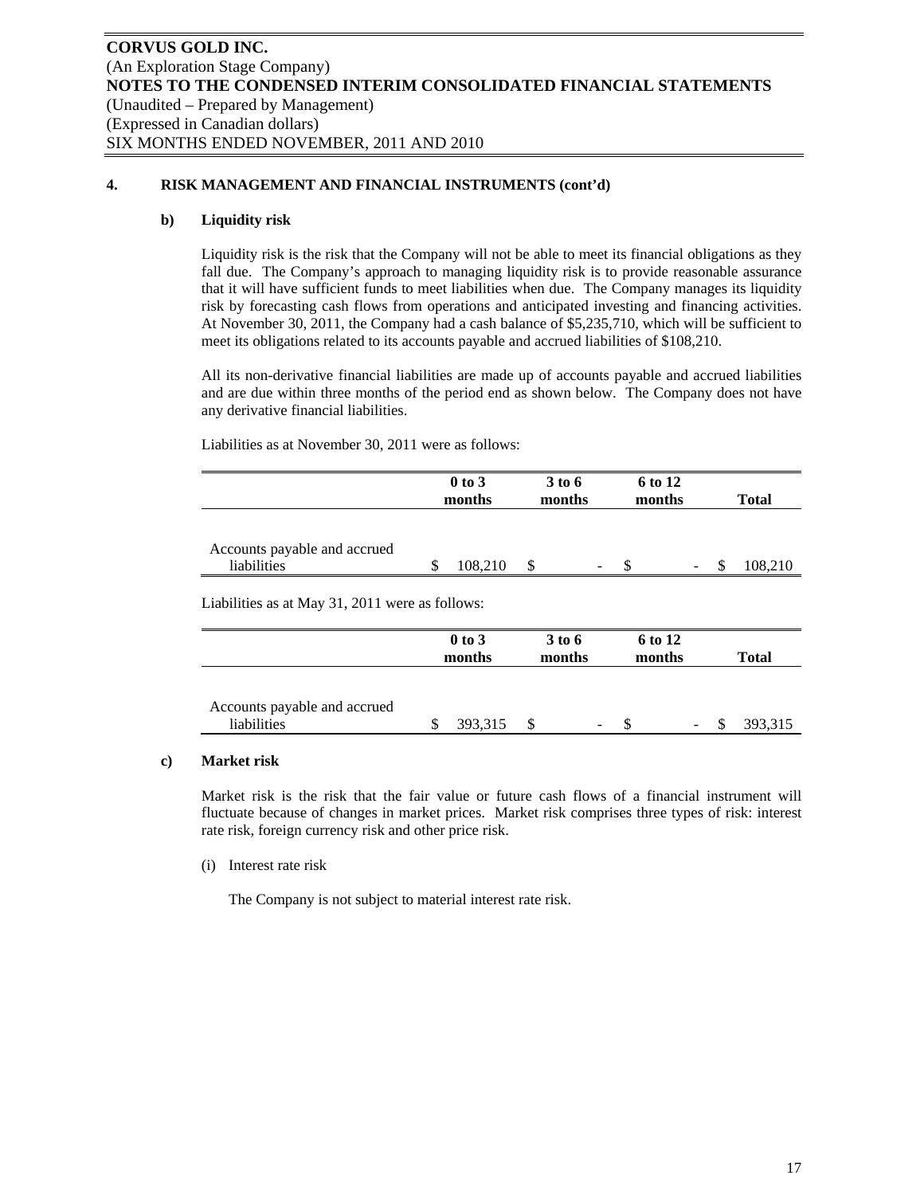## 4. RISK MANAGEMENT AND FINANCIAL INSTRUMENTS (cont'd)

### b) Liquidity risk

Liquidity risk is the risk that the Company will not be able to meet its financial obligations as they fall due. The Company's approach to managing liquidity risk is to provide reasonable assurance that it will have sufficient funds to meet liabilities when due. The Company manages its liquidity risk by forecasting cash flows from operations and anticipated investing and financing activities. At November 30, 2011, the Company had a cash balance of $5,235,710, which will be sufficient to meet its obligations related to its accounts payable and accrued liabilities of $108,210.

All its non-derivative financial liabilities are made up of accounts payable and accrued liabilities and are due within three months of the period end as shown below. The Company does not have any derivative financial liabilities.

Liabilities as at November 30, 2011 were as follows:

| | 0 to 3 months | 3 to 6 months | 6 to 12 months | Total |
|---|---|---|---|---|
| Accounts payable and accrued liabilities | $ 108,210 | $ - | $ - | $ 108,210 |

Liabilities as at May 31, 2011 were as follows:

| | 0 to 3 months | 3 to 6 months | 6 to 12 months | Total |
|---|---|---|---|---|
| Accounts payable and accrued liabilities | $ 393,315 | $ - | $ - | $ 393,315 |

### c) Market risk

Market risk is the risk that the fair value or future cash flows of a financial instrument will fluctuate because of changes in market prices. Market risk comprises three types of risk: interest rate risk, foreign currency risk and other price risk.

(i) Interest rate risk

The Company is not subject to material interest rate risk.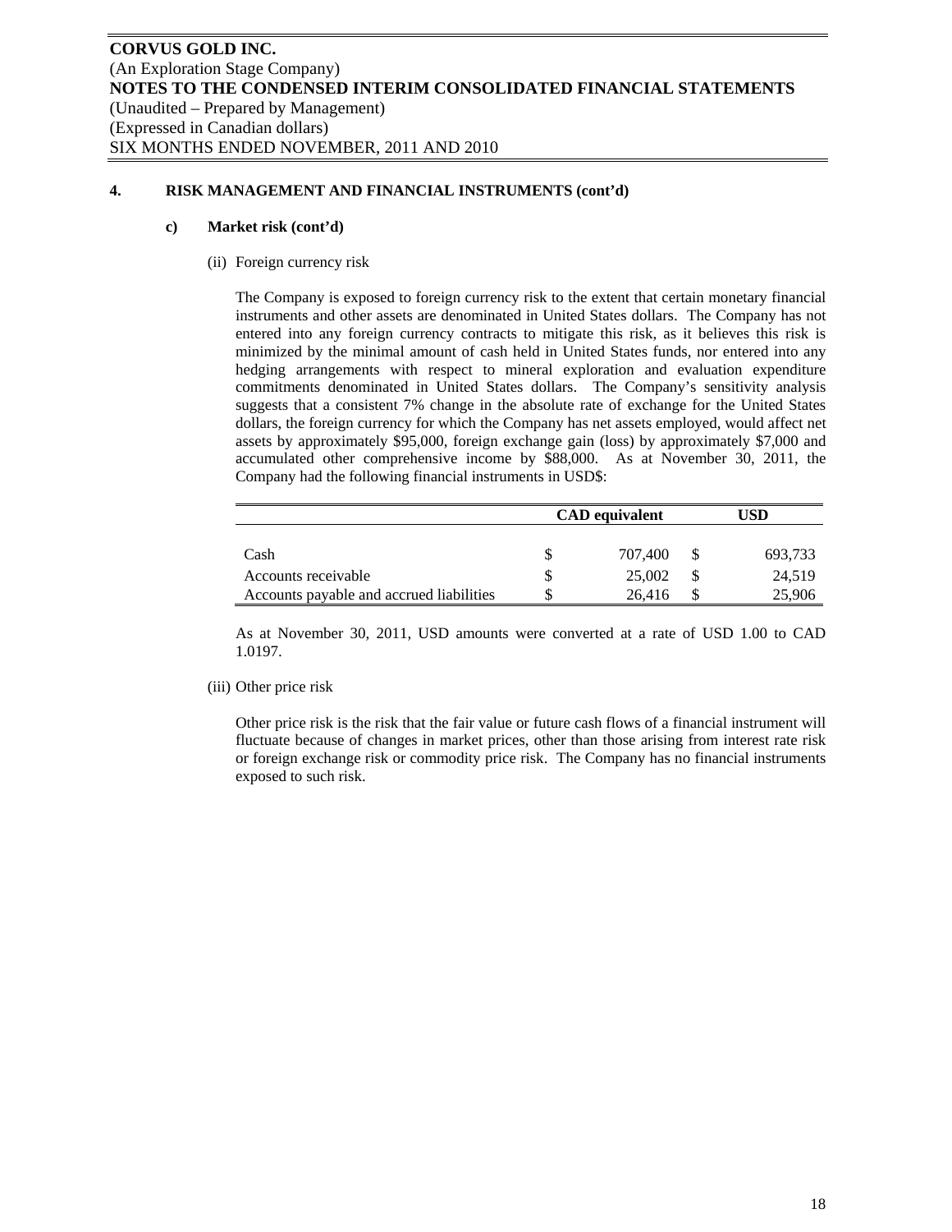**CORVUS GOLD INC.**
(An Exploration Stage Company)
**NOTES TO THE CONDENSED INTERIM CONSOLIDATED FINANCIAL STATEMENTS**
(Unaudited – Prepared by Management)
(Expressed in Canadian dollars)
SIX MONTHS ENDED NOVEMBER, 2011 AND 2010

**4. RISK MANAGEMENT AND FINANCIAL INSTRUMENTS (cont'd)**

**c) Market risk (cont'd)**

(ii) Foreign currency risk

The Company is exposed to foreign currency risk to the extent that certain monetary financial instruments and other assets are denominated in United States dollars. The Company has not entered into any foreign currency contracts to mitigate this risk, as it believes this risk is minimized by the minimal amount of cash held in United States funds, nor entered into any hedging arrangements with respect to mineral exploration and evaluation expenditure commitments denominated in United States dollars. The Company's sensitivity analysis suggests that a consistent 7% change in the absolute rate of exchange for the United States dollars, the foreign currency for which the Company has net assets employed, would affect net assets by approximately $95,000, foreign exchange gain (loss) by approximately $7,000 and accumulated other comprehensive income by $88,000. As at November 30, 2011, the Company had the following financial instruments in USD$:

| | CAD equivalent | USD |
|---|---|---|
| Cash | $ 707,400 | $ 693,733 |
| Accounts receivable | $ 25,002 | $ 24,519 |
| Accounts payable and accrued liabilities | $ 26,416 | $ 25,906 |

As at November 30, 2011, USD amounts were converted at a rate of USD 1.00 to CAD 1.0197.

(iii) Other price risk

Other price risk is the risk that the fair value or future cash flows of a financial instrument will fluctuate because of changes in market prices, other than those arising from interest rate risk or foreign exchange risk or commodity price risk. The Company has no financial instruments exposed to such risk.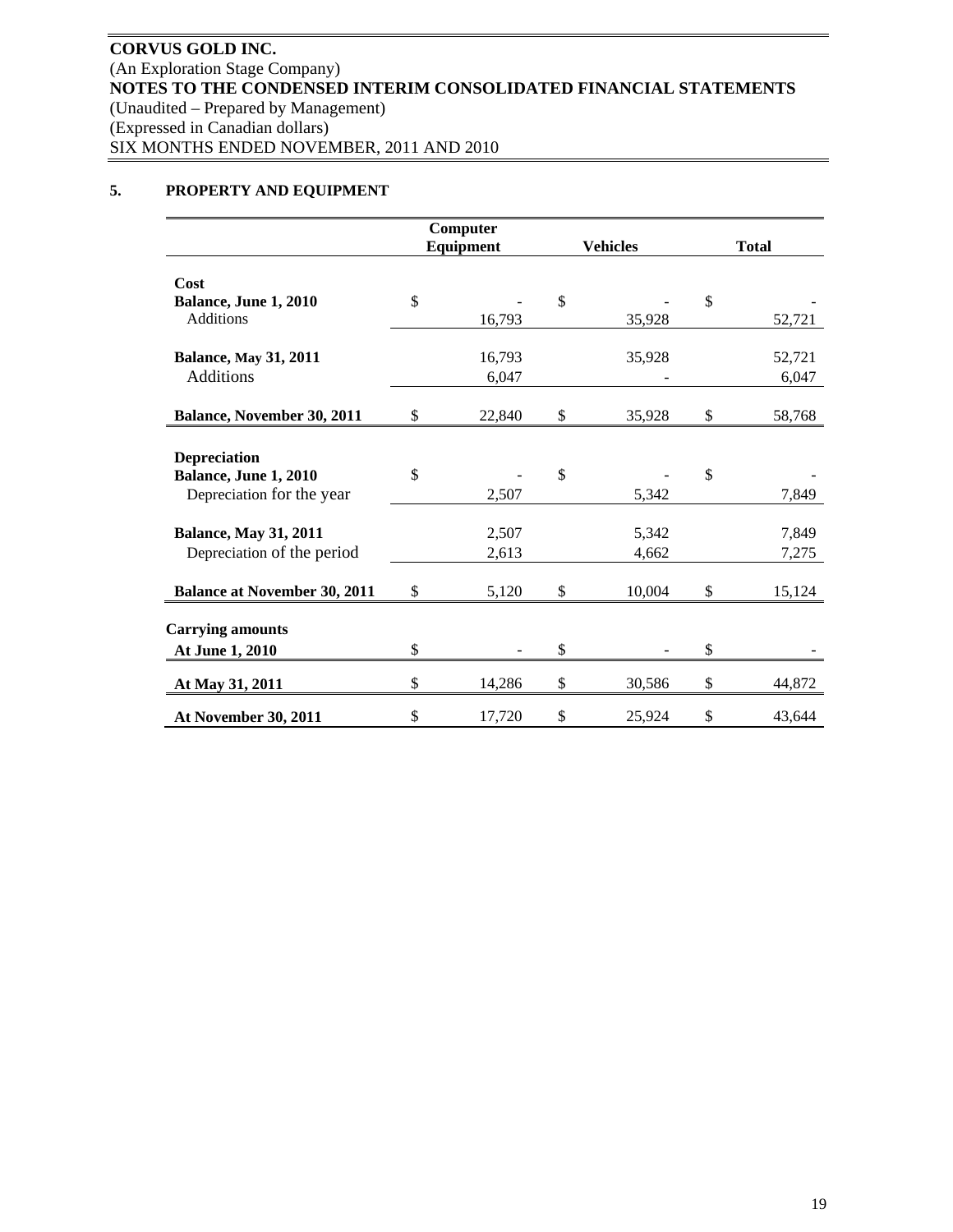**CORVUS GOLD INC.**
(An Exploration Stage Company)
**NOTES TO THE CONDENSED INTERIM CONSOLIDATED FINANCIAL STATEMENTS**
(Unaudited – Prepared by Management)
(Expressed in Canadian dollars)
SIX MONTHS ENDED NOVEMBER, 2011 AND 2010

## 5. PROPERTY AND EQUIPMENT

| | Computer Equipment | Vehicles | Total |
|---|---|---|---|
| **Cost** | | | |
| **Balance, June 1, 2010** | $ - | $ - | $ - |
| Additions | 16,793 | 35,928 | 52,721 |
| **Balance, May 31, 2011** | 16,793 | 35,928 | 52,721 |
| Additions | 6,047 | - | 6,047 |
| **Balance, November 30, 2011** | $ 22,840 | $ 35,928 | $ 58,768 |
| **Depreciation** | | | |
| **Balance, June 1, 2010** | $ - | $ - | $ - |
| Depreciation for the year | 2,507 | 5,342 | 7,849 |
| **Balance, May 31, 2011** | 2,507 | 5,342 | 7,849 |
| Depreciation of the period | 2,613 | 4,662 | 7,275 |
| **Balance at November 30, 2011** | $ 5,120 | $ 10,004 | $ 15,124 |
| **Carrying amounts** | | | |
| **At June 1, 2010** | $ - | $ - | $ - |
| **At May 31, 2011** | $ 14,286 | $ 30,586 | $ 44,872 |
| **At November 30, 2011** | $ 17,720 | $ 25,924 | $ 43,644 |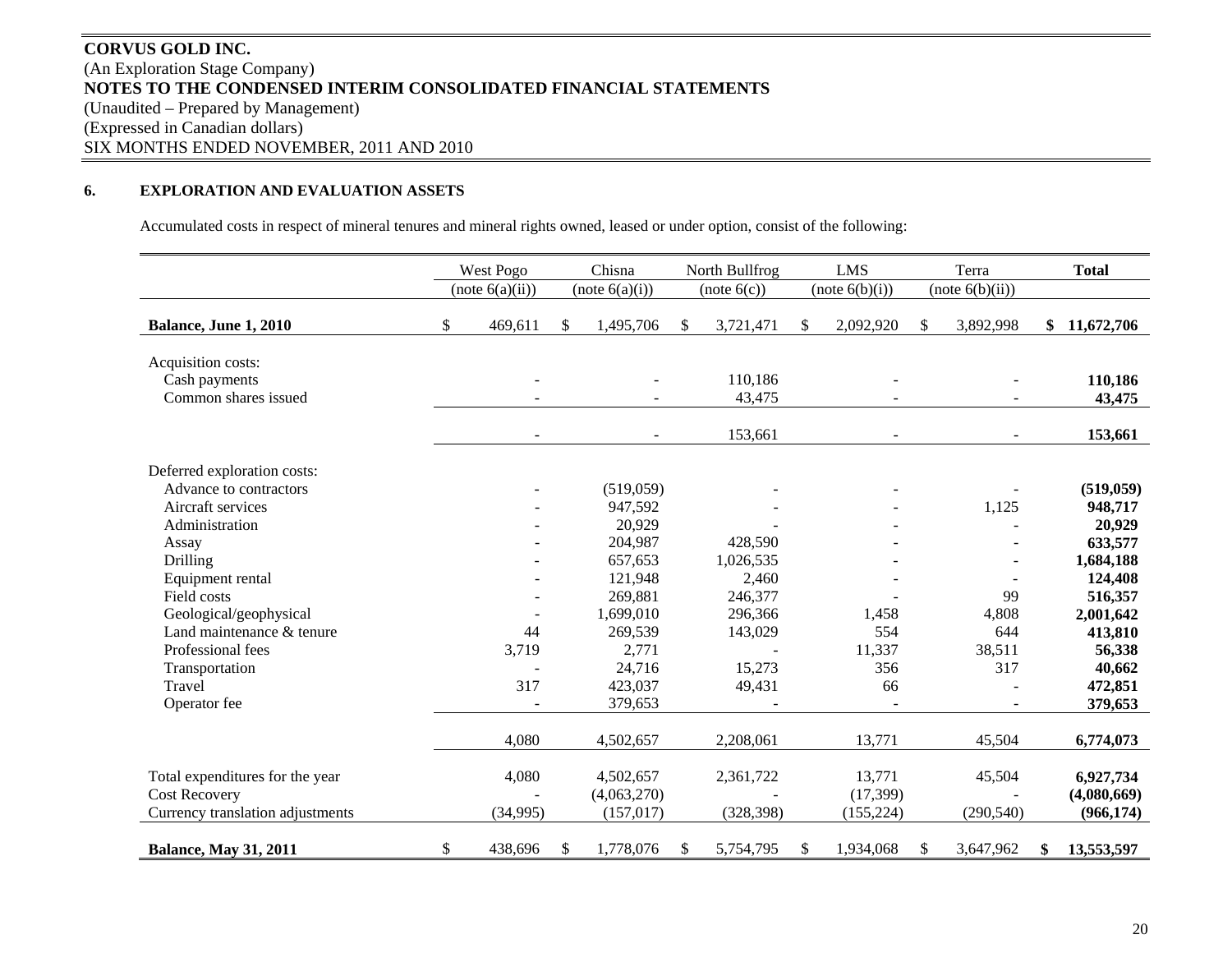**CORVUS GOLD INC.**
(An Exploration Stage Company)
**NOTES TO THE CONDENSED INTERIM CONSOLIDATED FINANCIAL STATEMENTS**
(Unaudited – Prepared by Management)
(Expressed in Canadian dollars)
SIX MONTHS ENDED NOVEMBER, 2011 AND 2010

## 6. EXPLORATION AND EVALUATION ASSETS

Accumulated costs in respect of mineral tenures and mineral rights owned, leased or under option, consist of the following:

| | West Pogo (note 6(a)(ii)) | Chisna (note 6(a)(i)) | North Bullfrog (note 6(c)) | LMS (note 6(b)(i)) | Terra (note 6(b)(ii)) | **Total** |
|---|---|---|---|---|---|---|
| **Balance, June 1, 2010** | $ 469,611 | $ 1,495,706 | $ 3,721,471 | $ 2,092,920 | $ 3,892,998 | **$ 11,672,706** |
| Acquisition costs: | | | | | | |
| Cash payments | - | - | 110,186 | - | - | **110,186** |
| Common shares issued | - | - | 43,475 | - | - | **43,475** |
| | - | - | 153,661 | - | - | **153,661** |
| Deferred exploration costs: | | | | | | |
| Advance to contractors | - | (519,059) | - | - | - | **(519,059)** |
| Aircraft services | - | 947,592 | - | - | 1,125 | **948,717** |
| Administration | - | 20,929 | - | - | - | **20,929** |
| Assay | - | 204,987 | 428,590 | - | - | **633,577** |
| Drilling | - | 657,653 | 1,026,535 | - | - | **1,684,188** |
| Equipment rental | - | 121,948 | 2,460 | - | - | **124,408** |
| Field costs | - | 269,881 | 246,377 | - | 99 | **516,357** |
| Geological/geophysical | - | 1,699,010 | 296,366 | 1,458 | 4,808 | **2,001,642** |
| Land maintenance & tenure | 44 | 269,539 | 143,029 | 554 | 644 | **413,810** |
| Professional fees | 3,719 | 2,771 | - | 11,337 | 38,511 | **56,338** |
| Transportation | - | 24,716 | 15,273 | 356 | 317 | **40,662** |
| Travel | 317 | 423,037 | 49,431 | 66 | - | **472,851** |
| Operator fee | - | 379,653 | - | - | - | **379,653** |
| | 4,080 | 4,502,657 | 2,208,061 | 13,771 | 45,504 | **6,774,073** |
| Total expenditures for the year | 4,080 | 4,502,657 | 2,361,722 | 13,771 | 45,504 | **6,927,734** |
| Cost Recovery | - | (4,063,270) | - | (17,399) | - | **(4,080,669)** |
| Currency translation adjustments | (34,995) | (157,017) | (328,398) | (155,224) | (290,540) | **(966,174)** |
| **Balance, May 31, 2011** | $ 438,696 | $ 1,778,076 | $ 5,754,795 | $ 1,934,068 | $ 3,647,962 | **$ 13,553,597** |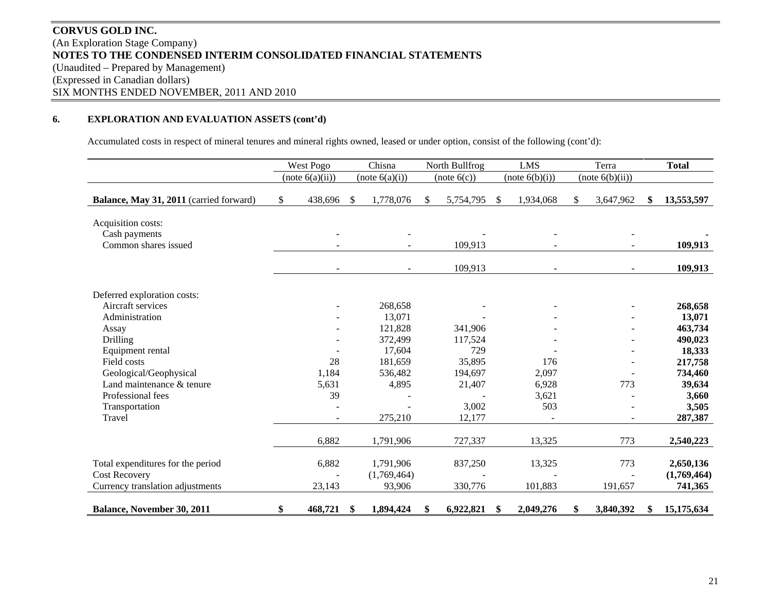**CORVUS GOLD INC.**
(An Exploration Stage Company)
**NOTES TO THE CONDENSED INTERIM CONSOLIDATED FINANCIAL STATEMENTS**
(Unaudited – Prepared by Management)
(Expressed in Canadian dollars)
SIX MONTHS ENDED NOVEMBER, 2011 AND 2010

## 6. EXPLORATION AND EVALUATION ASSETS (cont'd)

Accumulated costs in respect of mineral tenures and mineral rights owned, leased or under option, consist of the following (cont'd):

| | West Pogo (note 6(a)(ii)) | Chisna (note 6(a)(i)) | North Bullfrog (note 6(c)) | LMS (note 6(b)(i)) | Terra (note 6(b)(ii)) | **Total** |
|---|---|---|---|---|---|---|
| **Balance, May 31, 2011** (carried forward) | $ 438,696 | $ 1,778,076 | $ 5,754,795 | $ 1,934,068 | $ 3,647,962 | **$ 13,553,597** |
| Acquisition costs: | | | | | | |
| Cash payments | - | - | - | - | - | **-** |
| Common shares issued | - | - | 109,913 | - | - | **109,913** |
| | - | - | 109,913 | - | - | **109,913** |
| Deferred exploration costs: | | | | | | |
| Aircraft services | - | 268,658 | - | - | - | **268,658** |
| Administration | - | 13,071 | - | - | - | **13,071** |
| Assay | - | 121,828 | 341,906 | - | - | **463,734** |
| Drilling | - | 372,499 | 117,524 | - | - | **490,023** |
| Equipment rental | - | 17,604 | 729 | - | - | **18,333** |
| Field costs | 28 | 181,659 | 35,895 | 176 | - | **217,758** |
| Geological/Geophysical | 1,184 | 536,482 | 194,697 | 2,097 | - | **734,460** |
| Land maintenance & tenure | 5,631 | 4,895 | 21,407 | 6,928 | 773 | **39,634** |
| Professional fees | 39 | - | - | 3,621 | - | **3,660** |
| Transportation | - | - | 3,002 | 503 | - | **3,505** |
| Travel | - | 275,210 | 12,177 | - | - | **287,387** |
| | 6,882 | 1,791,906 | 727,337 | 13,325 | 773 | **2,540,223** |
| Total expenditures for the period | 6,882 | 1,791,906 | 837,250 | 13,325 | 773 | **2,650,136** |
| Cost Recovery | - | (1,769,464) | - | - | - | **(1,769,464)** |
| Currency translation adjustments | 23,143 | 93,906 | 330,776 | 101,883 | 191,657 | **741,365** |
| **Balance, November 30, 2011** | **$ 468,721** | **$ 1,894,424** | **$ 6,922,821** | **$ 2,049,276** | **$ 3,840,392** | **$ 15,175,634** |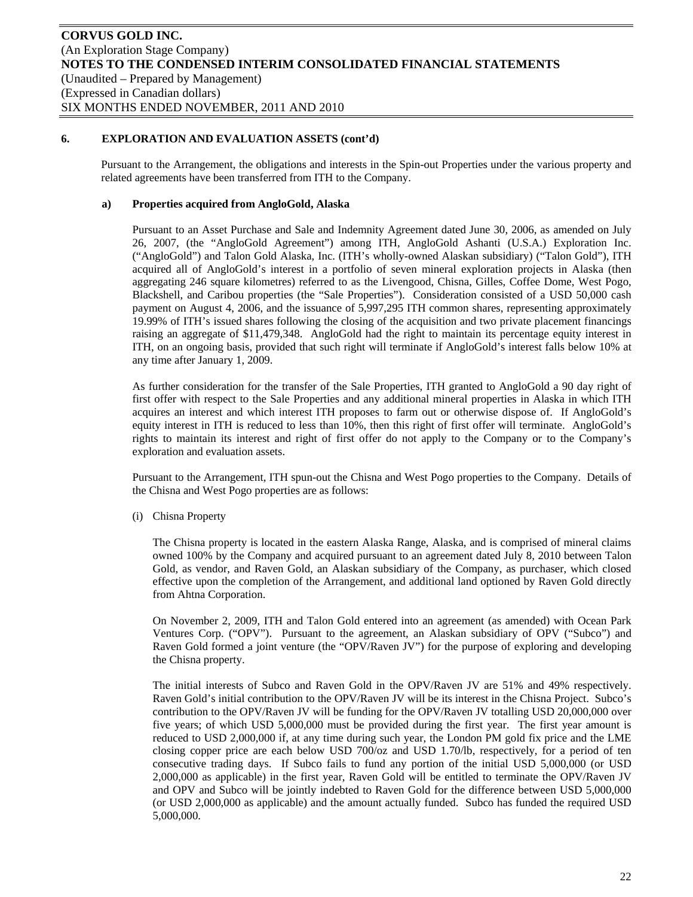## 6. EXPLORATION AND EVALUATION ASSETS (cont'd)

Pursuant to the Arrangement, the obligations and interests in the Spin-out Properties under the various property and related agreements have been transferred from ITH to the Company.

### a) Properties acquired from AngloGold, Alaska

Pursuant to an Asset Purchase and Sale and Indemnity Agreement dated June 30, 2006, as amended on July 26, 2007, (the "AngloGold Agreement") among ITH, AngloGold Ashanti (U.S.A.) Exploration Inc. ("AngloGold") and Talon Gold Alaska, Inc. (ITH's wholly-owned Alaskan subsidiary) ("Talon Gold"), ITH acquired all of AngloGold's interest in a portfolio of seven mineral exploration projects in Alaska (then aggregating 246 square kilometres) referred to as the Livengood, Chisna, Gilles, Coffee Dome, West Pogo, Blackshell, and Caribou properties (the "Sale Properties"). Consideration consisted of a USD 50,000 cash payment on August 4, 2006, and the issuance of 5,997,295 ITH common shares, representing approximately 19.99% of ITH's issued shares following the closing of the acquisition and two private placement financings raising an aggregate of $11,479,348. AngloGold had the right to maintain its percentage equity interest in ITH, on an ongoing basis, provided that such right will terminate if AngloGold's interest falls below 10% at any time after January 1, 2009.

As further consideration for the transfer of the Sale Properties, ITH granted to AngloGold a 90 day right of first offer with respect to the Sale Properties and any additional mineral properties in Alaska in which ITH acquires an interest and which interest ITH proposes to farm out or otherwise dispose of. If AngloGold's equity interest in ITH is reduced to less than 10%, then this right of first offer will terminate. AngloGold's rights to maintain its interest and right of first offer do not apply to the Company or to the Company's exploration and evaluation assets.

Pursuant to the Arrangement, ITH spun-out the Chisna and West Pogo properties to the Company. Details of the Chisna and West Pogo properties are as follows:

(i) Chisna Property

The Chisna property is located in the eastern Alaska Range, Alaska, and is comprised of mineral claims owned 100% by the Company and acquired pursuant to an agreement dated July 8, 2010 between Talon Gold, as vendor, and Raven Gold, an Alaskan subsidiary of the Company, as purchaser, which closed effective upon the completion of the Arrangement, and additional land optioned by Raven Gold directly from Ahtna Corporation.

On November 2, 2009, ITH and Talon Gold entered into an agreement (as amended) with Ocean Park Ventures Corp. ("OPV"). Pursuant to the agreement, an Alaskan subsidiary of OPV ("Subco") and Raven Gold formed a joint venture (the "OPV/Raven JV") for the purpose of exploring and developing the Chisna property.

The initial interests of Subco and Raven Gold in the OPV/Raven JV are 51% and 49% respectively. Raven Gold's initial contribution to the OPV/Raven JV will be its interest in the Chisna Project. Subco's contribution to the OPV/Raven JV will be funding for the OPV/Raven JV totalling USD 20,000,000 over five years; of which USD 5,000,000 must be provided during the first year. The first year amount is reduced to USD 2,000,000 if, at any time during such year, the London PM gold fix price and the LME closing copper price are each below USD 700/oz and USD 1.70/lb, respectively, for a period of ten consecutive trading days. If Subco fails to fund any portion of the initial USD 5,000,000 (or USD 2,000,000 as applicable) in the first year, Raven Gold will be entitled to terminate the OPV/Raven JV and OPV and Subco will be jointly indebted to Raven Gold for the difference between USD 5,000,000 (or USD 2,000,000 as applicable) and the amount actually funded. Subco has funded the required USD 5,000,000.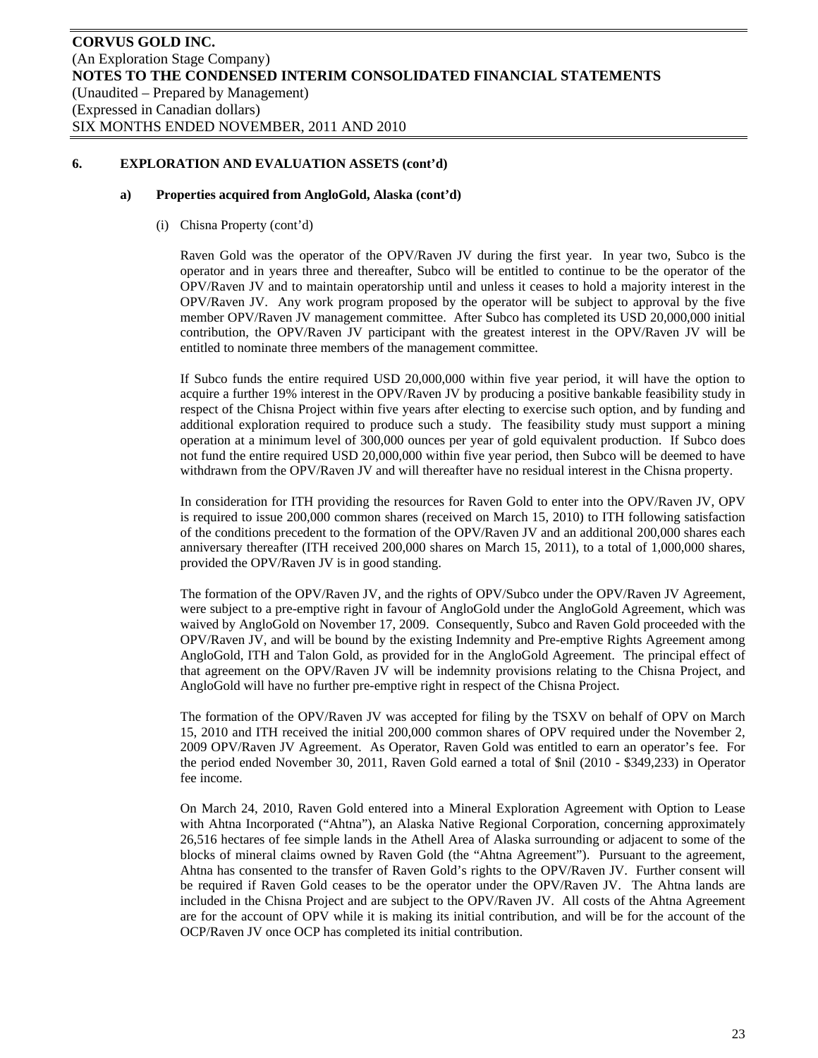## 6. EXPLORATION AND EVALUATION ASSETS (cont'd)

### a) Properties acquired from AngloGold, Alaska (cont'd)

(i) Chisna Property (cont'd)

Raven Gold was the operator of the OPV/Raven JV during the first year. In year two, Subco is the operator and in years three and thereafter, Subco will be entitled to continue to be the operator of the OPV/Raven JV and to maintain operatorship until and unless it ceases to hold a majority interest in the OPV/Raven JV. Any work program proposed by the operator will be subject to approval by the five member OPV/Raven JV management committee. After Subco has completed its USD 20,000,000 initial contribution, the OPV/Raven JV participant with the greatest interest in the OPV/Raven JV will be entitled to nominate three members of the management committee.

If Subco funds the entire required USD 20,000,000 within five year period, it will have the option to acquire a further 19% interest in the OPV/Raven JV by producing a positive bankable feasibility study in respect of the Chisna Project within five years after electing to exercise such option, and by funding and additional exploration required to produce such a study. The feasibility study must support a mining operation at a minimum level of 300,000 ounces per year of gold equivalent production. If Subco does not fund the entire required USD 20,000,000 within five year period, then Subco will be deemed to have withdrawn from the OPV/Raven JV and will thereafter have no residual interest in the Chisna property.

In consideration for ITH providing the resources for Raven Gold to enter into the OPV/Raven JV, OPV is required to issue 200,000 common shares (received on March 15, 2010) to ITH following satisfaction of the conditions precedent to the formation of the OPV/Raven JV and an additional 200,000 shares each anniversary thereafter (ITH received 200,000 shares on March 15, 2011), to a total of 1,000,000 shares, provided the OPV/Raven JV is in good standing.

The formation of the OPV/Raven JV, and the rights of OPV/Subco under the OPV/Raven JV Agreement, were subject to a pre-emptive right in favour of AngloGold under the AngloGold Agreement, which was waived by AngloGold on November 17, 2009. Consequently, Subco and Raven Gold proceeded with the OPV/Raven JV, and will be bound by the existing Indemnity and Pre-emptive Rights Agreement among AngloGold, ITH and Talon Gold, as provided for in the AngloGold Agreement. The principal effect of that agreement on the OPV/Raven JV will be indemnity provisions relating to the Chisna Project, and AngloGold will have no further pre-emptive right in respect of the Chisna Project.

The formation of the OPV/Raven JV was accepted for filing by the TSXV on behalf of OPV on March 15, 2010 and ITH received the initial 200,000 common shares of OPV required under the November 2, 2009 OPV/Raven JV Agreement. As Operator, Raven Gold was entitled to earn an operator's fee. For the period ended November 30, 2011, Raven Gold earned a total of $nil (2010 - $349,233) in Operator fee income.

On March 24, 2010, Raven Gold entered into a Mineral Exploration Agreement with Option to Lease with Ahtna Incorporated ("Ahtna"), an Alaska Native Regional Corporation, concerning approximately 26,516 hectares of fee simple lands in the Athell Area of Alaska surrounding or adjacent to some of the blocks of mineral claims owned by Raven Gold (the "Ahtna Agreement"). Pursuant to the agreement, Ahtna has consented to the transfer of Raven Gold's rights to the OPV/Raven JV. Further consent will be required if Raven Gold ceases to be the operator under the OPV/Raven JV. The Ahtna lands are included in the Chisna Project and are subject to the OPV/Raven JV. All costs of the Ahtna Agreement are for the account of OPV while it is making its initial contribution, and will be for the account of the OCP/Raven JV once OCP has completed its initial contribution.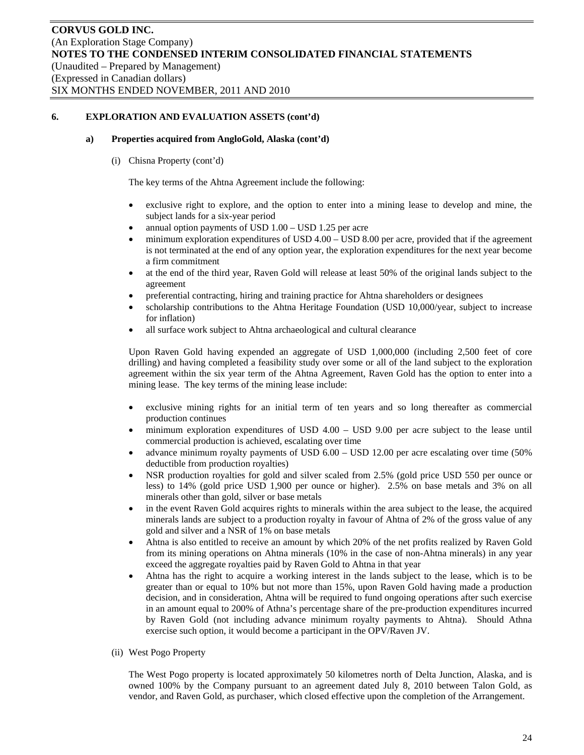## 6. EXPLORATION AND EVALUATION ASSETS (cont'd)

### a) Properties acquired from AngloGold, Alaska (cont'd)

(i) Chisna Property (cont'd)

The key terms of the Ahtna Agreement include the following:

- exclusive right to explore, and the option to enter into a mining lease to develop and mine, the subject lands for a six-year period
- annual option payments of USD 1.00 – USD 1.25 per acre
- minimum exploration expenditures of USD 4.00 – USD 8.00 per acre, provided that if the agreement is not terminated at the end of any option year, the exploration expenditures for the next year become a firm commitment
- at the end of the third year, Raven Gold will release at least 50% of the original lands subject to the agreement
- preferential contracting, hiring and training practice for Ahtna shareholders or designees
- scholarship contributions to the Ahtna Heritage Foundation (USD 10,000/year, subject to increase for inflation)
- all surface work subject to Ahtna archaeological and cultural clearance

Upon Raven Gold having expended an aggregate of USD 1,000,000 (including 2,500 feet of core drilling) and having completed a feasibility study over some or all of the land subject to the exploration agreement within the six year term of the Ahtna Agreement, Raven Gold has the option to enter into a mining lease. The key terms of the mining lease include:

- exclusive mining rights for an initial term of ten years and so long thereafter as commercial production continues
- minimum exploration expenditures of USD 4.00 – USD 9.00 per acre subject to the lease until commercial production is achieved, escalating over time
- advance minimum royalty payments of USD 6.00 – USD 12.00 per acre escalating over time (50% deductible from production royalties)
- NSR production royalties for gold and silver scaled from 2.5% (gold price USD 550 per ounce or less) to 14% (gold price USD 1,900 per ounce or higher). 2.5% on base metals and 3% on all minerals other than gold, silver or base metals
- in the event Raven Gold acquires rights to minerals within the area subject to the lease, the acquired minerals lands are subject to a production royalty in favour of Ahtna of 2% of the gross value of any gold and silver and a NSR of 1% on base metals
- Ahtna is also entitled to receive an amount by which 20% of the net profits realized by Raven Gold from its mining operations on Ahtna minerals (10% in the case of non-Ahtna minerals) in any year exceed the aggregate royalties paid by Raven Gold to Ahtna in that year
- Ahtna has the right to acquire a working interest in the lands subject to the lease, which is to be greater than or equal to 10% but not more than 15%, upon Raven Gold having made a production decision, and in consideration, Ahtna will be required to fund ongoing operations after such exercise in an amount equal to 200% of Athna's percentage share of the pre-production expenditures incurred by Raven Gold (not including advance minimum royalty payments to Ahtna). Should Athna exercise such option, it would become a participant in the OPV/Raven JV.

(ii) West Pogo Property

The West Pogo property is located approximately 50 kilometres north of Delta Junction, Alaska, and is owned 100% by the Company pursuant to an agreement dated July 8, 2010 between Talon Gold, as vendor, and Raven Gold, as purchaser, which closed effective upon the completion of the Arrangement.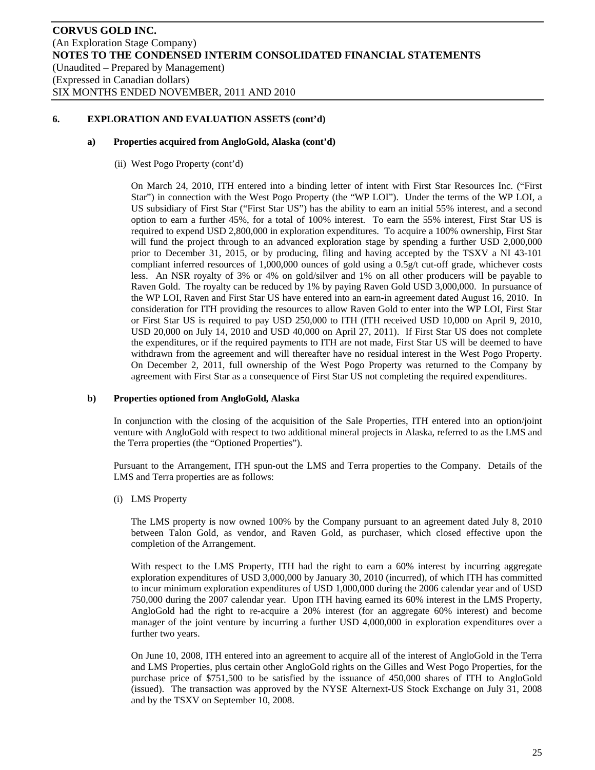## 6. EXPLORATION AND EVALUATION ASSETS (cont'd)

### a) Properties acquired from AngloGold, Alaska (cont'd)

(ii) West Pogo Property (cont'd)

On March 24, 2010, ITH entered into a binding letter of intent with First Star Resources Inc. ("First Star") in connection with the West Pogo Property (the "WP LOI"). Under the terms of the WP LOI, a US subsidiary of First Star ("First Star US") has the ability to earn an initial 55% interest, and a second option to earn a further 45%, for a total of 100% interest. To earn the 55% interest, First Star US is required to expend USD 2,800,000 in exploration expenditures. To acquire a 100% ownership, First Star will fund the project through to an advanced exploration stage by spending a further USD 2,000,000 prior to December 31, 2015, or by producing, filing and having accepted by the TSXV a NI 43-101 compliant inferred resources of 1,000,000 ounces of gold using a 0.5g/t cut-off grade, whichever costs less. An NSR royalty of 3% or 4% on gold/silver and 1% on all other producers will be payable to Raven Gold. The royalty can be reduced by 1% by paying Raven Gold USD 3,000,000. In pursuance of the WP LOI, Raven and First Star US have entered into an earn-in agreement dated August 16, 2010. In consideration for ITH providing the resources to allow Raven Gold to enter into the WP LOI, First Star or First Star US is required to pay USD 250,000 to ITH (ITH received USD 10,000 on April 9, 2010, USD 20,000 on July 14, 2010 and USD 40,000 on April 27, 2011). If First Star US does not complete the expenditures, or if the required payments to ITH are not made, First Star US will be deemed to have withdrawn from the agreement and will thereafter have no residual interest in the West Pogo Property. On December 2, 2011, full ownership of the West Pogo Property was returned to the Company by agreement with First Star as a consequence of First Star US not completing the required expenditures.

### b) Properties optioned from AngloGold, Alaska

In conjunction with the closing of the acquisition of the Sale Properties, ITH entered into an option/joint venture with AngloGold with respect to two additional mineral projects in Alaska, referred to as the LMS and the Terra properties (the "Optioned Properties").

Pursuant to the Arrangement, ITH spun-out the LMS and Terra properties to the Company. Details of the LMS and Terra properties are as follows:

(i) LMS Property

The LMS property is now owned 100% by the Company pursuant to an agreement dated July 8, 2010 between Talon Gold, as vendor, and Raven Gold, as purchaser, which closed effective upon the completion of the Arrangement.

With respect to the LMS Property, ITH had the right to earn a 60% interest by incurring aggregate exploration expenditures of USD 3,000,000 by January 30, 2010 (incurred), of which ITH has committed to incur minimum exploration expenditures of USD 1,000,000 during the 2006 calendar year and of USD 750,000 during the 2007 calendar year. Upon ITH having earned its 60% interest in the LMS Property, AngloGold had the right to re-acquire a 20% interest (for an aggregate 60% interest) and become manager of the joint venture by incurring a further USD 4,000,000 in exploration expenditures over a further two years.

On June 10, 2008, ITH entered into an agreement to acquire all of the interest of AngloGold in the Terra and LMS Properties, plus certain other AngloGold rights on the Gilles and West Pogo Properties, for the purchase price of $751,500 to be satisfied by the issuance of 450,000 shares of ITH to AngloGold (issued). The transaction was approved by the NYSE Alternext-US Stock Exchange on July 31, 2008 and by the TSXV on September 10, 2008.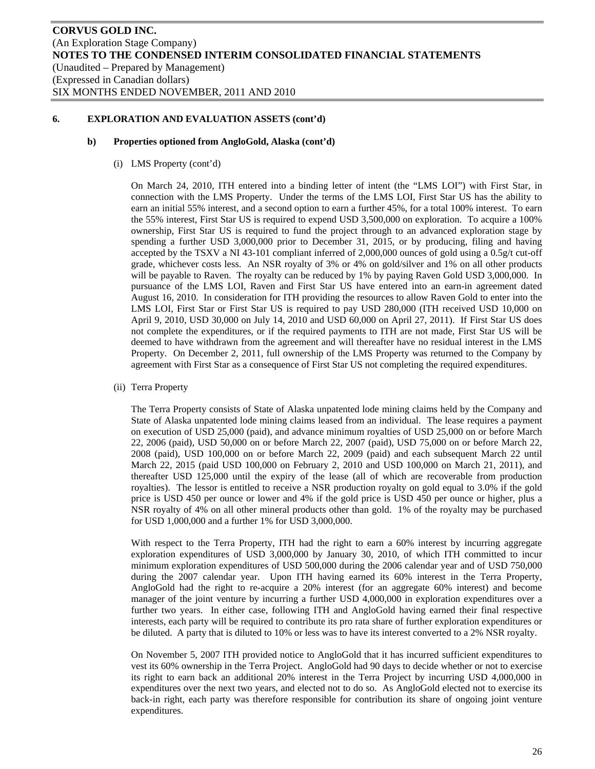## 6. EXPLORATION AND EVALUATION ASSETS (cont'd)

### b) Properties optioned from AngloGold, Alaska (cont'd)

(i) LMS Property (cont'd)

On March 24, 2010, ITH entered into a binding letter of intent (the "LMS LOI") with First Star, in connection with the LMS Property. Under the terms of the LMS LOI, First Star US has the ability to earn an initial 55% interest, and a second option to earn a further 45%, for a total 100% interest. To earn the 55% interest, First Star US is required to expend USD 3,500,000 on exploration. To acquire a 100% ownership, First Star US is required to fund the project through to an advanced exploration stage by spending a further USD 3,000,000 prior to December 31, 2015, or by producing, filing and having accepted by the TSXV a NI 43-101 compliant inferred of 2,000,000 ounces of gold using a 0.5g/t cut-off grade, whichever costs less. An NSR royalty of 3% or 4% on gold/silver and 1% on all other products will be payable to Raven. The royalty can be reduced by 1% by paying Raven Gold USD 3,000,000. In pursuance of the LMS LOI, Raven and First Star US have entered into an earn-in agreement dated August 16, 2010. In consideration for ITH providing the resources to allow Raven Gold to enter into the LMS LOI, First Star or First Star US is required to pay USD 280,000 (ITH received USD 10,000 on April 9, 2010, USD 30,000 on July 14, 2010 and USD 60,000 on April 27, 2011). If First Star US does not complete the expenditures, or if the required payments to ITH are not made, First Star US will be deemed to have withdrawn from the agreement and will thereafter have no residual interest in the LMS Property. On December 2, 2011, full ownership of the LMS Property was returned to the Company by agreement with First Star as a consequence of First Star US not completing the required expenditures.

(ii) Terra Property

The Terra Property consists of State of Alaska unpatented lode mining claims held by the Company and State of Alaska unpatented lode mining claims leased from an individual. The lease requires a payment on execution of USD 25,000 (paid), and advance minimum royalties of USD 25,000 on or before March 22, 2006 (paid), USD 50,000 on or before March 22, 2007 (paid), USD 75,000 on or before March 22, 2008 (paid), USD 100,000 on or before March 22, 2009 (paid) and each subsequent March 22 until March 22, 2015 (paid USD 100,000 on February 2, 2010 and USD 100,000 on March 21, 2011), and thereafter USD 125,000 until the expiry of the lease (all of which are recoverable from production royalties). The lessor is entitled to receive a NSR production royalty on gold equal to 3.0% if the gold price is USD 450 per ounce or lower and 4% if the gold price is USD 450 per ounce or higher, plus a NSR royalty of 4% on all other mineral products other than gold. 1% of the royalty may be purchased for USD 1,000,000 and a further 1% for USD 3,000,000.

With respect to the Terra Property, ITH had the right to earn a 60% interest by incurring aggregate exploration expenditures of USD 3,000,000 by January 30, 2010, of which ITH committed to incur minimum exploration expenditures of USD 500,000 during the 2006 calendar year and of USD 750,000 during the 2007 calendar year. Upon ITH having earned its 60% interest in the Terra Property, AngloGold had the right to re-acquire a 20% interest (for an aggregate 60% interest) and become manager of the joint venture by incurring a further USD 4,000,000 in exploration expenditures over a further two years. In either case, following ITH and AngloGold having earned their final respective interests, each party will be required to contribute its pro rata share of further exploration expenditures or be diluted. A party that is diluted to 10% or less was to have its interest converted to a 2% NSR royalty.

On November 5, 2007 ITH provided notice to AngloGold that it has incurred sufficient expenditures to vest its 60% ownership in the Terra Project. AngloGold had 90 days to decide whether or not to exercise its right to earn back an additional 20% interest in the Terra Project by incurring USD 4,000,000 in expenditures over the next two years, and elected not to do so. As AngloGold elected not to exercise its back-in right, each party was therefore responsible for contribution its share of ongoing joint venture expenditures.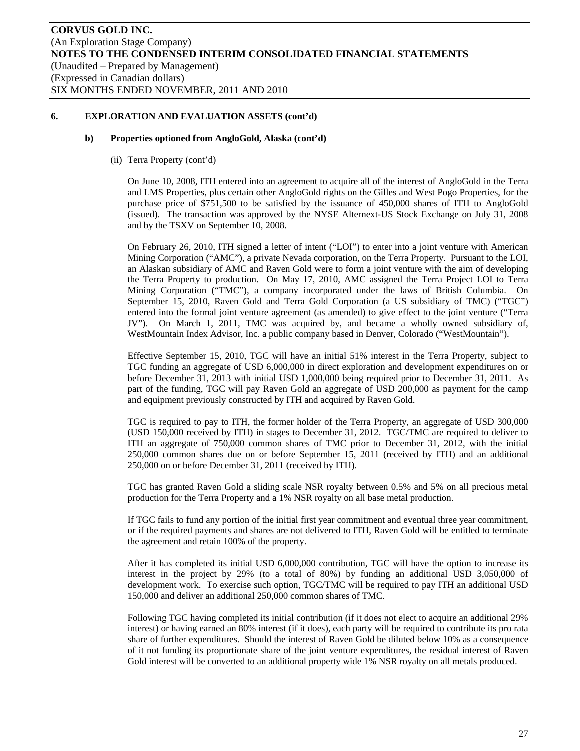## 6. EXPLORATION AND EVALUATION ASSETS (cont'd)

### b) Properties optioned from AngloGold, Alaska (cont'd)

(ii) Terra Property (cont'd)

On June 10, 2008, ITH entered into an agreement to acquire all of the interest of AngloGold in the Terra and LMS Properties, plus certain other AngloGold rights on the Gilles and West Pogo Properties, for the purchase price of $751,500 to be satisfied by the issuance of 450,000 shares of ITH to AngloGold (issued). The transaction was approved by the NYSE Alternext-US Stock Exchange on July 31, 2008 and by the TSXV on September 10, 2008.

On February 26, 2010, ITH signed a letter of intent ("LOI") to enter into a joint venture with American Mining Corporation ("AMC"), a private Nevada corporation, on the Terra Property. Pursuant to the LOI, an Alaskan subsidiary of AMC and Raven Gold were to form a joint venture with the aim of developing the Terra Property to production. On May 17, 2010, AMC assigned the Terra Project LOI to Terra Mining Corporation ("TMC"), a company incorporated under the laws of British Columbia. On September 15, 2010, Raven Gold and Terra Gold Corporation (a US subsidiary of TMC) ("TGC") entered into the formal joint venture agreement (as amended) to give effect to the joint venture ("Terra JV"). On March 1, 2011, TMC was acquired by, and became a wholly owned subsidiary of, WestMountain Index Advisor, Inc. a public company based in Denver, Colorado ("WestMountain").

Effective September 15, 2010, TGC will have an initial 51% interest in the Terra Property, subject to TGC funding an aggregate of USD 6,000,000 in direct exploration and development expenditures on or before December 31, 2013 with initial USD 1,000,000 being required prior to December 31, 2011. As part of the funding, TGC will pay Raven Gold an aggregate of USD 200,000 as payment for the camp and equipment previously constructed by ITH and acquired by Raven Gold.

TGC is required to pay to ITH, the former holder of the Terra Property, an aggregate of USD 300,000 (USD 150,000 received by ITH) in stages to December 31, 2012. TGC/TMC are required to deliver to ITH an aggregate of 750,000 common shares of TMC prior to December 31, 2012, with the initial 250,000 common shares due on or before September 15, 2011 (received by ITH) and an additional 250,000 on or before December 31, 2011 (received by ITH).

TGC has granted Raven Gold a sliding scale NSR royalty between 0.5% and 5% on all precious metal production for the Terra Property and a 1% NSR royalty on all base metal production.

If TGC fails to fund any portion of the initial first year commitment and eventual three year commitment, or if the required payments and shares are not delivered to ITH, Raven Gold will be entitled to terminate the agreement and retain 100% of the property.

After it has completed its initial USD 6,000,000 contribution, TGC will have the option to increase its interest in the project by 29% (to a total of 80%) by funding an additional USD 3,050,000 of development work. To exercise such option, TGC/TMC will be required to pay ITH an additional USD 150,000 and deliver an additional 250,000 common shares of TMC.

Following TGC having completed its initial contribution (if it does not elect to acquire an additional 29% interest) or having earned an 80% interest (if it does), each party will be required to contribute its pro rata share of further expenditures. Should the interest of Raven Gold be diluted below 10% as a consequence of it not funding its proportionate share of the joint venture expenditures, the residual interest of Raven Gold interest will be converted to an additional property wide 1% NSR royalty on all metals produced.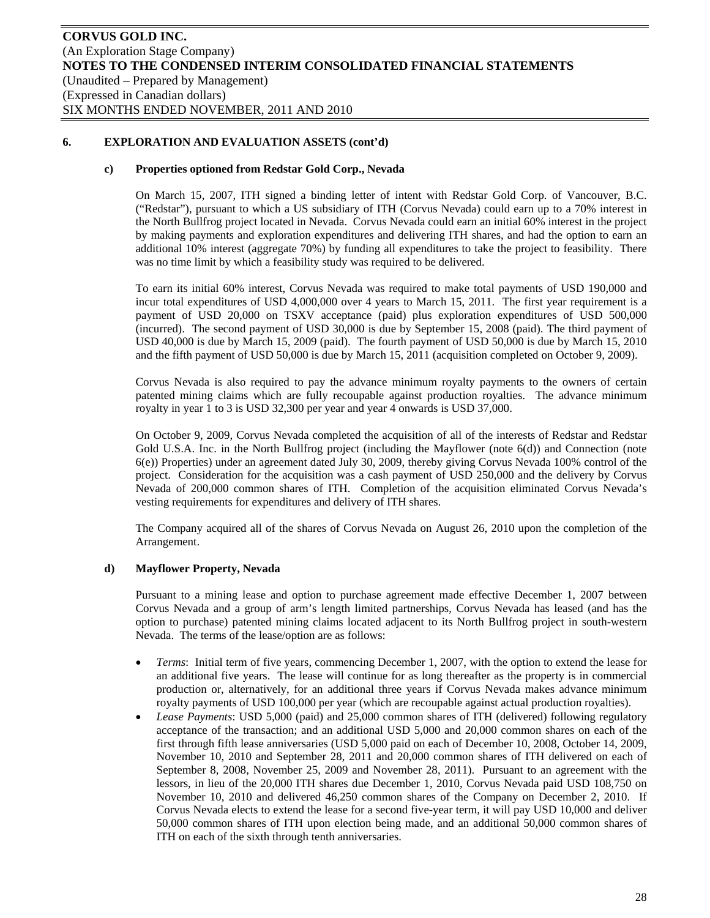## 6. EXPLORATION AND EVALUATION ASSETS (cont'd)

### c) Properties optioned from Redstar Gold Corp., Nevada

On March 15, 2007, ITH signed a binding letter of intent with Redstar Gold Corp. of Vancouver, B.C. ("Redstar"), pursuant to which a US subsidiary of ITH (Corvus Nevada) could earn up to a 70% interest in the North Bullfrog project located in Nevada. Corvus Nevada could earn an initial 60% interest in the project by making payments and exploration expenditures and delivering ITH shares, and had the option to earn an additional 10% interest (aggregate 70%) by funding all expenditures to take the project to feasibility. There was no time limit by which a feasibility study was required to be delivered.

To earn its initial 60% interest, Corvus Nevada was required to make total payments of USD 190,000 and incur total expenditures of USD 4,000,000 over 4 years to March 15, 2011. The first year requirement is a payment of USD 20,000 on TSXV acceptance (paid) plus exploration expenditures of USD 500,000 (incurred). The second payment of USD 30,000 is due by September 15, 2008 (paid). The third payment of USD 40,000 is due by March 15, 2009 (paid). The fourth payment of USD 50,000 is due by March 15, 2010 and the fifth payment of USD 50,000 is due by March 15, 2011 (acquisition completed on October 9, 2009).

Corvus Nevada is also required to pay the advance minimum royalty payments to the owners of certain patented mining claims which are fully recoupable against production royalties. The advance minimum royalty in year 1 to 3 is USD 32,300 per year and year 4 onwards is USD 37,000.

On October 9, 2009, Corvus Nevada completed the acquisition of all of the interests of Redstar and Redstar Gold U.S.A. Inc. in the North Bullfrog project (including the Mayflower (note 6(d)) and Connection (note 6(e)) Properties) under an agreement dated July 30, 2009, thereby giving Corvus Nevada 100% control of the project. Consideration for the acquisition was a cash payment of USD 250,000 and the delivery by Corvus Nevada of 200,000 common shares of ITH. Completion of the acquisition eliminated Corvus Nevada's vesting requirements for expenditures and delivery of ITH shares.

The Company acquired all of the shares of Corvus Nevada on August 26, 2010 upon the completion of the Arrangement.

### d) Mayflower Property, Nevada

Pursuant to a mining lease and option to purchase agreement made effective December 1, 2007 between Corvus Nevada and a group of arm's length limited partnerships, Corvus Nevada has leased (and has the option to purchase) patented mining claims located adjacent to its North Bullfrog project in south-western Nevada. The terms of the lease/option are as follows:

- *Terms*: Initial term of five years, commencing December 1, 2007, with the option to extend the lease for an additional five years. The lease will continue for as long thereafter as the property is in commercial production or, alternatively, for an additional three years if Corvus Nevada makes advance minimum royalty payments of USD 100,000 per year (which are recoupable against actual production royalties).
- *Lease Payments*: USD 5,000 (paid) and 25,000 common shares of ITH (delivered) following regulatory acceptance of the transaction; and an additional USD 5,000 and 20,000 common shares on each of the first through fifth lease anniversaries (USD 5,000 paid on each of December 10, 2008, October 14, 2009, November 10, 2010 and September 28, 2011 and 20,000 common shares of ITH delivered on each of September 8, 2008, November 25, 2009 and November 28, 2011). Pursuant to an agreement with the lessors, in lieu of the 20,000 ITH shares due December 1, 2010, Corvus Nevada paid USD 108,750 on November 10, 2010 and delivered 46,250 common shares of the Company on December 2, 2010. If Corvus Nevada elects to extend the lease for a second five-year term, it will pay USD 10,000 and deliver 50,000 common shares of ITH upon election being made, and an additional 50,000 common shares of ITH on each of the sixth through tenth anniversaries.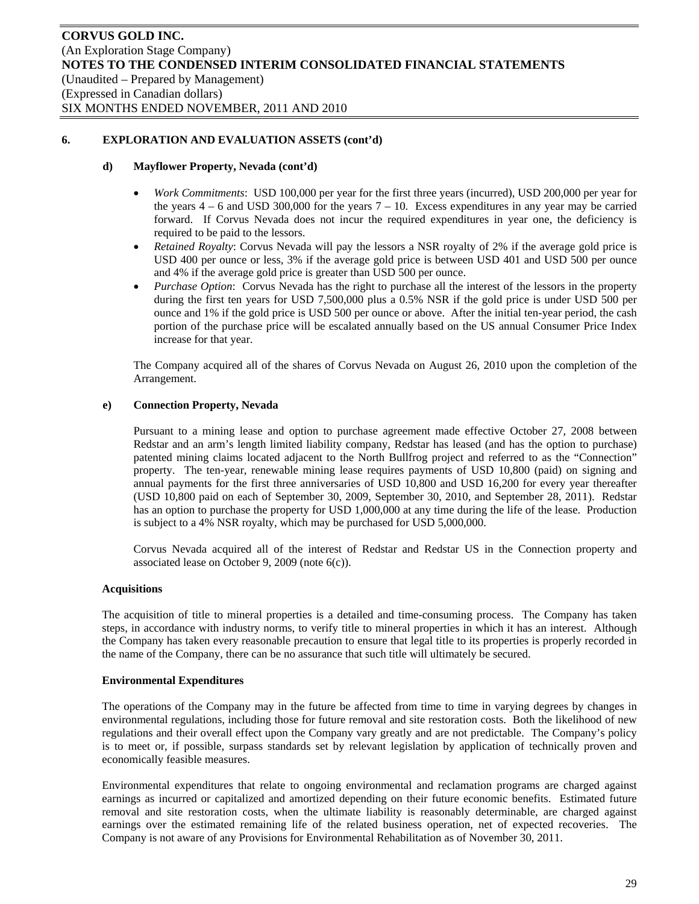## 6. EXPLORATION AND EVALUATION ASSETS (cont'd)

### d) Mayflower Property, Nevada (cont'd)

- *Work Commitments*: USD 100,000 per year for the first three years (incurred), USD 200,000 per year for the years 4 – 6 and USD 300,000 for the years 7 – 10. Excess expenditures in any year may be carried forward. If Corvus Nevada does not incur the required expenditures in year one, the deficiency is required to be paid to the lessors.
- *Retained Royalty*: Corvus Nevada will pay the lessors a NSR royalty of 2% if the average gold price is USD 400 per ounce or less, 3% if the average gold price is between USD 401 and USD 500 per ounce and 4% if the average gold price is greater than USD 500 per ounce.
- *Purchase Option*: Corvus Nevada has the right to purchase all the interest of the lessors in the property during the first ten years for USD 7,500,000 plus a 0.5% NSR if the gold price is under USD 500 per ounce and 1% if the gold price is USD 500 per ounce or above. After the initial ten-year period, the cash portion of the purchase price will be escalated annually based on the US annual Consumer Price Index increase for that year.

The Company acquired all of the shares of Corvus Nevada on August 26, 2010 upon the completion of the Arrangement.

### e) Connection Property, Nevada

Pursuant to a mining lease and option to purchase agreement made effective October 27, 2008 between Redstar and an arm's length limited liability company, Redstar has leased (and has the option to purchase) patented mining claims located adjacent to the North Bullfrog project and referred to as the "Connection" property. The ten-year, renewable mining lease requires payments of USD 10,800 (paid) on signing and annual payments for the first three anniversaries of USD 10,800 and USD 16,200 for every year thereafter (USD 10,800 paid on each of September 30, 2009, September 30, 2010, and September 28, 2011). Redstar has an option to purchase the property for USD 1,000,000 at any time during the life of the lease. Production is subject to a 4% NSR royalty, which may be purchased for USD 5,000,000.

Corvus Nevada acquired all of the interest of Redstar and Redstar US in the Connection property and associated lease on October 9, 2009 (note 6(c)).

**Acquisitions**

The acquisition of title to mineral properties is a detailed and time-consuming process. The Company has taken steps, in accordance with industry norms, to verify title to mineral properties in which it has an interest. Although the Company has taken every reasonable precaution to ensure that legal title to its properties is properly recorded in the name of the Company, there can be no assurance that such title will ultimately be secured.

**Environmental Expenditures**

The operations of the Company may in the future be affected from time to time in varying degrees by changes in environmental regulations, including those for future removal and site restoration costs. Both the likelihood of new regulations and their overall effect upon the Company vary greatly and are not predictable. The Company's policy is to meet or, if possible, surpass standards set by relevant legislation by application of technically proven and economically feasible measures.

Environmental expenditures that relate to ongoing environmental and reclamation programs are charged against earnings as incurred or capitalized and amortized depending on their future economic benefits. Estimated future removal and site restoration costs, when the ultimate liability is reasonably determinable, are charged against earnings over the estimated remaining life of the related business operation, net of expected recoveries. The Company is not aware of any Provisions for Environmental Rehabilitation as of November 30, 2011.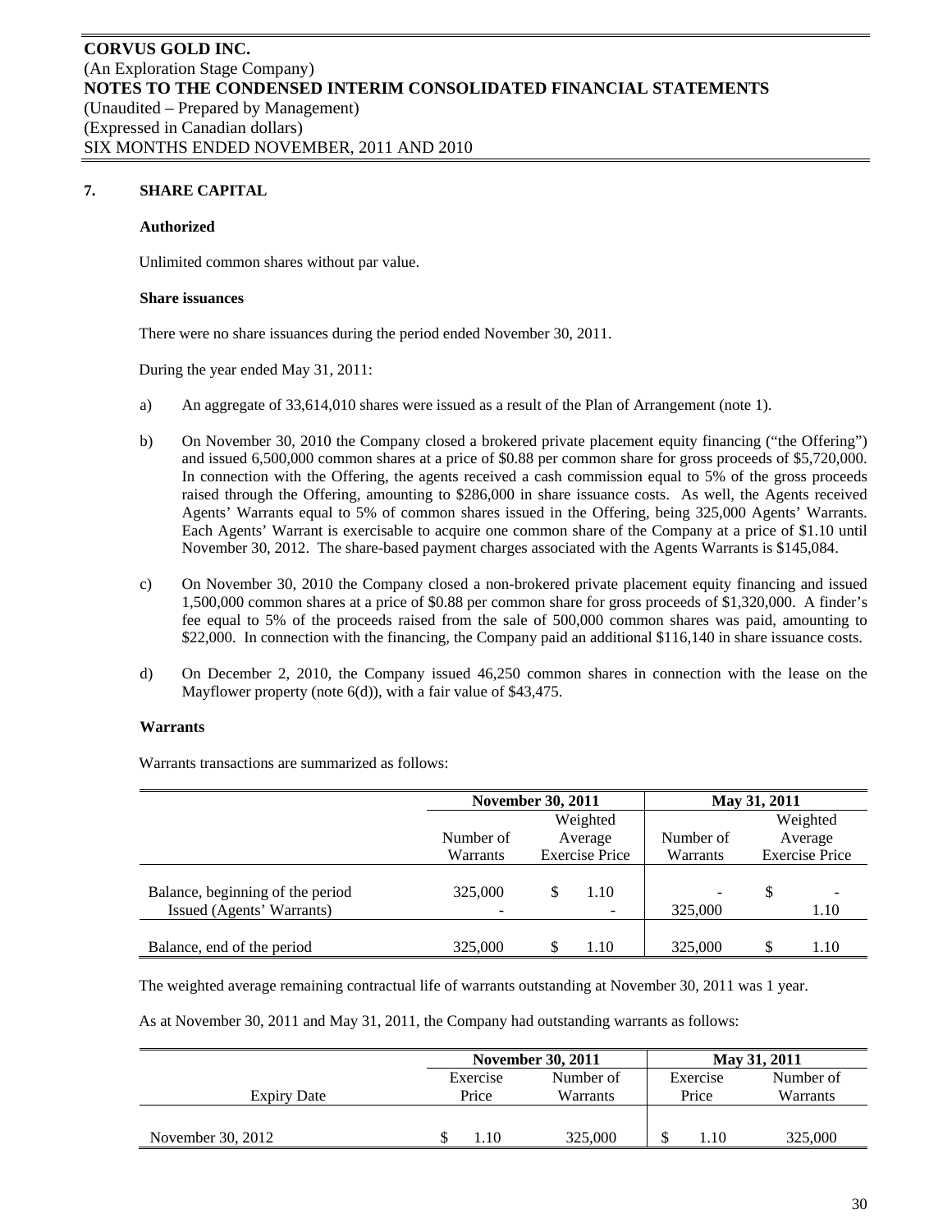**CORVUS GOLD INC.**
(An Exploration Stage Company)
**NOTES TO THE CONDENSED INTERIM CONSOLIDATED FINANCIAL STATEMENTS**
(Unaudited – Prepared by Management)
(Expressed in Canadian dollars)
SIX MONTHS ENDED NOVEMBER, 2011 AND 2010

## 7. SHARE CAPITAL

### Authorized

Unlimited common shares without par value.

### Share issuances

There were no share issuances during the period ended November 30, 2011.

During the year ended May 31, 2011:

a) An aggregate of 33,614,010 shares were issued as a result of the Plan of Arrangement (note 1).

b) On November 30, 2010 the Company closed a brokered private placement equity financing ("the Offering") and issued 6,500,000 common shares at a price of $0.88 per common share for gross proceeds of $5,720,000. In connection with the Offering, the agents received a cash commission equal to 5% of the gross proceeds raised through the Offering, amounting to $286,000 in share issuance costs. As well, the Agents received Agents' Warrants equal to 5% of common shares issued in the Offering, being 325,000 Agents' Warrants. Each Agents' Warrant is exercisable to acquire one common share of the Company at a price of $1.10 until November 30, 2012. The share-based payment charges associated with the Agents Warrants is $145,084.

c) On November 30, 2010 the Company closed a non-brokered private placement equity financing and issued 1,500,000 common shares at a price of $0.88 per common share for gross proceeds of $1,320,000. A finder's fee equal to 5% of the proceeds raised from the sale of 500,000 common shares was paid, amounting to $22,000. In connection with the financing, the Company paid an additional $116,140 in share issuance costs.

d) On December 2, 2010, the Company issued 46,250 common shares in connection with the lease on the Mayflower property (note 6(d)), with a fair value of $43,475.

### Warrants

Warrants transactions are summarized as follows:

| | November 30, 2011 | | May 31, 2011 | |
|---|---|---|---|---|
| | Number of Warrants | Weighted Average Exercise Price | Number of Warrants | Weighted Average Exercise Price |
| Balance, beginning of the period | 325,000 | $ 1.10 | - | $ - |
| Issued (Agents' Warrants) | - | - | 325,000 | 1.10 |
| Balance, end of the period | 325,000 | $ 1.10 | 325,000 | $ 1.10 |

The weighted average remaining contractual life of warrants outstanding at November 30, 2011 was 1 year.

As at November 30, 2011 and May 31, 2011, the Company had outstanding warrants as follows:

| | November 30, 2011 | | May 31, 2011 | |
|---|---|---|---|---|
| Expiry Date | Exercise Price | Number of Warrants | Exercise Price | Number of Warrants |
| November 30, 2012 | $ 1.10 | 325,000 | $ 1.10 | 325,000 |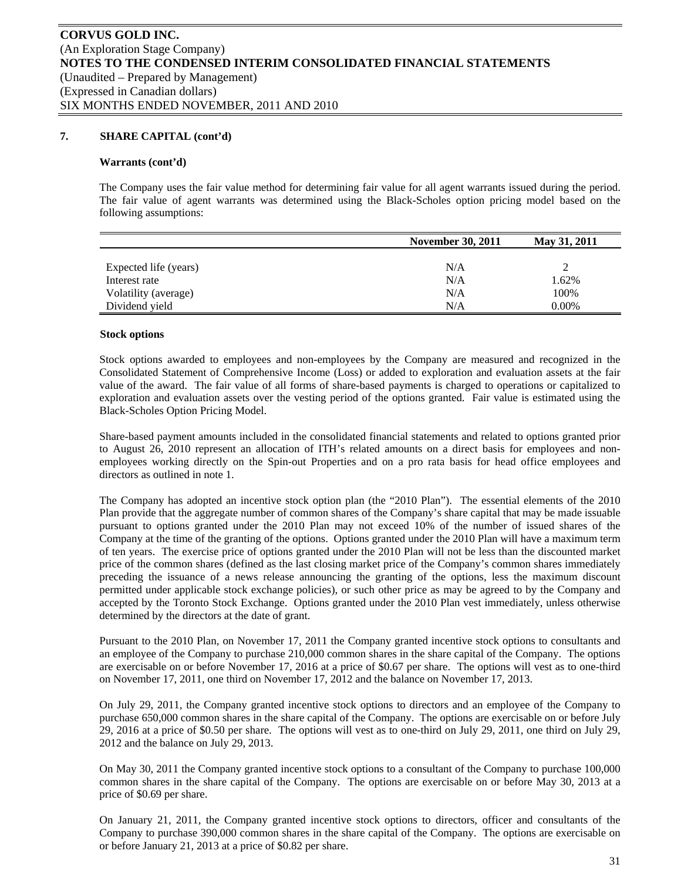## 7. SHARE CAPITAL (cont'd)

### Warrants (cont'd)

The Company uses the fair value method for determining fair value for all agent warrants issued during the period. The fair value of agent warrants was determined using the Black-Scholes option pricing model based on the following assumptions:

| | November 30, 2011 | May 31, 2011 |
|---|---|---|
| Expected life (years) | N/A | 2 |
| Interest rate | N/A | 1.62% |
| Volatility (average) | N/A | 100% |
| Dividend yield | N/A | 0.00% |

### Stock options

Stock options awarded to employees and non-employees by the Company are measured and recognized in the Consolidated Statement of Comprehensive Income (Loss) or added to exploration and evaluation assets at the fair value of the award. The fair value of all forms of share-based payments is charged to operations or capitalized to exploration and evaluation assets over the vesting period of the options granted. Fair value is estimated using the Black-Scholes Option Pricing Model.

Share-based payment amounts included in the consolidated financial statements and related to options granted prior to August 26, 2010 represent an allocation of ITH's related amounts on a direct basis for employees and non-employees working directly on the Spin-out Properties and on a pro rata basis for head office employees and directors as outlined in note 1.

The Company has adopted an incentive stock option plan (the "2010 Plan"). The essential elements of the 2010 Plan provide that the aggregate number of common shares of the Company's share capital that may be made issuable pursuant to options granted under the 2010 Plan may not exceed 10% of the number of issued shares of the Company at the time of the granting of the options. Options granted under the 2010 Plan will have a maximum term of ten years. The exercise price of options granted under the 2010 Plan will not be less than the discounted market price of the common shares (defined as the last closing market price of the Company's common shares immediately preceding the issuance of a news release announcing the granting of the options, less the maximum discount permitted under applicable stock exchange policies), or such other price as may be agreed to by the Company and accepted by the Toronto Stock Exchange. Options granted under the 2010 Plan vest immediately, unless otherwise determined by the directors at the date of grant.

Pursuant to the 2010 Plan, on November 17, 2011 the Company granted incentive stock options to consultants and an employee of the Company to purchase 210,000 common shares in the share capital of the Company. The options are exercisable on or before November 17, 2016 at a price of $0.67 per share. The options will vest as to one-third on November 17, 2011, one third on November 17, 2012 and the balance on November 17, 2013.

On July 29, 2011, the Company granted incentive stock options to directors and an employee of the Company to purchase 650,000 common shares in the share capital of the Company. The options are exercisable on or before July 29, 2016 at a price of $0.50 per share. The options will vest as to one-third on July 29, 2011, one third on July 29, 2012 and the balance on July 29, 2013.

On May 30, 2011 the Company granted incentive stock options to a consultant of the Company to purchase 100,000 common shares in the share capital of the Company. The options are exercisable on or before May 30, 2013 at a price of $0.69 per share.

On January 21, 2011, the Company granted incentive stock options to directors, officer and consultants of the Company to purchase 390,000 common shares in the share capital of the Company. The options are exercisable on or before January 21, 2013 at a price of $0.82 per share.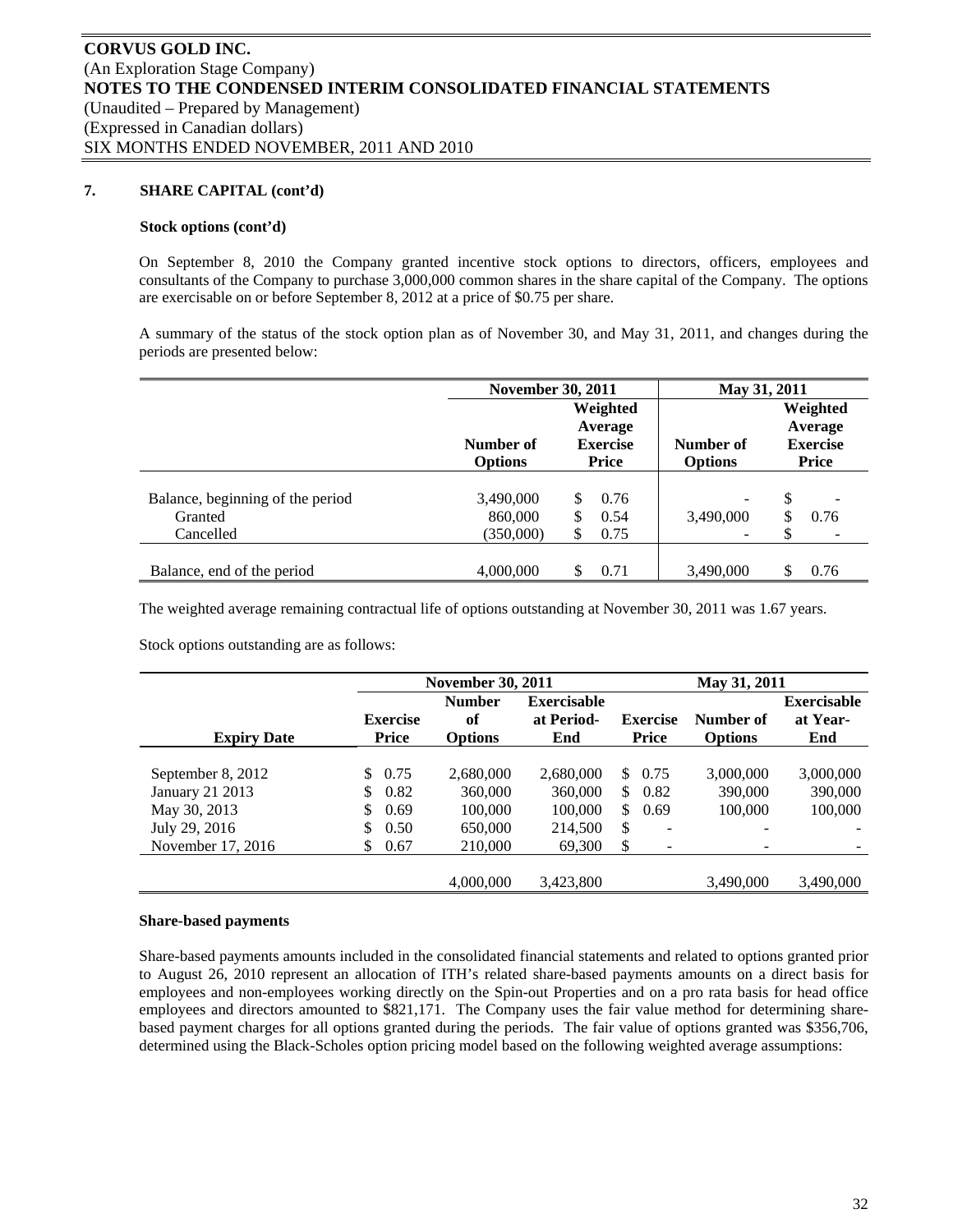CORVUS GOLD INC.
(An Exploration Stage Company)
NOTES TO THE CONDENSED INTERIM CONSOLIDATED FINANCIAL STATEMENTS
(Unaudited – Prepared by Management)
(Expressed in Canadian dollars)
SIX MONTHS ENDED NOVEMBER, 2011 AND 2010

## 7. SHARE CAPITAL (cont'd)

### Stock options (cont'd)

On September 8, 2010 the Company granted incentive stock options to directors, officers, employees and consultants of the Company to purchase 3,000,000 common shares in the share capital of the Company. The options are exercisable on or before September 8, 2012 at a price of $0.75 per share.

A summary of the status of the stock option plan as of November 30, and May 31, 2011, and changes during the periods are presented below:

| | November 30, 2011 | | May 31, 2011 | |
|---|---|---|---|---|
| | Number of Options | Weighted Average Exercise Price | Number of Options | Weighted Average Exercise Price |
| Balance, beginning of the period | 3,490,000 | $ 0.76 | - | $ - |
| Granted | 860,000 | $ 0.54 | 3,490,000 | $ 0.76 |
| Cancelled | (350,000) | $ 0.75 | - | $ - |
| Balance, end of the period | 4,000,000 | $ 0.71 | 3,490,000 | $ 0.76 |

The weighted average remaining contractual life of options outstanding at November 30, 2011 was 1.67 years.

Stock options outstanding are as follows:

| | November 30, 2011 | | | May 31, 2011 | | |
|---|---|---|---|---|---|---|
| Expiry Date | Exercise Price | Number of Options | Exercisable at Period-End | Exercise Price | Number of Options | Exercisable at Year-End |
| September 8, 2012 | $ 0.75 | 2,680,000 | 2,680,000 | $ 0.75 | 3,000,000 | 3,000,000 |
| January 21 2013 | $ 0.82 | 360,000 | 360,000 | $ 0.82 | 390,000 | 390,000 |
| May 30, 2013 | $ 0.69 | 100,000 | 100,000 | $ 0.69 | 100,000 | 100,000 |
| July 29, 2016 | $ 0.50 | 650,000 | 214,500 | $ - | - | - |
| November 17, 2016 | $ 0.67 | 210,000 | 69,300 | $ - | - | - |
| | | 4,000,000 | 3,423,800 | | 3,490,000 | 3,490,000 |

### Share-based payments

Share-based payments amounts included in the consolidated financial statements and related to options granted prior to August 26, 2010 represent an allocation of ITH's related share-based payments amounts on a direct basis for employees and non-employees working directly on the Spin-out Properties and on a pro rata basis for head office employees and directors amounted to $821,171. The Company uses the fair value method for determining share-based payment charges for all options granted during the periods. The fair value of options granted was $356,706, determined using the Black-Scholes option pricing model based on the following weighted average assumptions: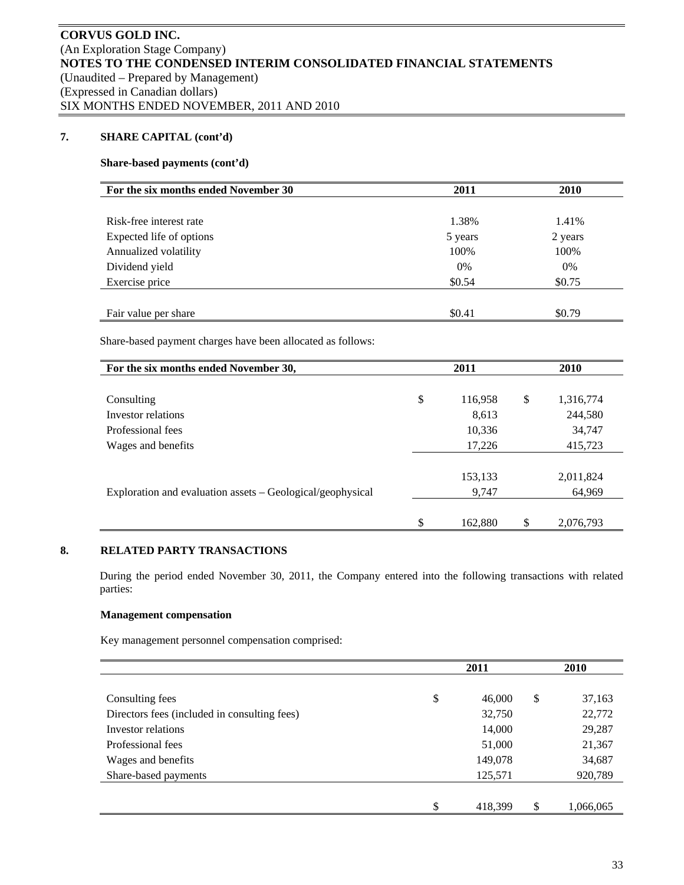## 7. SHARE CAPITAL (cont'd)

**Share-based payments (cont'd)**

| For the six months ended November 30 | 2011 | 2010 |
|---|---|---|
| Risk-free interest rate | 1.38% | 1.41% |
| Expected life of options | 5 years | 2 years |
| Annualized volatility | 100% | 100% |
| Dividend yield | 0% | 0% |
| Exercise price | $0.54 | $0.75 |
| Fair value per share | $0.41 | $0.79 |

Share-based payment charges have been allocated as follows:

| For the six months ended November 30, | 2011 | 2010 |
|---|---|---|
| Consulting | $ 116,958 | $ 1,316,774 |
| Investor relations | 8,613 | 244,580 |
| Professional fees | 10,336 | 34,747 |
| Wages and benefits | 17,226 | 415,723 |
| | 153,133 | 2,011,824 |
| Exploration and evaluation assets – Geological/geophysical | 9,747 | 64,969 |
| | $ 162,880 | $ 2,076,793 |

## 8. RELATED PARTY TRANSACTIONS

During the period ended November 30, 2011, the Company entered into the following transactions with related parties:

**Management compensation**

Key management personnel compensation comprised:

| | 2011 | 2010 |
|---|---|---|
| Consulting fees | $ 46,000 | $ 37,163 |
| Directors fees (included in consulting fees) | 32,750 | 22,772 |
| Investor relations | 14,000 | 29,287 |
| Professional fees | 51,000 | 21,367 |
| Wages and benefits | 149,078 | 34,687 |
| Share-based payments | 125,571 | 920,789 |
| | $ 418,399 | $ 1,066,065 |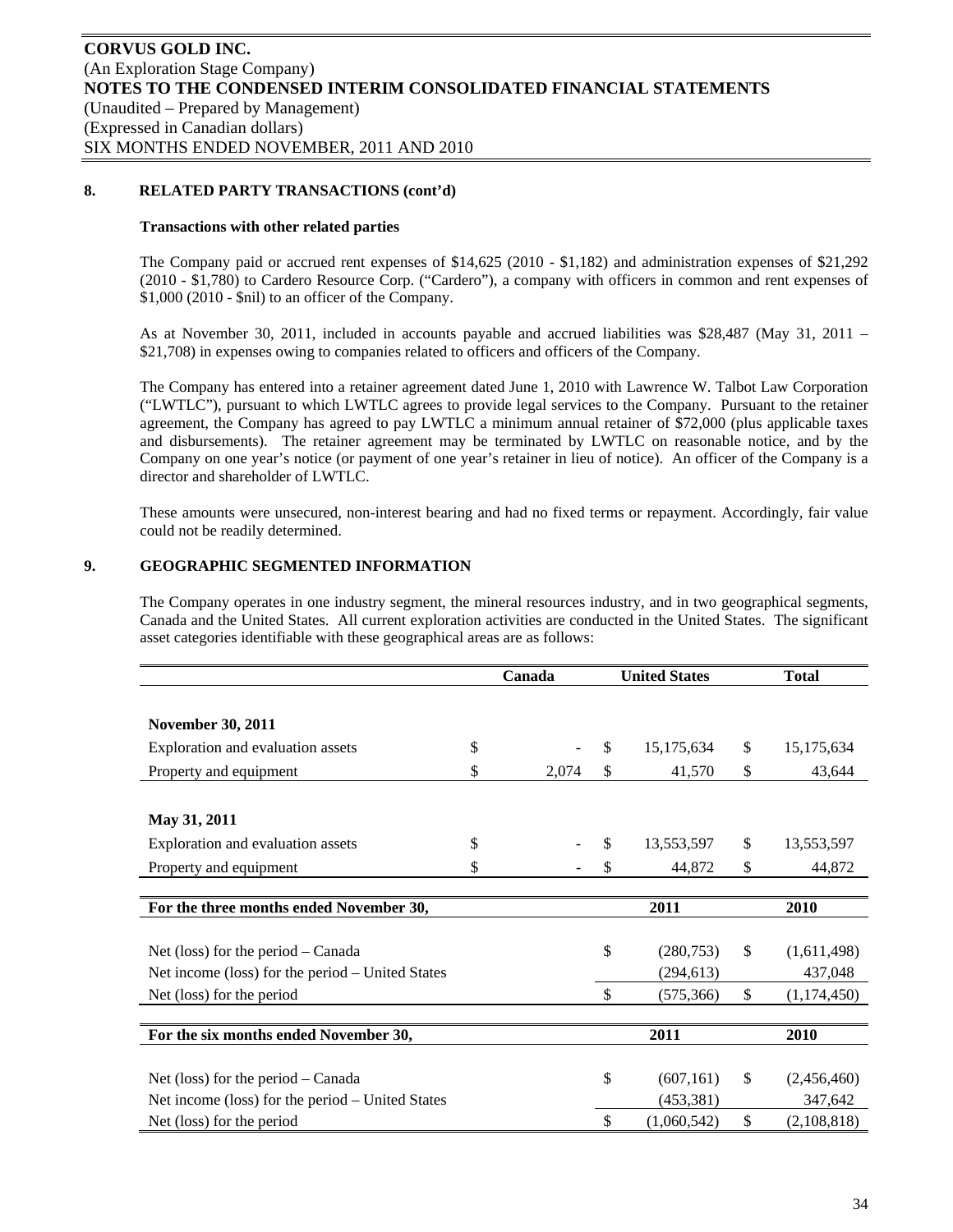## 8. RELATED PARTY TRANSACTIONS (cont'd)

**Transactions with other related parties**

The Company paid or accrued rent expenses of $14,625 (2010 - $1,182) and administration expenses of $21,292 (2010 - $1,780) to Cardero Resource Corp. ("Cardero"), a company with officers in common and rent expenses of $1,000 (2010 - $nil) to an officer of the Company.

As at November 30, 2011, included in accounts payable and accrued liabilities was $28,487 (May 31, 2011 – $21,708) in expenses owing to companies related to officers and officers of the Company.

The Company has entered into a retainer agreement dated June 1, 2010 with Lawrence W. Talbot Law Corporation ("LWTLC"), pursuant to which LWTLC agrees to provide legal services to the Company. Pursuant to the retainer agreement, the Company has agreed to pay LWTLC a minimum annual retainer of $72,000 (plus applicable taxes and disbursements). The retainer agreement may be terminated by LWTLC on reasonable notice, and by the Company on one year's notice (or payment of one year's retainer in lieu of notice). An officer of the Company is a director and shareholder of LWTLC.

These amounts were unsecured, non-interest bearing and had no fixed terms or repayment. Accordingly, fair value could not be readily determined.

## 9. GEOGRAPHIC SEGMENTED INFORMATION

The Company operates in one industry segment, the mineral resources industry, and in two geographical segments, Canada and the United States. All current exploration activities are conducted in the United States. The significant asset categories identifiable with these geographical areas are as follows:

| | Canada | United States | Total |
|---|---|---|---|
| **November 30, 2011** | | | |
| Exploration and evaluation assets | $ - | $ 15,175,634 | $ 15,175,634 |
| Property and equipment | $ 2,074 | $ 41,570 | $ 43,644 |
| **May 31, 2011** | | | |
| Exploration and evaluation assets | $ - | $ 13,553,597 | $ 13,553,597 |
| Property and equipment | $ - | $ 44,872 | $ 44,872 |

| For the three months ended November 30, | 2011 | 2010 |
|---|---|---|
| Net (loss) for the period – Canada | $ (280,753) | $ (1,611,498) |
| Net income (loss) for the period – United States | (294,613) | 437,048 |
| Net (loss) for the period | $ (575,366) | $ (1,174,450) |

| For the six months ended November 30, | 2011 | 2010 |
|---|---|---|
| Net (loss) for the period – Canada | $ (607,161) | $ (2,456,460) |
| Net income (loss) for the period – United States | (453,381) | 347,642 |
| Net (loss) for the period | $ (1,060,542) | $ (2,108,818) |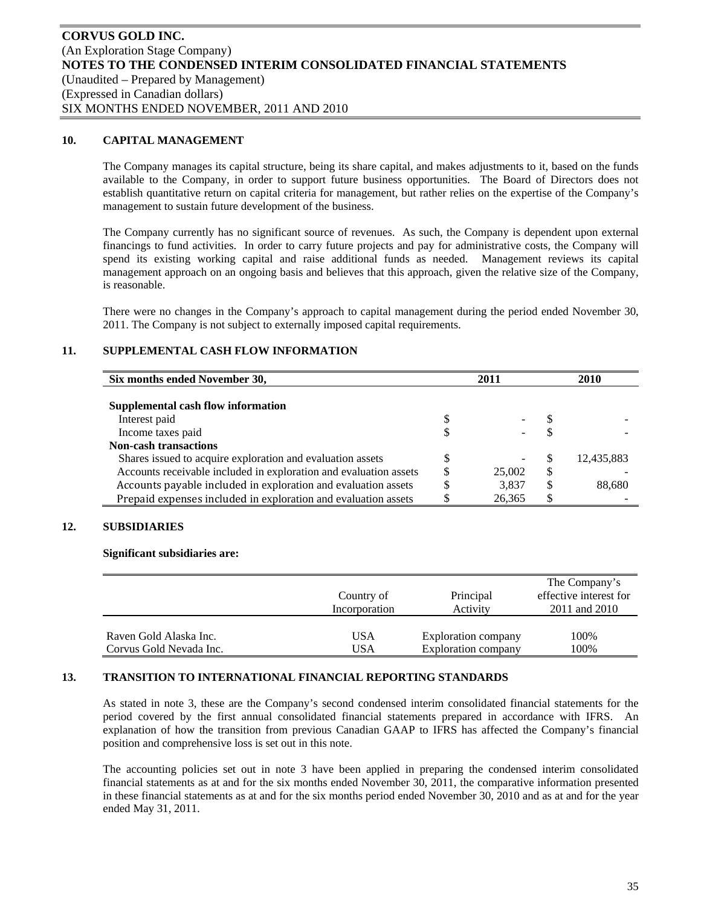## 10. CAPITAL MANAGEMENT

The Company manages its capital structure, being its share capital, and makes adjustments to it, based on the funds available to the Company, in order to support future business opportunities. The Board of Directors does not establish quantitative return on capital criteria for management, but rather relies on the expertise of the Company's management to sustain future development of the business.

The Company currently has no significant source of revenues. As such, the Company is dependent upon external financings to fund activities. In order to carry future projects and pay for administrative costs, the Company will spend its existing working capital and raise additional funds as needed. Management reviews its capital management approach on an ongoing basis and believes that this approach, given the relative size of the Company, is reasonable.

There were no changes in the Company's approach to capital management during the period ended November 30, 2011. The Company is not subject to externally imposed capital requirements.

## 11. SUPPLEMENTAL CASH FLOW INFORMATION

| Six months ended November 30, | 2011 | 2010 |
|---|---|---|
| **Supplemental cash flow information** | | |
| Interest paid | $ - | $ - |
| Income taxes paid | $ - | $ - |
| **Non-cash transactions** | | |
| Shares issued to acquire exploration and evaluation assets | $ - | $ 12,435,883 |
| Accounts receivable included in exploration and evaluation assets | $ 25,002 | $ - |
| Accounts payable included in exploration and evaluation assets | $ 3,837 | $ 88,680 |
| Prepaid expenses included in exploration and evaluation assets | $ 26,365 | $ - |

## 12. SUBSIDIARIES

**Significant subsidiaries are:**

| | Country of Incorporation | Principal Activity | The Company's effective interest for 2011 and 2010 |
|---|---|---|---|
| Raven Gold Alaska Inc. | USA | Exploration company | 100% |
| Corvus Gold Nevada Inc. | USA | Exploration company | 100% |

## 13. TRANSITION TO INTERNATIONAL FINANCIAL REPORTING STANDARDS

As stated in note 3, these are the Company's second condensed interim consolidated financial statements for the period covered by the first annual consolidated financial statements prepared in accordance with IFRS. An explanation of how the transition from previous Canadian GAAP to IFRS has affected the Company's financial position and comprehensive loss is set out in this note.

The accounting policies set out in note 3 have been applied in preparing the condensed interim consolidated financial statements as at and for the six months ended November 30, 2011, the comparative information presented in these financial statements as at and for the six months period ended November 30, 2010 and as at and for the year ended May 31, 2011.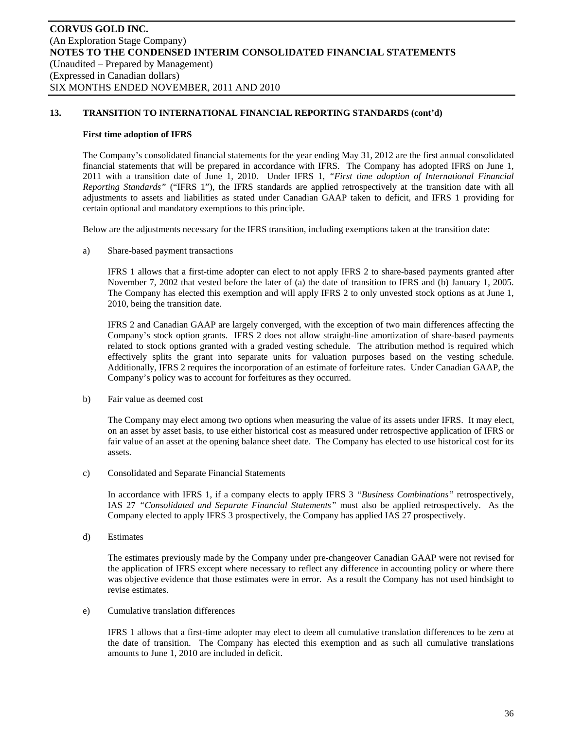## 13. TRANSITION TO INTERNATIONAL FINANCIAL REPORTING STANDARDS (cont'd)

### First time adoption of IFRS

The Company's consolidated financial statements for the year ending May 31, 2012 are the first annual consolidated financial statements that will be prepared in accordance with IFRS. The Company has adopted IFRS on June 1, 2011 with a transition date of June 1, 2010. Under IFRS 1, *"First time adoption of International Financial Reporting Standards"* ("IFRS 1"), the IFRS standards are applied retrospectively at the transition date with all adjustments to assets and liabilities as stated under Canadian GAAP taken to deficit, and IFRS 1 providing for certain optional and mandatory exemptions to this principle.

Below are the adjustments necessary for the IFRS transition, including exemptions taken at the transition date:

a) Share-based payment transactions

IFRS 1 allows that a first-time adopter can elect to not apply IFRS 2 to share-based payments granted after November 7, 2002 that vested before the later of (a) the date of transition to IFRS and (b) January 1, 2005. The Company has elected this exemption and will apply IFRS 2 to only unvested stock options as at June 1, 2010, being the transition date.

IFRS 2 and Canadian GAAP are largely converged, with the exception of two main differences affecting the Company's stock option grants. IFRS 2 does not allow straight-line amortization of share-based payments related to stock options granted with a graded vesting schedule. The attribution method is required which effectively splits the grant into separate units for valuation purposes based on the vesting schedule. Additionally, IFRS 2 requires the incorporation of an estimate of forfeiture rates. Under Canadian GAAP, the Company's policy was to account for forfeitures as they occurred.

b) Fair value as deemed cost

The Company may elect among two options when measuring the value of its assets under IFRS. It may elect, on an asset by asset basis, to use either historical cost as measured under retrospective application of IFRS or fair value of an asset at the opening balance sheet date. The Company has elected to use historical cost for its assets.

c) Consolidated and Separate Financial Statements

In accordance with IFRS 1, if a company elects to apply IFRS 3 *"Business Combinations"* retrospectively, IAS 27 *"Consolidated and Separate Financial Statements"* must also be applied retrospectively. As the Company elected to apply IFRS 3 prospectively, the Company has applied IAS 27 prospectively.

d) Estimates

The estimates previously made by the Company under pre-changeover Canadian GAAP were not revised for the application of IFRS except where necessary to reflect any difference in accounting policy or where there was objective evidence that those estimates were in error. As a result the Company has not used hindsight to revise estimates.

e) Cumulative translation differences

IFRS 1 allows that a first-time adopter may elect to deem all cumulative translation differences to be zero at the date of transition. The Company has elected this exemption and as such all cumulative translations amounts to June 1, 2010 are included in deficit.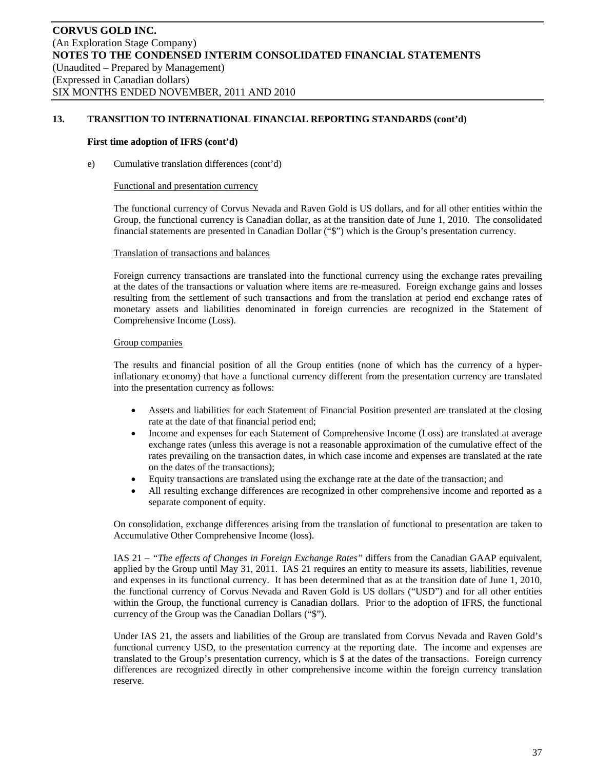## 13. TRANSITION TO INTERNATIONAL FINANCIAL REPORTING STANDARDS (cont'd)

### First time adoption of IFRS (cont'd)

e) Cumulative translation differences (cont'd)

Functional and presentation currency

The functional currency of Corvus Nevada and Raven Gold is US dollars, and for all other entities within the Group, the functional currency is Canadian dollar, as at the transition date of June 1, 2010. The consolidated financial statements are presented in Canadian Dollar ("$") which is the Group's presentation currency.

Translation of transactions and balances

Foreign currency transactions are translated into the functional currency using the exchange rates prevailing at the dates of the transactions or valuation where items are re-measured. Foreign exchange gains and losses resulting from the settlement of such transactions and from the translation at period end exchange rates of monetary assets and liabilities denominated in foreign currencies are recognized in the Statement of Comprehensive Income (Loss).

Group companies

The results and financial position of all the Group entities (none of which has the currency of a hyper-inflationary economy) that have a functional currency different from the presentation currency are translated into the presentation currency as follows:

- Assets and liabilities for each Statement of Financial Position presented are translated at the closing rate at the date of that financial period end;
- Income and expenses for each Statement of Comprehensive Income (Loss) are translated at average exchange rates (unless this average is not a reasonable approximation of the cumulative effect of the rates prevailing on the transaction dates, in which case income and expenses are translated at the rate on the dates of the transactions);
- Equity transactions are translated using the exchange rate at the date of the transaction; and
- All resulting exchange differences are recognized in other comprehensive income and reported as a separate component of equity.

On consolidation, exchange differences arising from the translation of functional to presentation are taken to Accumulative Other Comprehensive Income (loss).

IAS 21 – *"The effects of Changes in Foreign Exchange Rates"* differs from the Canadian GAAP equivalent, applied by the Group until May 31, 2011. IAS 21 requires an entity to measure its assets, liabilities, revenue and expenses in its functional currency. It has been determined that as at the transition date of June 1, 2010, the functional currency of Corvus Nevada and Raven Gold is US dollars ("USD") and for all other entities within the Group, the functional currency is Canadian dollars. Prior to the adoption of IFRS, the functional currency of the Group was the Canadian Dollars ("$").

Under IAS 21, the assets and liabilities of the Group are translated from Corvus Nevada and Raven Gold's functional currency USD, to the presentation currency at the reporting date. The income and expenses are translated to the Group's presentation currency, which is $ at the dates of the transactions. Foreign currency differences are recognized directly in other comprehensive income within the foreign currency translation reserve.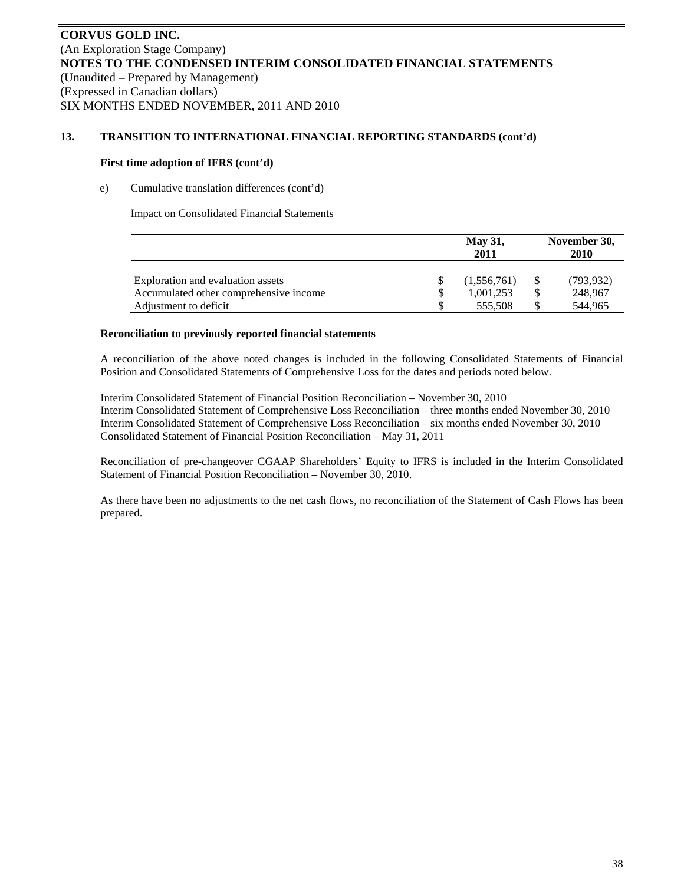## 13. TRANSITION TO INTERNATIONAL FINANCIAL REPORTING STANDARDS (cont'd)

### First time adoption of IFRS (cont'd)

e) Cumulative translation differences (cont'd)

Impact on Consolidated Financial Statements

| | May 31, 2011 | November 30, 2010 |
|---|---|---|
| Exploration and evaluation assets | $ (1,556,761) | $ (793,932) |
| Accumulated other comprehensive income | $ 1,001,253 | $ 248,967 |
| Adjustment to deficit | $ 555,508 | $ 544,965 |

### Reconciliation to previously reported financial statements

A reconciliation of the above noted changes is included in the following Consolidated Statements of Financial Position and Consolidated Statements of Comprehensive Loss for the dates and periods noted below.

Interim Consolidated Statement of Financial Position Reconciliation – November 30, 2010
Interim Consolidated Statement of Comprehensive Loss Reconciliation – three months ended November 30, 2010
Interim Consolidated Statement of Comprehensive Loss Reconciliation – six months ended November 30, 2010
Consolidated Statement of Financial Position Reconciliation – May 31, 2011

Reconciliation of pre-changeover CGAAP Shareholders' Equity to IFRS is included in the Interim Consolidated Statement of Financial Position Reconciliation – November 30, 2010.

As there have been no adjustments to the net cash flows, no reconciliation of the Statement of Cash Flows has been prepared.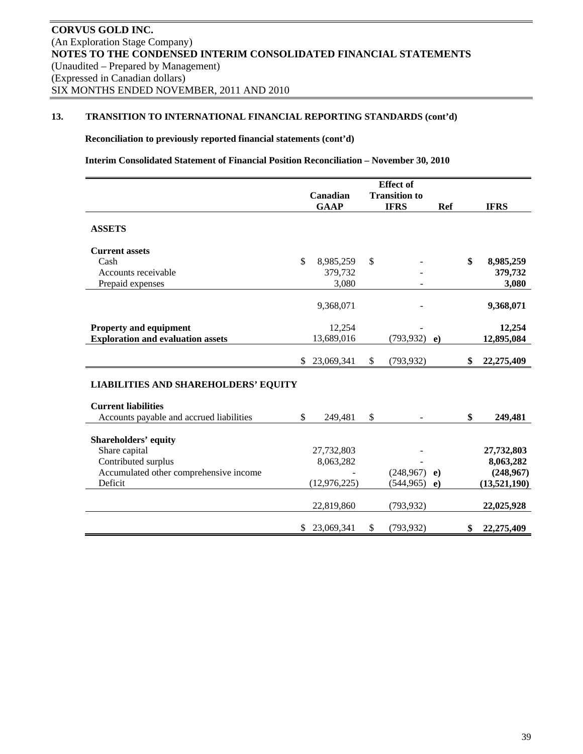## 13. TRANSITION TO INTERNATIONAL FINANCIAL REPORTING STANDARDS (cont'd)

**Reconciliation to previously reported financial statements (cont'd)**

**Interim Consolidated Statement of Financial Position Reconciliation – November 30, 2010**

| | Canadian GAAP | Effect of Transition to IFRS | Ref | IFRS |
|---|---|---|---|---|
| **ASSETS** | | | | |
| **Current assets** | | | | |
| Cash | $ 8,985,259 | $ - | | **$ 8,985,259** |
| Accounts receivable | 379,732 | - | | **379,732** |
| Prepaid expenses | 3,080 | - | | **3,080** |
| | 9,368,071 | - | | **9,368,071** |
| **Property and equipment** | 12,254 | - | | **12,254** |
| **Exploration and evaluation assets** | 13,689,016 | (793,932) | **e)** | **12,895,084** |
| | $ 23,069,341 | $ (793,932) | | **$ 22,275,409** |
| **LIABILITIES AND SHAREHOLDERS' EQUITY** | | | | |
| **Current liabilities** | | | | |
| Accounts payable and accrued liabilities | $ 249,481 | $ - | | **$ 249,481** |
| **Shareholders' equity** | | | | |
| Share capital | 27,732,803 | - | | **27,732,803** |
| Contributed surplus | 8,063,282 | - | | **8,063,282** |
| Accumulated other comprehensive income | - | (248,967) | **e)** | **(248,967)** |
| Deficit | (12,976,225) | (544,965) | **e)** | **(13,521,190)** |
| | 22,819,860 | (793,932) | | **22,025,928** |
| | $ 23,069,341 | $ (793,932) | | **$ 22,275,409** |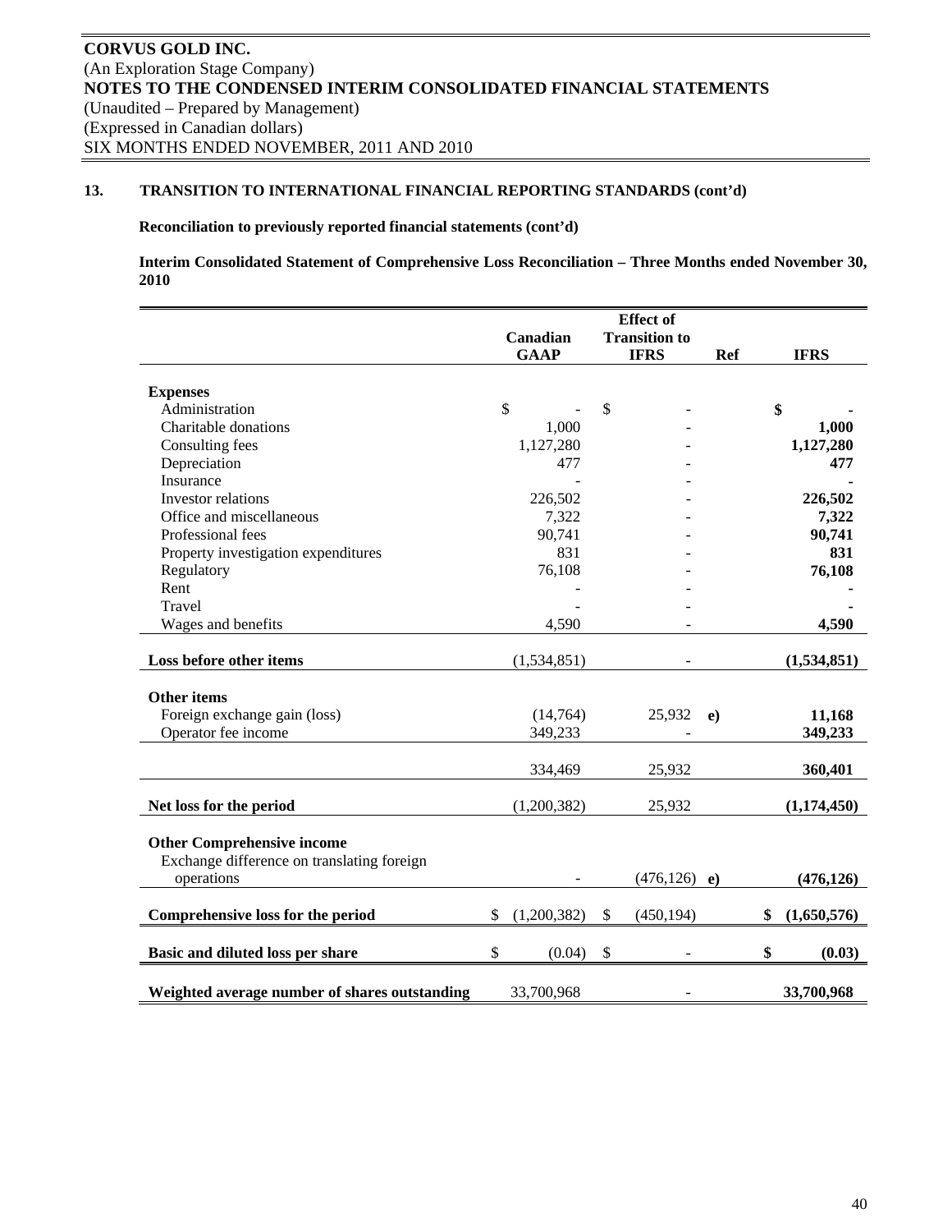**CORVUS GOLD INC.**
(An Exploration Stage Company)
**NOTES TO THE CONDENSED INTERIM CONSOLIDATED FINANCIAL STATEMENTS**
(Unaudited – Prepared by Management)
(Expressed in Canadian dollars)
SIX MONTHS ENDED NOVEMBER, 2011 AND 2010

## 13. TRANSITION TO INTERNATIONAL FINANCIAL REPORTING STANDARDS (cont'd)

**Reconciliation to previously reported financial statements (cont'd)**

**Interim Consolidated Statement of Comprehensive Loss Reconciliation – Three Months ended November 30, 2010**

| | Canadian GAAP | Effect of Transition to IFRS | Ref | IFRS |
|---|---|---|---|---|
| **Expenses** | | | | |
| Administration | $ - | $ - | | **$ -** |
| Charitable donations | 1,000 | - | | **1,000** |
| Consulting fees | 1,127,280 | - | | **1,127,280** |
| Depreciation | 477 | - | | **477** |
| Insurance | - | - | | **-** |
| Investor relations | 226,502 | - | | **226,502** |
| Office and miscellaneous | 7,322 | - | | **7,322** |
| Professional fees | 90,741 | - | | **90,741** |
| Property investigation expenditures | 831 | - | | **831** |
| Regulatory | 76,108 | - | | **76,108** |
| Rent | - | - | | **-** |
| Travel | - | - | | **-** |
| Wages and benefits | 4,590 | - | | **4,590** |
| **Loss before other items** | (1,534,851) | - | | **(1,534,851)** |
| **Other items** | | | | |
| Foreign exchange gain (loss) | (14,764) | 25,932 | **e)** | **11,168** |
| Operator fee income | 349,233 | - | | **349,233** |
| | 334,469 | 25,932 | | **360,401** |
| **Net loss for the period** | (1,200,382) | 25,932 | | **(1,174,450)** |
| **Other Comprehensive income** | | | | |
| Exchange difference on translating foreign operations | - | (476,126) | **e)** | **(476,126)** |
| **Comprehensive loss for the period** | $ (1,200,382) | $ (450,194) | | **$ (1,650,576)** |
| **Basic and diluted loss per share** | $ (0.04) | $ - | | **$ (0.03)** |
| **Weighted average number of shares outstanding** | 33,700,968 | - | | **33,700,968** |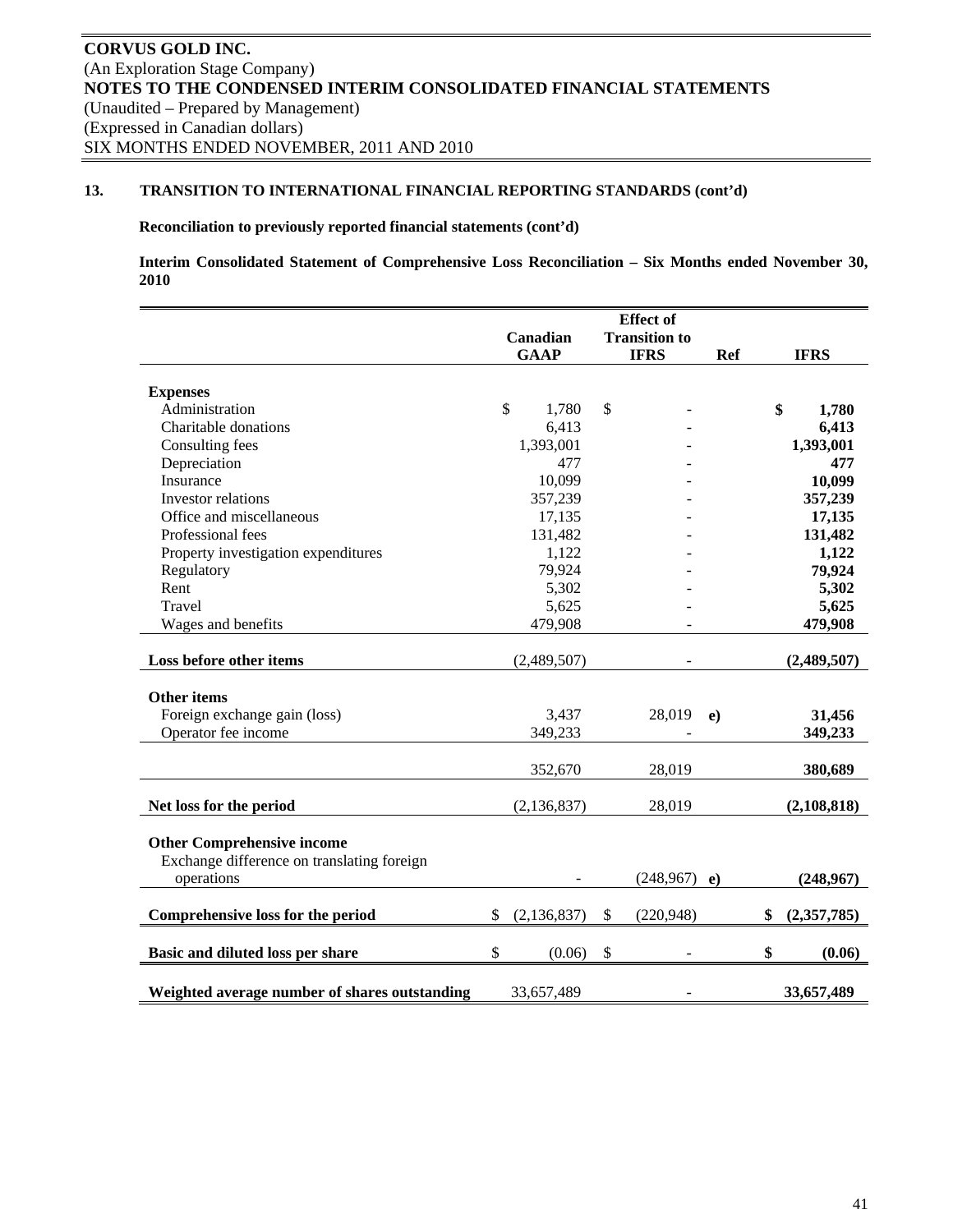**CORVUS GOLD INC.**
(An Exploration Stage Company)
**NOTES TO THE CONDENSED INTERIM CONSOLIDATED FINANCIAL STATEMENTS**
(Unaudited – Prepared by Management)
(Expressed in Canadian dollars)
SIX MONTHS ENDED NOVEMBER, 2011 AND 2010

**13. TRANSITION TO INTERNATIONAL FINANCIAL REPORTING STANDARDS (cont'd)**

**Reconciliation to previously reported financial statements (cont'd)**

**Interim Consolidated Statement of Comprehensive Loss Reconciliation – Six Months ended November 30, 2010**

| | Canadian GAAP | Effect of Transition to IFRS | Ref | IFRS |
|---|---|---|---|---|
| **Expenses** | | | | |
| Administration | $ 1,780 | $ - | | **$ 1,780** |
| Charitable donations | 6,413 | - | | **6,413** |
| Consulting fees | 1,393,001 | - | | **1,393,001** |
| Depreciation | 477 | - | | **477** |
| Insurance | 10,099 | - | | **10,099** |
| Investor relations | 357,239 | - | | **357,239** |
| Office and miscellaneous | 17,135 | - | | **17,135** |
| Professional fees | 131,482 | - | | **131,482** |
| Property investigation expenditures | 1,122 | - | | **1,122** |
| Regulatory | 79,924 | - | | **79,924** |
| Rent | 5,302 | - | | **5,302** |
| Travel | 5,625 | - | | **5,625** |
| Wages and benefits | 479,908 | - | | **479,908** |
| **Loss before other items** | (2,489,507) | - | | **(2,489,507)** |
| **Other items** | | | | |
| Foreign exchange gain (loss) | 3,437 | 28,019 | **e)** | **31,456** |
| Operator fee income | 349,233 | - | | **349,233** |
| | 352,670 | 28,019 | | **380,689** |
| **Net loss for the period** | (2,136,837) | 28,019 | | **(2,108,818)** |
| **Other Comprehensive income** | | | | |
| Exchange difference on translating foreign operations | - | (248,967) | **e)** | **(248,967)** |
| **Comprehensive loss for the period** | $ (2,136,837) | $ (220,948) | | **$ (2,357,785)** |
| **Basic and diluted loss per share** | $ (0.06) | $ - | | **$ (0.06)** |
| **Weighted average number of shares outstanding** | 33,657,489 | - | | **33,657,489** |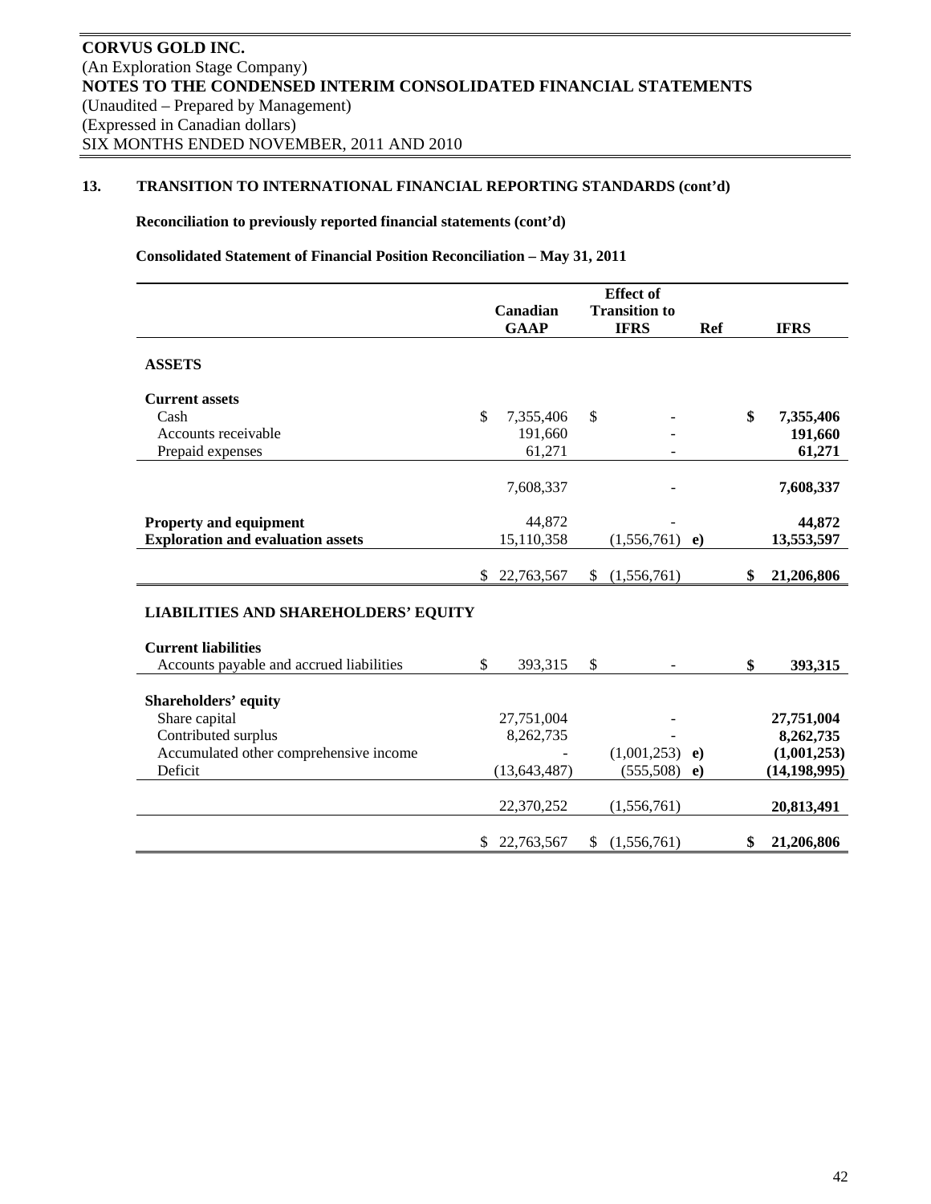**CORVUS GOLD INC.**
(An Exploration Stage Company)
**NOTES TO THE CONDENSED INTERIM CONSOLIDATED FINANCIAL STATEMENTS**
(Unaudited – Prepared by Management)
(Expressed in Canadian dollars)
SIX MONTHS ENDED NOVEMBER, 2011 AND 2010

## 13. TRANSITION TO INTERNATIONAL FINANCIAL REPORTING STANDARDS (cont'd)

**Reconciliation to previously reported financial statements (cont'd)**

**Consolidated Statement of Financial Position Reconciliation – May 31, 2011**

| | Canadian GAAP | Effect of Transition to IFRS | Ref | IFRS |
|---|---|---|---|---|
| **ASSETS** | | | | |
| **Current assets** | | | | |
| Cash | $ 7,355,406 | $ - | | **$ 7,355,406** |
| Accounts receivable | 191,660 | - | | **191,660** |
| Prepaid expenses | 61,271 | - | | **61,271** |
| | 7,608,337 | - | | **7,608,337** |
| **Property and equipment** | 44,872 | - | | **44,872** |
| **Exploration and evaluation assets** | 15,110,358 | (1,556,761) | **e)** | **13,553,597** |
| | $ 22,763,567 | $ (1,556,761) | | **$ 21,206,806** |
| **LIABILITIES AND SHAREHOLDERS' EQUITY** | | | | |
| **Current liabilities** | | | | |
| Accounts payable and accrued liabilities | $ 393,315 | $ - | | **$ 393,315** |
| **Shareholders' equity** | | | | |
| Share capital | 27,751,004 | - | | **27,751,004** |
| Contributed surplus | 8,262,735 | - | | **8,262,735** |
| Accumulated other comprehensive income | - | (1,001,253) | **e)** | **(1,001,253)** |
| Deficit | (13,643,487) | (555,508) | **e)** | **(14,198,995)** |
| | 22,370,252 | (1,556,761) | | **20,813,491** |
| | $ 22,763,567 | $ (1,556,761) | | **$ 21,206,806** |